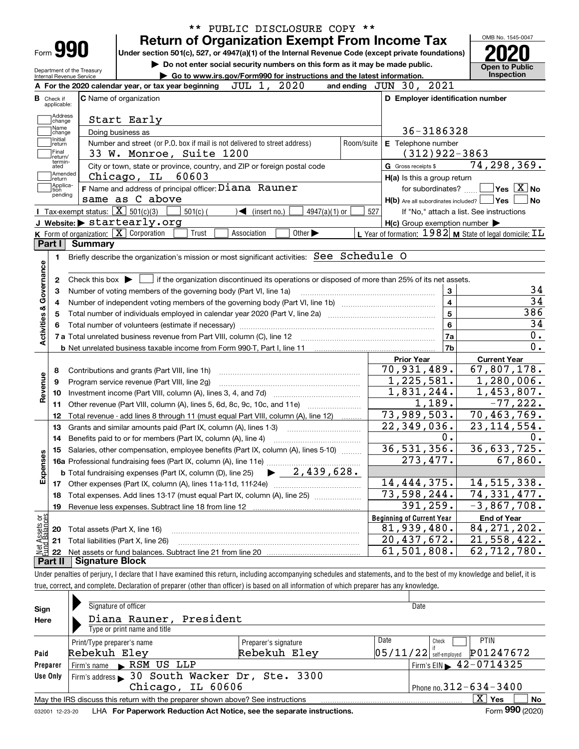** PUBLIC DISCLOSURE COPY **

# Form 990 — Return of Organization Exempt From Income Tax

OMB No. 1545-0047

**2020**

**Open to Public Inspection**

Under section 501(c), 527, or 4947(a)(1) of the Internal Revenue Code (except private foundations)

▶ Do not enter social security numbers on this form as it may be made public.

▶ Go to www.irs.gov/Form990 for instructions and the latest information.

Department of the Treasury
Internal Revenue Service

**A** For the 2020 calendar year, or tax year beginning JUL 1, 2020 and ending JUN 30, 2021

**B** Check if applicable: Address change, Name change, Initial return, Final return/terminated, Amended return, Application pending

**C** Name of organization: Start Early

Doing business as

Number and street (or P.O. box if mail is not delivered to street address): 33 W. Monroe, Suite 1200 — Room/suite

City or town, state or province, country, and ZIP or foreign postal code: Chicago, IL 60603

**D** Employer identification number: 36-3186328

**E** Telephone number: (312)922-3863

**G** Gross receipts $ 74,298,369.

**F** Name and address of principal officer: Diana Rauner, same as C above

**H(a)** Is this a group return for subordinates? ☐ Yes ☒ No

**H(b)** Are all subordinates included? ☐ Yes ☐ No — If "No," attach a list. See instructions

**H(c)** Group exemption number ▶

**I** Tax-exempt status: ☒ 501(c)(3) ☐ 501(c) ( ) ◀ (insert no.) ☐ 4947(a)(1) or ☐ 527

**J** Website: ▶ startearly.org

**K** Form of organization: ☒ Corporation ☐ Trust ☐ Association ☐ Other ▶

**L** Year of formation: 1982 **M** State of legal domicile: IL

## Part I Summary

**Activities & Governance**

1. Briefly describe the organization's mission or most significant activities: See Schedule O
2. Check this box ▶ ☐ if the organization discontinued its operations or disposed of more than 25% of its net assets.

| | | | |
|---|---|---|---|
| 3 | Number of voting members of the governing body (Part VI, line 1a) | 3 | 34 |
| 4 | Number of independent voting members of the governing body (Part VI, line 1b) | 4 | 34 |
| 5 | Total number of individuals employed in calendar year 2020 (Part V, line 2a) | 5 | 386 |
| 6 | Total number of volunteers (estimate if necessary) | 6 | 34 |
| 7a | Total unrelated business revenue from Part VIII, column (C), line 12 | 7a | 0. |
| b | Net unrelated business taxable income from Form 990-T, Part I, line 11 | 7b | 0. |

| | | | Prior Year | Current Year |
|---|---|---|---|---|
| **Revenue** | 8 | Contributions and grants (Part VIII, line 1h) | 70,931,489. | 67,807,178. |
| | 9 | Program service revenue (Part VIII, line 2g) | 1,225,581. | 1,280,006. |
| | 10 | Investment income (Part VIII, column (A), lines 3, 4, and 7d) | 1,831,244. | 1,453,807. |
| | 11 | Other revenue (Part VIII, column (A), lines 5, 6d, 8c, 9c, 10c, and 11e) | 1,189. | -77,222. |
| | 12 | Total revenue - add lines 8 through 11 (must equal Part VIII, column (A), line 12) | 73,989,503. | 70,463,769. |
| **Expenses** | 13 | Grants and similar amounts paid (Part IX, column (A), lines 1-3) | 22,349,036. | 23,114,554. |
| | 14 | Benefits paid to or for members (Part IX, column (A), line 4) | 0. | 0. |
| | 15 | Salaries, other compensation, employee benefits (Part IX, column (A), lines 5-10) | 36,531,356. | 36,633,725. |
| | 16a | Professional fundraising fees (Part IX, column (A), line 11e) | 273,477. | 67,860. |
| | b | Total fundraising expenses (Part IX, column (D), line 25) ▶ 2,439,628. | | |
| | 17 | Other expenses (Part IX, column (A), lines 11a-11d, 11f-24e) | 14,444,375. | 14,515,338. |
| | 18 | Total expenses. Add lines 13-17 (must equal Part IX, column (A), line 25) | 73,598,244. | 74,331,477. |
| | 19 | Revenue less expenses. Subtract line 18 from line 12 | 391,259. | -3,867,708. |

| | | | Beginning of Current Year | End of Year |
|---|---|---|---|---|
| **Net Assets or Fund Balances** | 20 | Total assets (Part X, line 16) | 81,939,480. | 84,271,202. |
| | 21 | Total liabilities (Part X, line 26) | 20,437,672. | 21,558,422. |
| | 22 | Net assets or fund balances. Subtract line 21 from line 20 | 61,501,808. | 62,712,780. |

## Part II Signature Block

Under penalties of perjury, I declare that I have examined this return, including accompanying schedules and statements, and to the best of my knowledge and belief, it is true, correct, and complete. Declaration of preparer (other than officer) is based on all information of which preparer has any knowledge.

**Sign Here**

Signature of officer — Date

Diana Rauner, President
Type or print name and title

**Paid Preparer Use Only**

| Print/Type preparer's name | Preparer's signature | Date | Check if self-employed | PTIN |
|---|---|---|---|---|
| Rebekuh Eley | Rebekuh Eley | 05/11/22 | ☐ | P01247672 |

Firm's name ▶ RSM US LLP — Firm's EIN ▶ 42-0714325

Firm's address ▶ 30 South Wacker Dr, Ste. 3300, Chicago, IL 60606 — Phone no. 312-634-3400

May the IRS discuss this return with the preparer shown above? See instructions ☒ Yes ☐ No

032001 12-23-20 LHA For Paperwork Reduction Act Notice, see the separate instructions. Form **990** (2020)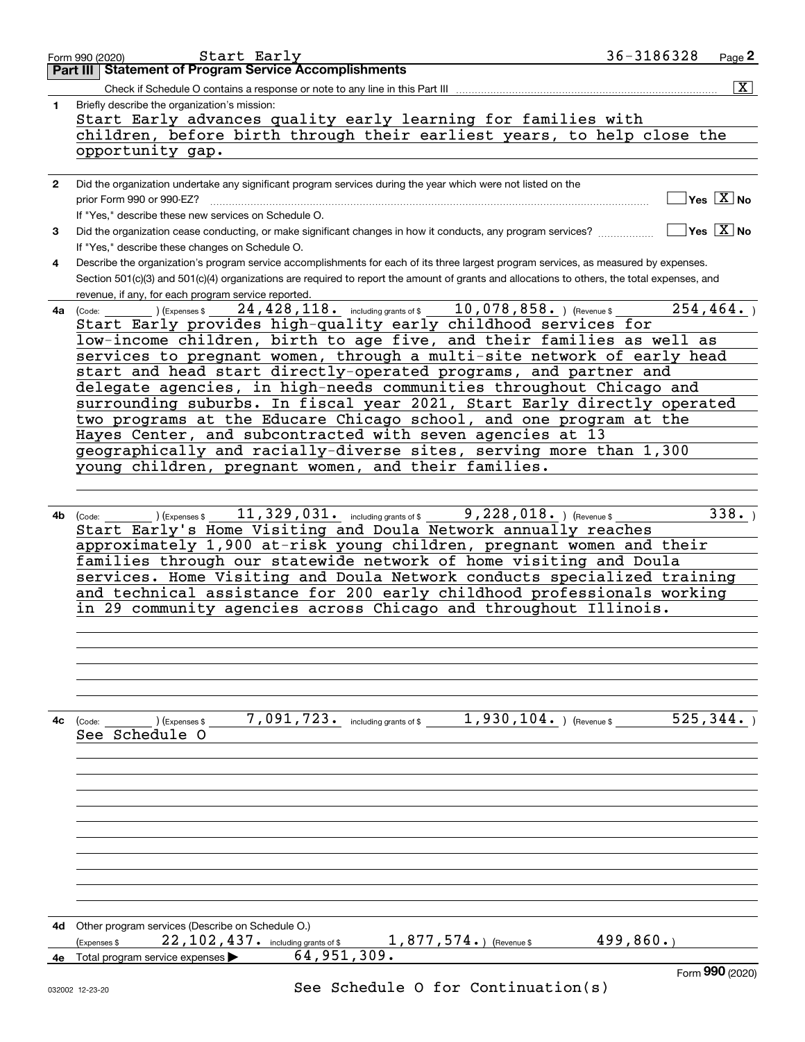Form 990 (2020) Start Early 36-3186328 Page 2

## Part III Statement of Program Service Accomplishments

Check if Schedule O contains a response or note to any line in this Part III [X]

**1** Briefly describe the organization's mission:

Start Early advances quality early learning for families with children, before birth through their earliest years, to help close the opportunity gap.

**2** Did the organization undertake any significant program services during the year which were not listed on the prior Form 990 or 990-EZ? [ ] Yes [X] No

If "Yes," describe these new services on Schedule O.

**3** Did the organization cease conducting, or make significant changes in how it conducts, any program services? [ ] Yes [X] No

If "Yes," describe these changes on Schedule O.

**4** Describe the organization's program service accomplishments for each of its three largest program services, as measured by expenses. Section 501(c)(3) and 501(c)(4) organizations are required to report the amount of grants and allocations to others, the total expenses, and revenue, if any, for each program service reported.

**4a** (Code: ) (Expenses $ 24,428,118. including grants of $ 10,078,858. ) (Revenue $ 254,464. )

Start Early provides high-quality early childhood services for low-income children, birth to age five, and their families as well as services to pregnant women, through a multi-site network of early head start and head start directly-operated programs, and partner and delegate agencies, in high-needs communities throughout Chicago and surrounding suburbs. In fiscal year 2021, Start Early directly operated two programs at the Educare Chicago school, and one program at the Hayes Center, and subcontracted with seven agencies at 13 geographically and racially-diverse sites, serving more than 1,300 young children, pregnant women, and their families.

**4b** (Code: ) (Expenses $ 11,329,031. including grants of $ 9,228,018. ) (Revenue $ 338. )

Start Early's Home Visiting and Doula Network annually reaches approximately 1,900 at-risk young children, pregnant women and their families through our statewide network of home visiting and Doula services. Home Visiting and Doula Network conducts specialized training and technical assistance for 200 early childhood professionals working in 29 community agencies across Chicago and throughout Illinois.

**4c** (Code: ) (Expenses $ 7,091,723. including grants of $ 1,930,104. ) (Revenue $ 525,344. )

See Schedule O

**4d** Other program services (Describe on Schedule O.)

(Expenses $ 22,102,437. including grants of $ 1,877,574. ) (Revenue $ 499,860. )

**4e** Total program service expenses ▶ 64,951,309.

See Schedule O for Continuation(s)

Form **990** (2020)

032002 12-23-20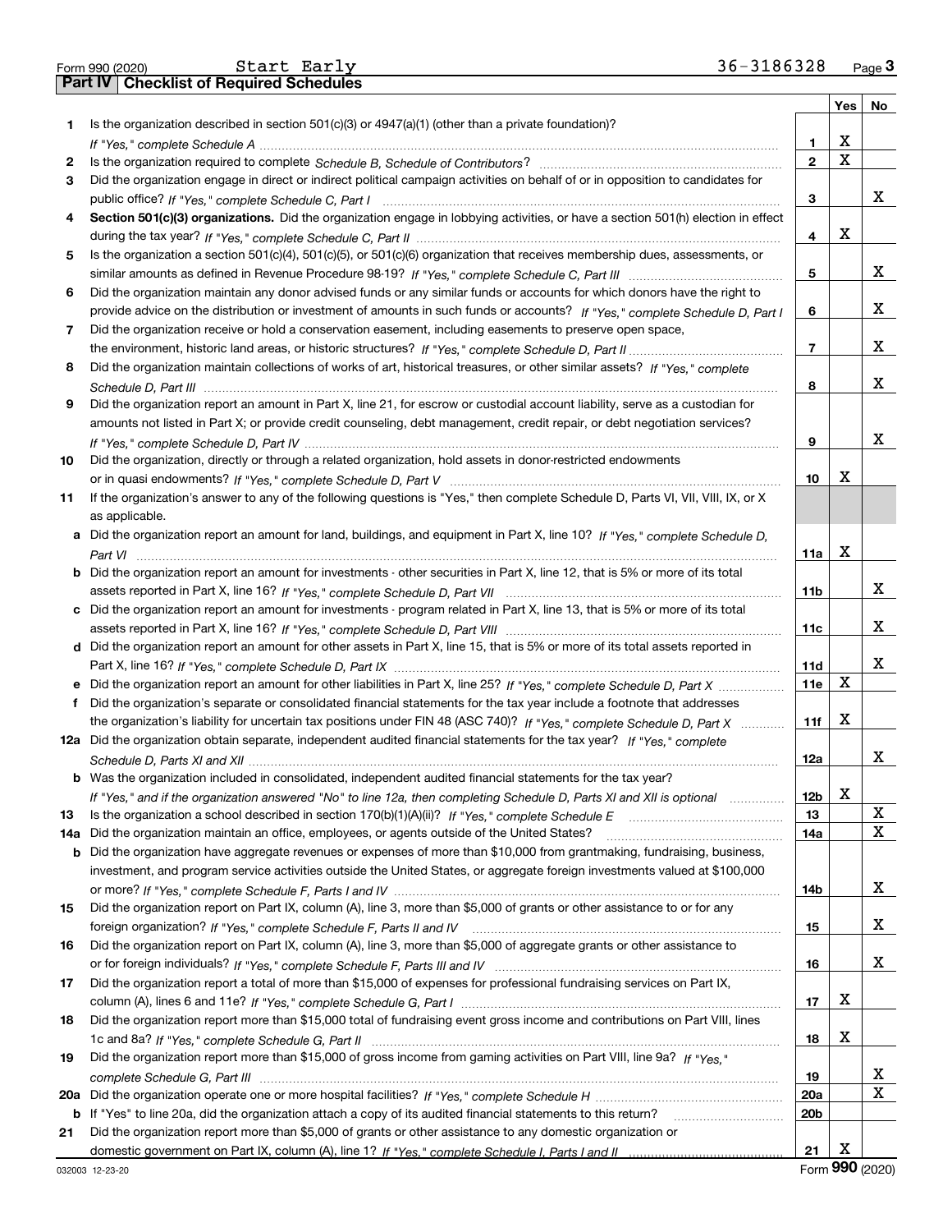Form 990 (2020) Start Early 36-3186328 Page **3**

## Part IV Checklist of Required Schedules

| | | | Yes | No |
|---|---|---|---|---|
| 1 | Is the organization described in section 501(c)(3) or 4947(a)(1) (other than a private foundation)? *If "Yes," complete Schedule A* | 1 | X | |
| 2 | Is the organization required to complete *Schedule B, Schedule of Contributors*? | 2 | X | |
| 3 | Did the organization engage in direct or indirect political campaign activities on behalf of or in opposition to candidates for public office? *If "Yes," complete Schedule C, Part I* | 3 | | X |
| 4 | **Section 501(c)(3) organizations.** Did the organization engage in lobbying activities, or have a section 501(h) election in effect during the tax year? *If "Yes," complete Schedule C, Part II* | 4 | X | |
| 5 | Is the organization a section 501(c)(4), 501(c)(5), or 501(c)(6) organization that receives membership dues, assessments, or similar amounts as defined in Revenue Procedure 98-19? *If "Yes," complete Schedule C, Part III* | 5 | | X |
| 6 | Did the organization maintain any donor advised funds or any similar funds or accounts for which donors have the right to provide advice on the distribution or investment of amounts in such funds or accounts? *If "Yes," complete Schedule D, Part I* | 6 | | X |
| 7 | Did the organization receive or hold a conservation easement, including easements to preserve open space, the environment, historic land areas, or historic structures? *If "Yes," complete Schedule D, Part II* | 7 | | X |
| 8 | Did the organization maintain collections of works of art, historical treasures, or other similar assets? *If "Yes," complete Schedule D, Part III* | 8 | | X |
| 9 | Did the organization report an amount in Part X, line 21, for escrow or custodial account liability, serve as a custodian for amounts not listed in Part X; or provide credit counseling, debt management, credit repair, or debt negotiation services? *If "Yes," complete Schedule D, Part IV* | 9 | | X |
| 10 | Did the organization, directly or through a related organization, hold assets in donor-restricted endowments or in quasi endowments? *If "Yes," complete Schedule D, Part V* | 10 | X | |
| 11 | If the organization's answer to any of the following questions is "Yes," then complete Schedule D, Parts VI, VII, VIII, IX, or X as applicable. | | | |
| a | Did the organization report an amount for land, buildings, and equipment in Part X, line 10? *If "Yes," complete Schedule D, Part VI* | 11a | X | |
| b | Did the organization report an amount for investments - other securities in Part X, line 12, that is 5% or more of its total assets reported in Part X, line 16? *If "Yes," complete Schedule D, Part VII* | 11b | | X |
| c | Did the organization report an amount for investments - program related in Part X, line 13, that is 5% or more of its total assets reported in Part X, line 16? *If "Yes," complete Schedule D, Part VIII* | 11c | | X |
| d | Did the organization report an amount for other assets in Part X, line 15, that is 5% or more of its total assets reported in Part X, line 16? *If "Yes," complete Schedule D, Part IX* | 11d | | X |
| e | Did the organization report an amount for other liabilities in Part X, line 25? *If "Yes," complete Schedule D, Part X* | 11e | X | |
| f | Did the organization's separate or consolidated financial statements for the tax year include a footnote that addresses the organization's liability for uncertain tax positions under FIN 48 (ASC 740)? *If "Yes," complete Schedule D, Part X* | 11f | X | |
| 12a | Did the organization obtain separate, independent audited financial statements for the tax year? *If "Yes," complete Schedule D, Parts XI and XII* | 12a | | X |
| b | Was the organization included in consolidated, independent audited financial statements for the tax year? *If "Yes," and if the organization answered "No" to line 12a, then completing Schedule D, Parts XI and XII is optional* | 12b | X | |
| 13 | Is the organization a school described in section 170(b)(1)(A)(ii)? *If "Yes," complete Schedule E* | 13 | | X |
| 14a | Did the organization maintain an office, employees, or agents outside of the United States? | 14a | | X |
| b | Did the organization have aggregate revenues or expenses of more than $10,000 from grantmaking, fundraising, business, investment, and program service activities outside the United States, or aggregate foreign investments valued at $100,000 or more? *If "Yes," complete Schedule F, Parts I and IV* | 14b | | X |
| 15 | Did the organization report on Part IX, column (A), line 3, more than $5,000 of grants or other assistance to or for any foreign organization? *If "Yes," complete Schedule F, Parts II and IV* | 15 | | X |
| 16 | Did the organization report on Part IX, column (A), line 3, more than $5,000 of aggregate grants or other assistance to or for foreign individuals? *If "Yes," complete Schedule F, Parts III and IV* | 16 | | X |
| 17 | Did the organization report a total of more than $15,000 of expenses for professional fundraising services on Part IX, column (A), lines 6 and 11e? *If "Yes," complete Schedule G, Part I* | 17 | X | |
| 18 | Did the organization report more than $15,000 total of fundraising event gross income and contributions on Part VIII, lines 1c and 8a? *If "Yes," complete Schedule G, Part II* | 18 | X | |
| 19 | Did the organization report more than $15,000 of gross income from gaming activities on Part VIII, line 9a? *If "Yes," complete Schedule G, Part III* | 19 | | X |
| 20a | Did the organization operate one or more hospital facilities? *If "Yes," complete Schedule H* | 20a | | X |
| b | If "Yes" to line 20a, did the organization attach a copy of its audited financial statements to this return? | 20b | | |
| 21 | Did the organization report more than $5,000 of grants or other assistance to any domestic organization or domestic government on Part IX, column (A), line 1? *If "Yes," complete Schedule I, Parts I and II* | 21 | X | |

032003 12-23-20 Form **990** (2020)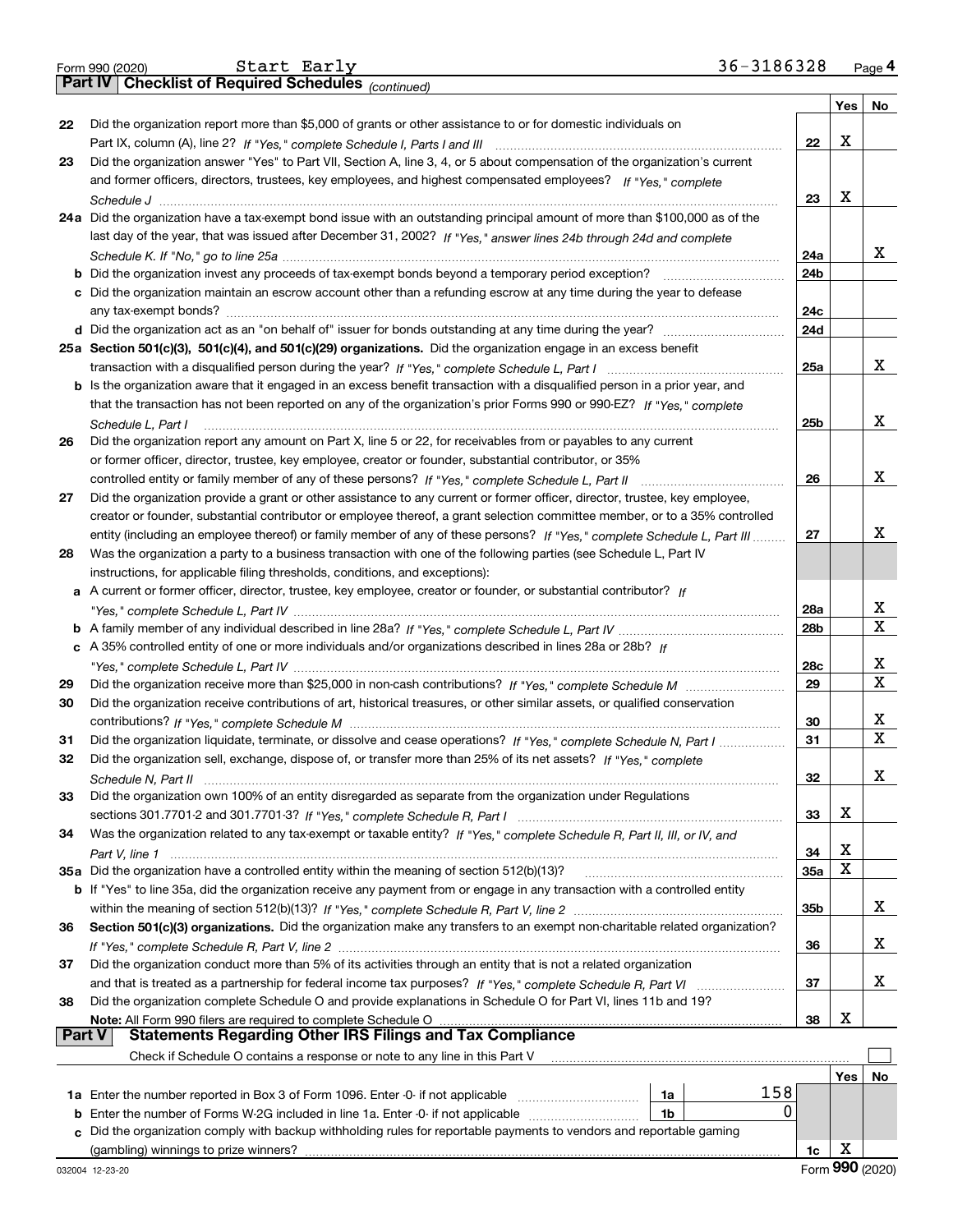Form 990 (2020) Start Early 36-3186328 Page **4**

**Part IV | Checklist of Required Schedules** *(continued)*

| | | | Yes | No |
|---|---|---|---|---|
| 22 | Did the organization report more than $5,000 of grants or other assistance to or for domestic individuals on Part IX, column (A), line 2? *If "Yes," complete Schedule I, Parts I and III* | 22 | X | |
| 23 | Did the organization answer "Yes" to Part VII, Section A, line 3, 4, or 5 about compensation of the organization's current and former officers, directors, trustees, key employees, and highest compensated employees? *If "Yes," complete Schedule J* | 23 | X | |
| 24a | Did the organization have a tax-exempt bond issue with an outstanding principal amount of more than $100,000 as of the last day of the year, that was issued after December 31, 2002? *If "Yes," answer lines 24b through 24d and complete Schedule K. If "No," go to line 25a* | 24a | | X |
| b | Did the organization invest any proceeds of tax-exempt bonds beyond a temporary period exception? | 24b | | |
| c | Did the organization maintain an escrow account other than a refunding escrow at any time during the year to defease any tax-exempt bonds? | 24c | | |
| d | Did the organization act as an "on behalf of" issuer for bonds outstanding at any time during the year? | 24d | | |
| 25a | **Section 501(c)(3), 501(c)(4), and 501(c)(29) organizations.** Did the organization engage in an excess benefit transaction with a disqualified person during the year? *If "Yes," complete Schedule L, Part I* | 25a | | X |
| b | Is the organization aware that it engaged in an excess benefit transaction with a disqualified person in a prior year, and that the transaction has not been reported on any of the organization's prior Forms 990 or 990-EZ? *If "Yes," complete Schedule L, Part I* | 25b | | X |
| 26 | Did the organization report any amount on Part X, line 5 or 22, for receivables from or payables to any current or former officer, director, trustee, key employee, creator or founder, substantial contributor, or 35% controlled entity or family member of any of these persons? *If "Yes," complete Schedule L, Part II* | 26 | | X |
| 27 | Did the organization provide a grant or other assistance to any current or former officer, director, trustee, key employee, creator or founder, substantial contributor or employee thereof, a grant selection committee member, or to a 35% controlled entity (including an employee thereof) or family member of any of these persons? *If "Yes," complete Schedule L, Part III* | 27 | | X |
| 28 | Was the organization a party to a business transaction with one of the following parties (see Schedule L, Part IV instructions, for applicable filing thresholds, conditions, and exceptions): | | | |
| a | A current or former officer, director, trustee, key employee, creator or founder, or substantial contributor? *If "Yes," complete Schedule L, Part IV* | 28a | | X |
| b | A family member of any individual described in line 28a? *If "Yes," complete Schedule L, Part IV* | 28b | | X |
| c | A 35% controlled entity of one or more individuals and/or organizations described in lines 28a or 28b? *If "Yes," complete Schedule L, Part IV* | 28c | | X |
| 29 | Did the organization receive more than $25,000 in non-cash contributions? *If "Yes," complete Schedule M* | 29 | | X |
| 30 | Did the organization receive contributions of art, historical treasures, or other similar assets, or qualified conservation contributions? *If "Yes," complete Schedule M* | 30 | | X |
| 31 | Did the organization liquidate, terminate, or dissolve and cease operations? *If "Yes," complete Schedule N, Part I* | 31 | | X |
| 32 | Did the organization sell, exchange, dispose of, or transfer more than 25% of its net assets? *If "Yes," complete Schedule N, Part II* | 32 | | X |
| 33 | Did the organization own 100% of an entity disregarded as separate from the organization under Regulations sections 301.7701-2 and 301.7701-3? *If "Yes," complete Schedule R, Part I* | 33 | X | |
| 34 | Was the organization related to any tax-exempt or taxable entity? *If "Yes," complete Schedule R, Part II, III, or IV, and Part V, line 1* | 34 | X | |
| 35a | Did the organization have a controlled entity within the meaning of section 512(b)(13)? | 35a | X | |
| b | If "Yes" to line 35a, did the organization receive any payment from or engage in any transaction with a controlled entity within the meaning of section 512(b)(13)? *If "Yes," complete Schedule R, Part V, line 2* | 35b | | X |
| 36 | **Section 501(c)(3) organizations.** Did the organization make any transfers to an exempt non-charitable related organization? *If "Yes," complete Schedule R, Part V, line 2* | 36 | | X |
| 37 | Did the organization conduct more than 5% of its activities through an entity that is not a related organization and that is treated as a partnership for federal income tax purposes? *If "Yes," complete Schedule R, Part VI* | 37 | | X |
| 38 | Did the organization complete Schedule O and provide explanations in Schedule O for Part VI, lines 11b and 19? **Note:** All Form 990 filers are required to complete Schedule O | 38 | X | |

**Part V | Statements Regarding Other IRS Filings and Tax Compliance**

Check if Schedule O contains a response or note to any line in this Part V ☐

| | | | | Yes | No |
|---|---|---|---|---|---|
| 1a | Enter the number reported in Box 3 of Form 1096. Enter -0- if not applicable | 1a | 158 | | |
| b | Enter the number of Forms W-2G included in line 1a. Enter -0- if not applicable | 1b | 0 | | |
| c | Did the organization comply with backup withholding rules for reportable payments to vendors and reportable gaming (gambling) winnings to prize winners? | | 1c | X | |

032004 12-23-20 Form **990** (2020)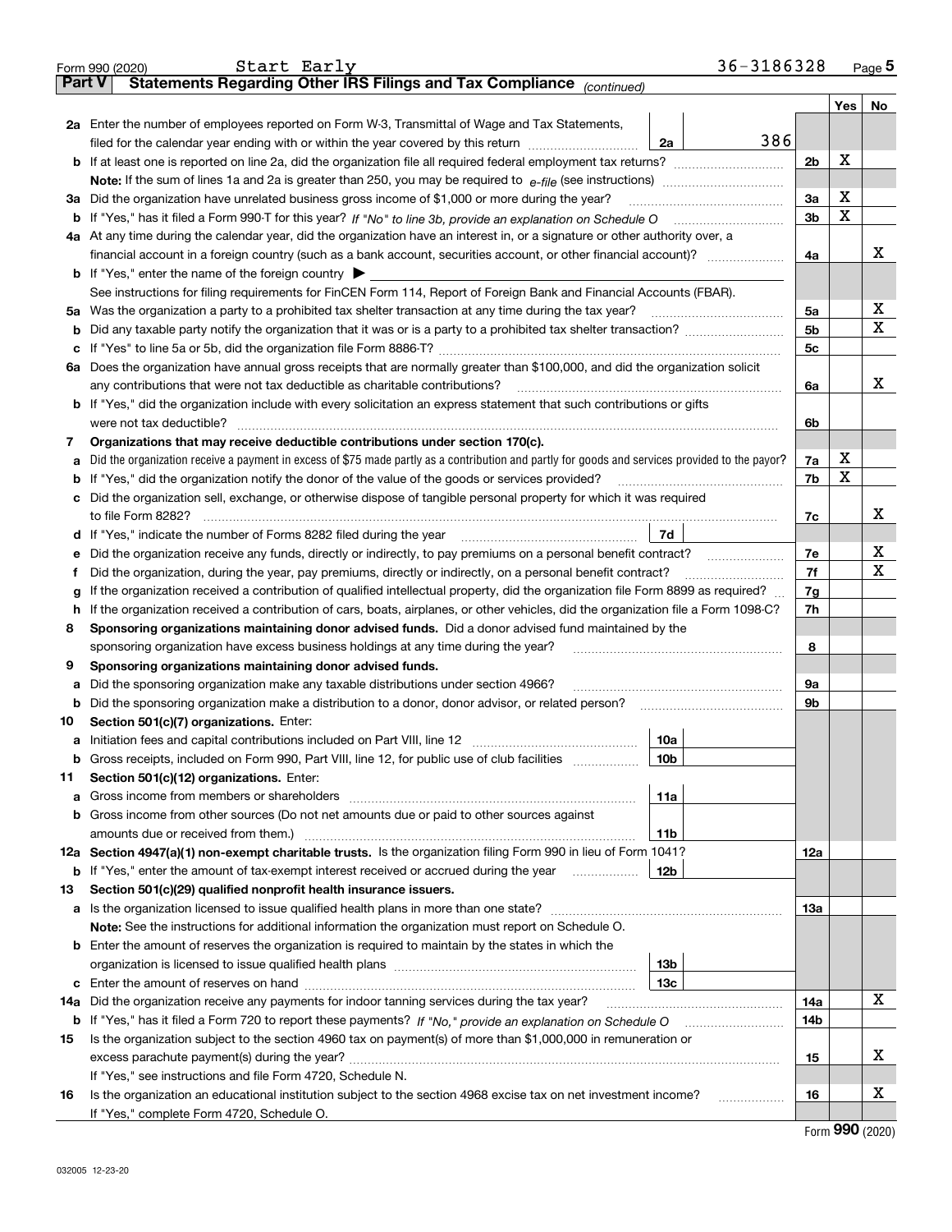Form 990 (2020) Start Early 36-3186328 Page 5

## Part V Statements Regarding Other IRS Filings and Tax Compliance *(continued)*

| | | | | | Yes | No |
|---|---|---|---|---|---|---|
| **2a** | Enter the number of employees reported on Form W-3, Transmittal of Wage and Tax Statements, filed for the calendar year ending with or within the year covered by this return | 2a | 386 | | | |
| **b** | If at least one is reported on line 2a, did the organization file all required federal employment tax returns? | | | 2b | X | |
| | **Note:** If the sum of lines 1a and 2a is greater than 250, you may be required to *e-file* (see instructions) | | | | | |
| **3a** | Did the organization have unrelated business gross income of $1,000 or more during the year? | | | 3a | X | |
| **b** | If "Yes," has it filed a Form 990-T for this year? *If "No" to line 3b, provide an explanation on Schedule O* | | | 3b | X | |
| **4a** | At any time during the calendar year, did the organization have an interest in, or a signature or other authority over, a financial account in a foreign country (such as a bank account, securities account, or other financial account)? | | | 4a | | X |
| **b** | If "Yes," enter the name of the foreign country ▶ | | | | | |
| | See instructions for filing requirements for FinCEN Form 114, Report of Foreign Bank and Financial Accounts (FBAR). | | | | | |
| **5a** | Was the organization a party to a prohibited tax shelter transaction at any time during the tax year? | | | 5a | | X |
| **b** | Did any taxable party notify the organization that it was or is a party to a prohibited tax shelter transaction? | | | 5b | | X |
| **c** | If "Yes" to line 5a or 5b, did the organization file Form 8886-T? | | | 5c | | |
| **6a** | Does the organization have annual gross receipts that are normally greater than $100,000, and did the organization solicit any contributions that were not tax deductible as charitable contributions? | | | 6a | | X |
| **b** | If "Yes," did the organization include with every solicitation an express statement that such contributions or gifts were not tax deductible? | | | 6b | | |
| **7** | **Organizations that may receive deductible contributions under section 170(c).** | | | | | |
| **a** | Did the organization receive a payment in excess of $75 made partly as a contribution and partly for goods and services provided to the payor? | | | 7a | X | |
| **b** | If "Yes," did the organization notify the donor of the value of the goods or services provided? | | | 7b | X | |
| **c** | Did the organization sell, exchange, or otherwise dispose of tangible personal property for which it was required to file Form 8282? | | | 7c | | X |
| **d** | If "Yes," indicate the number of Forms 8282 filed during the year | 7d | | | | |
| **e** | Did the organization receive any funds, directly or indirectly, to pay premiums on a personal benefit contract? | | | 7e | | X |
| **f** | Did the organization, during the year, pay premiums, directly or indirectly, on a personal benefit contract? | | | 7f | | X |
| **g** | If the organization received a contribution of qualified intellectual property, did the organization file Form 8899 as required? | | | 7g | | |
| **h** | If the organization received a contribution of cars, boats, airplanes, or other vehicles, did the organization file a Form 1098-C? | | | 7h | | |
| **8** | **Sponsoring organizations maintaining donor advised funds.** Did a donor advised fund maintained by the sponsoring organization have excess business holdings at any time during the year? | | | 8 | | |
| **9** | **Sponsoring organizations maintaining donor advised funds.** | | | | | |
| **a** | Did the sponsoring organization make any taxable distributions under section 4966? | | | 9a | | |
| **b** | Did the sponsoring organization make a distribution to a donor, donor advisor, or related person? | | | 9b | | |
| **10** | **Section 501(c)(7) organizations.** Enter: | | | | | |
| **a** | Initiation fees and capital contributions included on Part VIII, line 12 | 10a | | | | |
| **b** | Gross receipts, included on Form 990, Part VIII, line 12, for public use of club facilities | 10b | | | | |
| **11** | **Section 501(c)(12) organizations.** Enter: | | | | | |
| **a** | Gross income from members or shareholders | 11a | | | | |
| **b** | Gross income from other sources (Do not net amounts due or paid to other sources against amounts due or received from them.) | 11b | | | | |
| **12a** | **Section 4947(a)(1) non-exempt charitable trusts.** Is the organization filing Form 990 in lieu of Form 1041? | | | 12a | | |
| **b** | If "Yes," enter the amount of tax-exempt interest received or accrued during the year | 12b | | | | |
| **13** | **Section 501(c)(29) qualified nonprofit health insurance issuers.** | | | | | |
| **a** | Is the organization licensed to issue qualified health plans in more than one state? | | | 13a | | |
| | **Note:** See the instructions for additional information the organization must report on Schedule O. | | | | | |
| **b** | Enter the amount of reserves the organization is required to maintain by the states in which the organization is licensed to issue qualified health plans | 13b | | | | |
| **c** | Enter the amount of reserves on hand | 13c | | | | |
| **14a** | Did the organization receive any payments for indoor tanning services during the tax year? | | | 14a | | X |
| **b** | If "Yes," has it filed a Form 720 to report these payments? *If "No," provide an explanation on Schedule O* | | | 14b | | |
| **15** | Is the organization subject to the section 4960 tax on payment(s) of more than $1,000,000 in remuneration or excess parachute payment(s) during the year? | | | 15 | | X |
| | If "Yes," see instructions and file Form 4720, Schedule N. | | | | | |
| **16** | Is the organization an educational institution subject to the section 4968 excise tax on net investment income? | | | 16 | | X |
| | If "Yes," complete Form 4720, Schedule O. | | | | | |

Form **990** (2020)

032005 12-23-20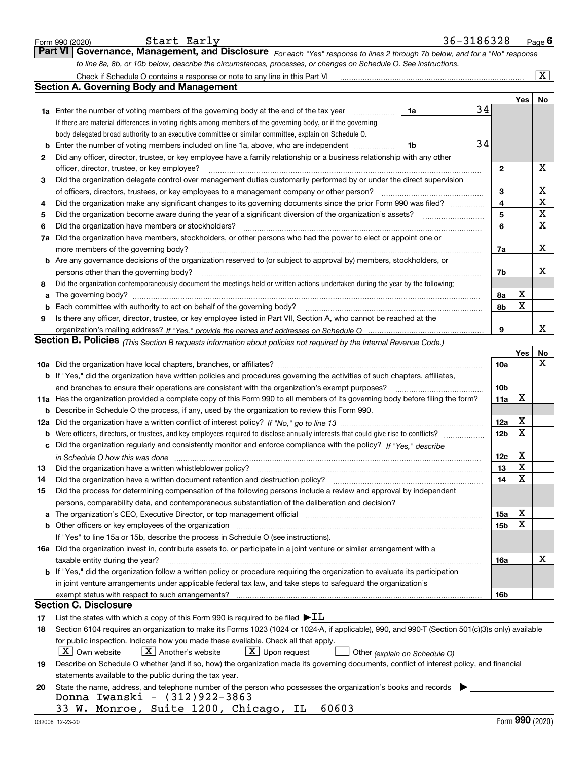Form 990 (2020) Start Early 36-3186328 Page 6

## Part VI Governance, Management, and Disclosure

*For each "Yes" response to lines 2 through 7b below, and for a "No" response to line 8a, 8b, or 10b below, describe the circumstances, processes, or changes on Schedule O. See instructions.*

Check if Schedule O contains a response or note to any line in this Part VI [X]

### Section A. Governing Body and Management

| | | | | Yes | No |
|---|---|---|---|---|---|
| **1a** | Enter the number of voting members of the governing body at the end of the tax year | 1a | 34 | | |
| | If there are material differences in voting rights among members of the governing body, or if the governing body delegated broad authority to an executive committee or similar committee, explain on Schedule O. | | | | |
| **b** | Enter the number of voting members included on line 1a, above, who are independent | 1b | 34 | | |
| **2** | Did any officer, director, trustee, or key employee have a family relationship or a business relationship with any other officer, director, trustee, or key employee? | 2 | | | X |
| **3** | Did the organization delegate control over management duties customarily performed by or under the direct supervision of officers, directors, trustees, or key employees to a management company or other person? | 3 | | | X |
| **4** | Did the organization make any significant changes to its governing documents since the prior Form 990 was filed? | 4 | | | X |
| **5** | Did the organization become aware during the year of a significant diversion of the organization's assets? | 5 | | | X |
| **6** | Did the organization have members or stockholders? | 6 | | | X |
| **7a** | Did the organization have members, stockholders, or other persons who had the power to elect or appoint one or more members of the governing body? | 7a | | | X |
| **b** | Are any governance decisions of the organization reserved to (or subject to approval by) members, stockholders, or persons other than the governing body? | 7b | | | X |
| **8** | Did the organization contemporaneously document the meetings held or written actions undertaken during the year by the following: | | | | |
| **a** | The governing body? | 8a | | X | |
| **b** | Each committee with authority to act on behalf of the governing body? | 8b | | X | |
| **9** | Is there any officer, director, trustee, or key employee listed in Part VII, Section A, who cannot be reached at the organization's mailing address? *If "Yes," provide the names and addresses on Schedule O* | 9 | | | X |

### Section B. Policies *(This Section B requests information about policies not required by the Internal Revenue Code.)*

| | | | Yes | No |
|---|---|---|---|---|
| **10a** | Did the organization have local chapters, branches, or affiliates? | 10a | | X |
| **b** | If "Yes," did the organization have written policies and procedures governing the activities of such chapters, affiliates, and branches to ensure their operations are consistent with the organization's exempt purposes? | 10b | | |
| **11a** | Has the organization provided a complete copy of this Form 990 to all members of its governing body before filing the form? | 11a | X | |
| **b** | Describe in Schedule O the process, if any, used by the organization to review this Form 990. | | | |
| **12a** | Did the organization have a written conflict of interest policy? *If "No," go to line 13* | 12a | X | |
| **b** | Were officers, directors, or trustees, and key employees required to disclose annually interests that could give rise to conflicts? | 12b | X | |
| **c** | Did the organization regularly and consistently monitor and enforce compliance with the policy? *If "Yes," describe in Schedule O how this was done* | 12c | X | |
| **13** | Did the organization have a written whistleblower policy? | 13 | X | |
| **14** | Did the organization have a written document retention and destruction policy? | 14 | X | |
| **15** | Did the process for determining compensation of the following persons include a review and approval by independent persons, comparability data, and contemporaneous substantiation of the deliberation and decision? | | | |
| **a** | The organization's CEO, Executive Director, or top management official | 15a | X | |
| **b** | Other officers or key employees of the organization | 15b | X | |
| | If "Yes" to line 15a or 15b, describe the process in Schedule O (see instructions). | | | |
| **16a** | Did the organization invest in, contribute assets to, or participate in a joint venture or similar arrangement with a taxable entity during the year? | 16a | | X |
| **b** | If "Yes," did the organization follow a written policy or procedure requiring the organization to evaluate its participation in joint venture arrangements under applicable federal tax law, and take steps to safeguard the organization's exempt status with respect to such arrangements? | 16b | | |

### Section C. Disclosure

**17** List the states with which a copy of this Form 990 is required to be filed ▶ IL

**18** Section 6104 requires an organization to make its Forms 1023 (1024 or 1024-A, if applicable), 990, and 990-T (Section 501(c)(3)s only) available for public inspection. Indicate how you made these available. Check all that apply.

[X] Own website [X] Another's website [X] Upon request [ ] Other *(explain on Schedule O)*

**19** Describe on Schedule O whether (and if so, how) the organization made its governing documents, conflict of interest policy, and financial statements available to the public during the tax year.

**20** State the name, address, and telephone number of the person who possesses the organization's books and records ▶

Donna Iwanski - (312)922-3863
33 W. Monroe, Suite 1200, Chicago, IL 60603

032006 12-23-20 Form **990** (2020)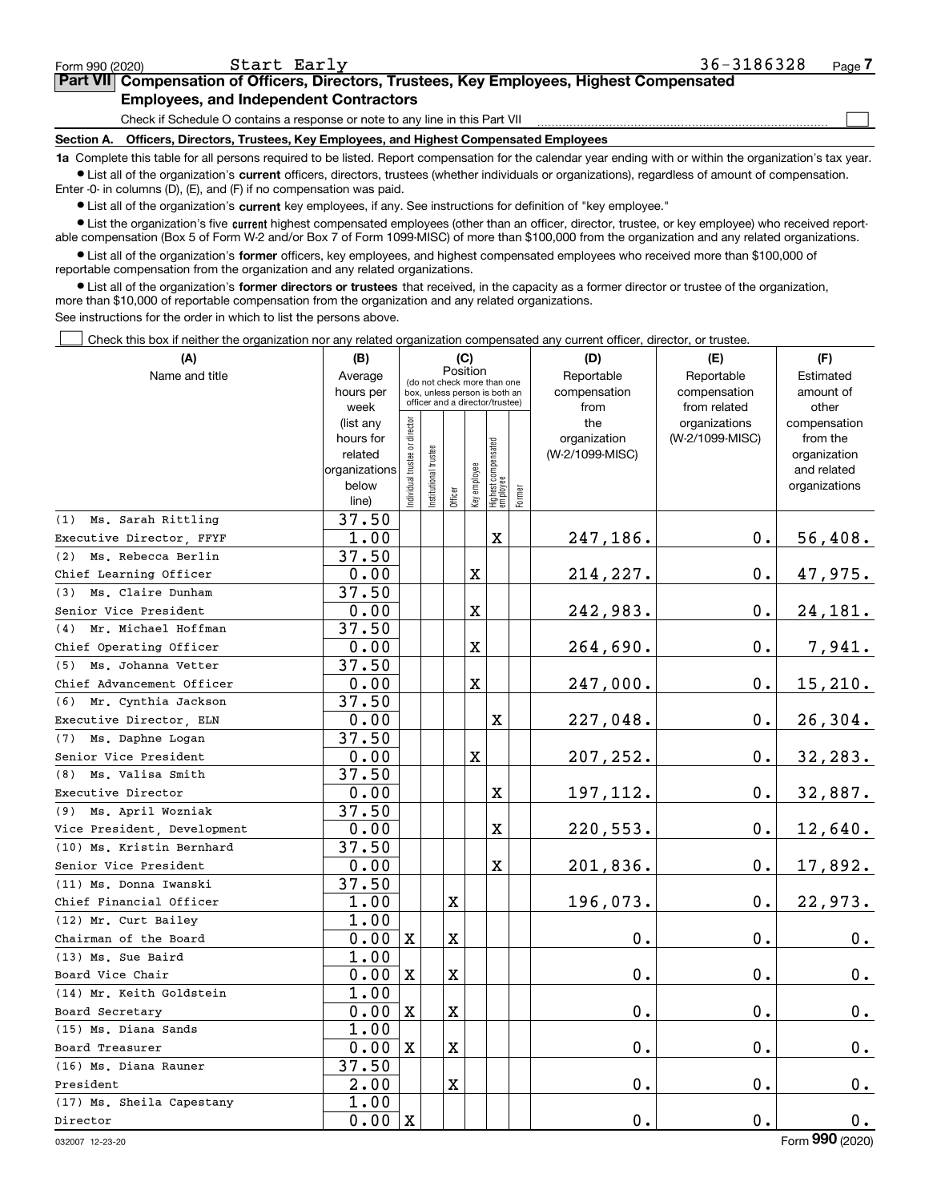Form 990 (2020) Start Early 36-3186328 Page 7

**Part VII Compensation of Officers, Directors, Trustees, Key Employees, Highest Compensated Employees, and Independent Contractors**

Check if Schedule O contains a response or note to any line in this Part VII ☐

**Section A. Officers, Directors, Trustees, Key Employees, and Highest Compensated Employees**

**1a** Complete this table for all persons required to be listed. Report compensation for the calendar year ending with or within the organization's tax year.

- List all of the organization's **current** officers, directors, trustees (whether individuals or organizations), regardless of amount of compensation. Enter -0- in columns (D), (E), and (F) if no compensation was paid.
- List all of the organization's **current** key employees, if any. See instructions for definition of "key employee."
- List the organization's five **current** highest compensated employees (other than an officer, director, trustee, or key employee) who received reportable compensation (Box 5 of Form W-2 and/or Box 7 of Form 1099-MISC) of more than $100,000 from the organization and any related organizations.
- List all of the organization's **former** officers, key employees, and highest compensated employees who received more than $100,000 of reportable compensation from the organization and any related organizations.
- List all of the organization's **former directors or trustees** that received, in the capacity as a former director or trustee of the organization, more than $10,000 of reportable compensation from the organization and any related organizations.

See instructions for the order in which to list the persons above.

☐ Check this box if neither the organization nor any related organization compensated any current officer, director, or trustee.

| (A) Name and title | (B) Average hours per week (list any hours for related organizations below line) | (C) Position: Individual trustee or director | Institutional trustee | Officer | Key employee | Highest compensated employee | Former | (D) Reportable compensation from the organization (W-2/1099-MISC) | (E) Reportable compensation from related organizations (W-2/1099-MISC) | (F) Estimated amount of other compensation from the organization and related organizations |
|---|---|---|---|---|---|---|---|---|---|---|
| (1) Ms. Sarah Rittling<br>Executive Director, FFYF | 37.50<br>1.00 | | | | | X | | 247,186. | 0. | 56,408. |
| (2) Ms. Rebecca Berlin<br>Chief Learning Officer | 37.50<br>0.00 | | | | X | | | 214,227. | 0. | 47,975. |
| (3) Ms. Claire Dunham<br>Senior Vice President | 37.50<br>0.00 | | | | X | | | 242,983. | 0. | 24,181. |
| (4) Mr. Michael Hoffman<br>Chief Operating Officer | 37.50<br>0.00 | | | | X | | | 264,690. | 0. | 7,941. |
| (5) Ms. Johanna Vetter<br>Chief Advancement Officer | 37.50<br>0.00 | | | | X | | | 247,000. | 0. | 15,210. |
| (6) Mr. Cynthia Jackson<br>Executive Director, ELN | 37.50<br>0.00 | | | | | X | | 227,048. | 0. | 26,304. |
| (7) Ms. Daphne Logan<br>Senior Vice President | 37.50<br>0.00 | | | | X | | | 207,252. | 0. | 32,283. |
| (8) Ms. Valisa Smith<br>Executive Director | 37.50<br>0.00 | | | | | X | | 197,112. | 0. | 32,887. |
| (9) Ms. April Wozniak<br>Vice President, Development | 37.50<br>0.00 | | | | | X | | 220,553. | 0. | 12,640. |
| (10) Ms. Kristin Bernhard<br>Senior Vice President | 37.50<br>0.00 | | | | | X | | 201,836. | 0. | 17,892. |
| (11) Ms. Donna Iwanski<br>Chief Financial Officer | 37.50<br>1.00 | | | X | | | | 196,073. | 0. | 22,973. |
| (12) Mr. Curt Bailey<br>Chairman of the Board | 1.00<br>0.00 | X | | X | | | | 0. | 0. | 0. |
| (13) Ms. Sue Baird<br>Board Vice Chair | 1.00<br>0.00 | X | | X | | | | 0. | 0. | 0. |
| (14) Mr. Keith Goldstein<br>Board Secretary | 1.00<br>0.00 | X | | X | | | | 0. | 0. | 0. |
| (15) Ms. Diana Sands<br>Board Treasurer | 1.00<br>0.00 | X | | X | | | | 0. | 0. | 0. |
| (16) Ms. Diana Rauner<br>President | 37.50<br>2.00 | | | X | | | | 0. | 0. | 0. |
| (17) Ms. Sheila Capestany<br>Director | 1.00<br>0.00 | X | | | | | | 0. | 0. | 0. |

032007 12-23-20 Form **990** (2020)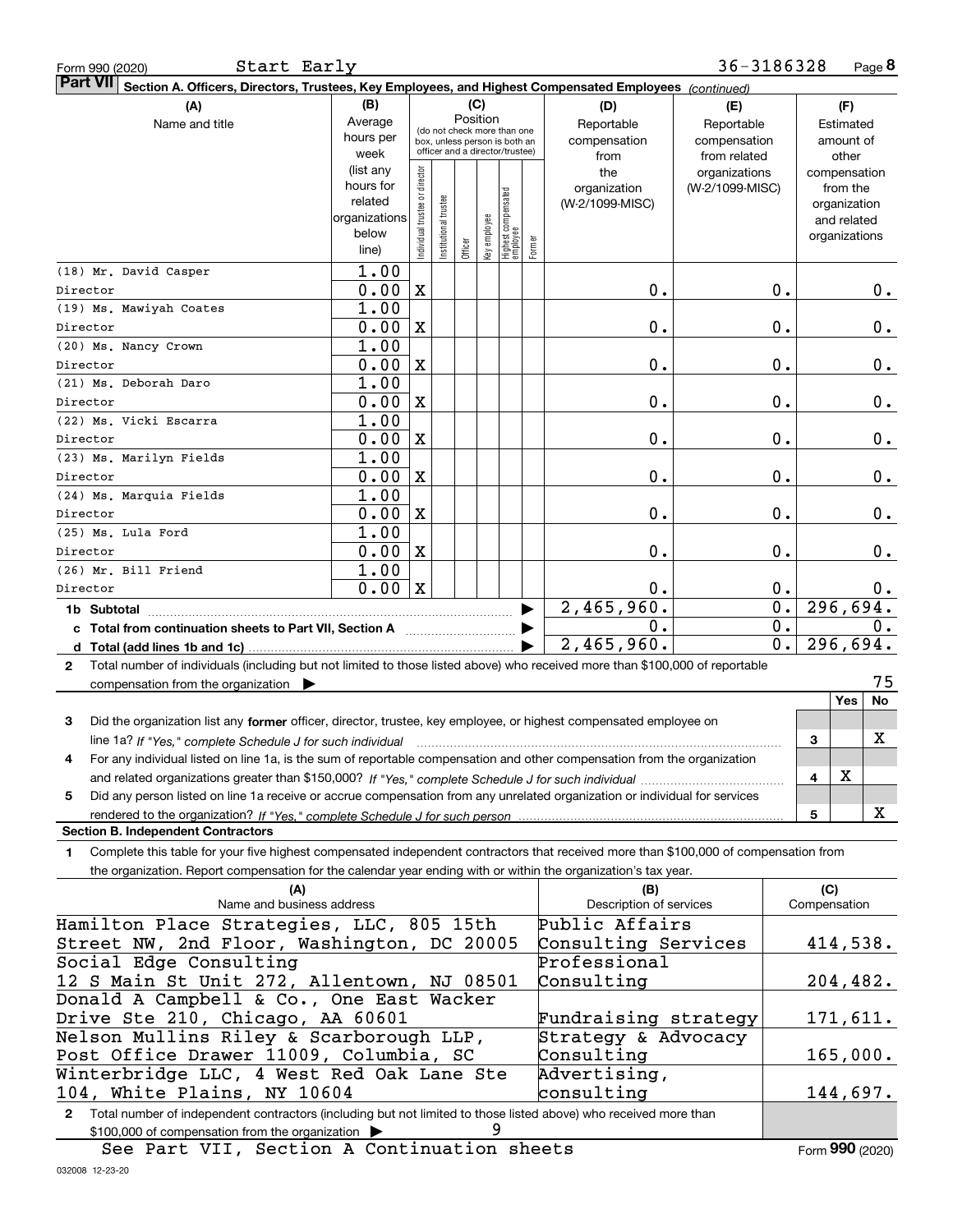Form 990 (2020) Start Early 36-3186328 Page 8

**Part VII** Section A. Officers, Directors, Trustees, Key Employees, and Highest Compensated Employees *(continued)*

| (A) Name and title | (B) Average hours per week (list any hours for related organizations below line) | (C) Position: Individual trustee or director | Institutional trustee | Officer | Key employee | Highest compensated employee | Former | (D) Reportable compensation from the organization (W-2/1099-MISC) | (E) Reportable compensation from related organizations (W-2/1099-MISC) | (F) Estimated amount of other compensation from the organization and related organizations |
|---|---|---|---|---|---|---|---|---|---|---|
| (18) Mr. David Casper<br>Director | 1.00<br>0.00 | X | | | | | | 0. | 0. | 0. |
| (19) Ms. Mawiyah Coates<br>Director | 1.00<br>0.00 | X | | | | | | 0. | 0. | 0. |
| (20) Ms. Nancy Crown<br>Director | 1.00<br>0.00 | X | | | | | | 0. | 0. | 0. |
| (21) Ms. Deborah Daro<br>Director | 1.00<br>0.00 | X | | | | | | 0. | 0. | 0. |
| (22) Ms. Vicki Escarra<br>Director | 1.00<br>0.00 | X | | | | | | 0. | 0. | 0. |
| (23) Ms. Marilyn Fields<br>Director | 1.00<br>0.00 | X | | | | | | 0. | 0. | 0. |
| (24) Ms. Marquia Fields<br>Director | 1.00<br>0.00 | X | | | | | | 0. | 0. | 0. |
| (25) Ms. Lula Ford<br>Director | 1.00<br>0.00 | X | | | | | | 0. | 0. | 0. |
| (26) Mr. Bill Friend<br>Director | 1.00<br>0.00 | X | | | | | | 0. | 0. | 0. |
| **1b Subtotal** | | | | | | | | 2,465,960. | 0. | 296,694. |
| **c Total from continuation sheets to Part VII, Section A** | | | | | | | | 0. | 0. | 0. |
| **d Total (add lines 1b and 1c)** | | | | | | | | 2,465,960. | 0. | 296,694. |

2 Total number of individuals (including but not limited to those listed above) who received more than $100,000 of reportable compensation from the organization ▶ 75

| | | Yes | No |
|---|---|---|---|
| 3 Did the organization list any **former** officer, director, trustee, key employee, or highest compensated employee on line 1a? *If "Yes," complete Schedule J for such individual* | 3 | | X |
| 4 For any individual listed on line 1a, is the sum of reportable compensation and other compensation from the organization and related organizations greater than $150,000? *If "Yes," complete Schedule J for such individual* | 4 | X | |
| 5 Did any person listed on line 1a receive or accrue compensation from any unrelated organization or individual for services rendered to the organization? *If "Yes," complete Schedule J for such person* | 5 | | X |

**Section B. Independent Contractors**

1 Complete this table for your five highest compensated independent contractors that received more than $100,000 of compensation from the organization. Report compensation for the calendar year ending with or within the organization's tax year.

| (A) Name and business address | (B) Description of services | (C) Compensation |
|---|---|---|
| Hamilton Place Strategies, LLC, 805 15th Street NW, 2nd Floor, Washington, DC 20005 | Public Affairs Consulting Services | 414,538. |
| Social Edge Consulting 12 S Main St Unit 272, Allentown, NJ 08501 | Professional Consulting | 204,482. |
| Donald A Campbell & Co., One East Wacker Drive Ste 210, Chicago, AA 60601 | Fundraising strategy | 171,611. |
| Nelson Mullins Riley & Scarborough LLP, Post Office Drawer 11009, Columbia, SC | Strategy & Advocacy Consulting | 165,000. |
| Winterbridge LLC, 4 West Red Oak Lane Ste 104, White Plains, NY 10604 | Advertising, consulting | 144,697. |

2 Total number of independent contractors (including but not limited to those listed above) who received more than $100,000 of compensation from the organization ▶ 9

See Part VII, Section A Continuation sheets

Form **990** (2020)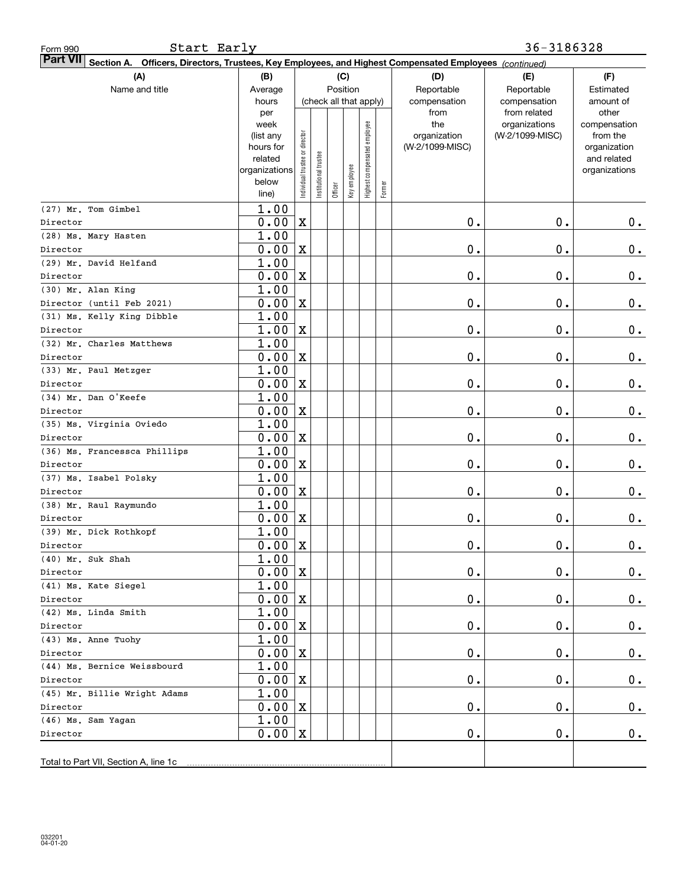Form 990 Start Early 36-3186328

**Part VII Section A. Officers, Directors, Trustees, Key Employees, and Highest Compensated Employees** *(continued)*

| (A) Name and title | (B) Average hours per week (list any hours for related organizations below line) | (C) Position (check all that apply): Individual trustee or director | Institutional trustee | Officer | Key employee | Highest compensated employee | Former | (D) Reportable compensation from the organization (W-2/1099-MISC) | (E) Reportable compensation from related organizations (W-2/1099-MISC) | (F) Estimated amount of other compensation from the organization and related organizations |
|---|---|---|---|---|---|---|---|---|---|---|
| (27) Mr. Tom Gimbel<br>Director | 1.00<br>0.00 | X | | | | | | 0. | 0. | 0. |
| (28) Ms. Mary Hasten<br>Director | 1.00<br>0.00 | X | | | | | | 0. | 0. | 0. |
| (29) Mr. David Helfand<br>Director | 1.00<br>0.00 | X | | | | | | 0. | 0. | 0. |
| (30) Mr. Alan King<br>Director (until Feb 2021) | 1.00<br>0.00 | X | | | | | | 0. | 0. | 0. |
| (31) Ms. Kelly King Dibble<br>Director | 1.00<br>1.00 | X | | | | | | 0. | 0. | 0. |
| (32) Mr. Charles Matthews<br>Director | 1.00<br>0.00 | X | | | | | | 0. | 0. | 0. |
| (33) Mr. Paul Metzger<br>Director | 1.00<br>0.00 | X | | | | | | 0. | 0. | 0. |
| (34) Mr. Dan O'Keefe<br>Director | 1.00<br>0.00 | X | | | | | | 0. | 0. | 0. |
| (35) Ms. Virginia Oviedo<br>Director | 1.00<br>0.00 | X | | | | | | 0. | 0. | 0. |
| (36) Ms. Francessca Phillips<br>Director | 1.00<br>0.00 | X | | | | | | 0. | 0. | 0. |
| (37) Ms. Isabel Polsky<br>Director | 1.00<br>0.00 | X | | | | | | 0. | 0. | 0. |
| (38) Mr. Raul Raymundo<br>Director | 1.00<br>0.00 | X | | | | | | 0. | 0. | 0. |
| (39) Mr. Dick Rothkopf<br>Director | 1.00<br>0.00 | X | | | | | | 0. | 0. | 0. |
| (40) Mr. Suk Shah<br>Director | 1.00<br>0.00 | X | | | | | | 0. | 0. | 0. |
| (41) Ms. Kate Siegel<br>Director | 1.00<br>0.00 | X | | | | | | 0. | 0. | 0. |
| (42) Ms. Linda Smith<br>Director | 1.00<br>0.00 | X | | | | | | 0. | 0. | 0. |
| (43) Ms. Anne Tuohy<br>Director | 1.00<br>0.00 | X | | | | | | 0. | 0. | 0. |
| (44) Ms. Bernice Weissbourd<br>Director | 1.00<br>0.00 | X | | | | | | 0. | 0. | 0. |
| (45) Mr. Billie Wright Adams<br>Director | 1.00<br>0.00 | X | | | | | | 0. | 0. | 0. |
| (46) Ms. Sam Yagan<br>Director | 1.00<br>0.00 | X | | | | | | 0. | 0. | 0. |
| Total to Part VII, Section A, line 1c | | | | | | | | | | |

032201 04-01-20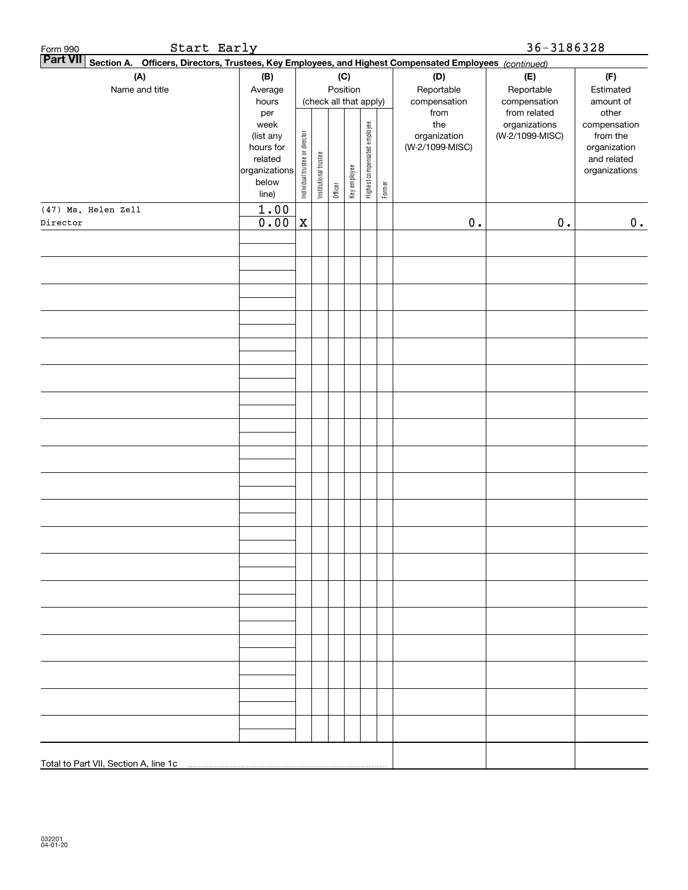Form 990 Start Early 36-3186328

**Part VII Section A. Officers, Directors, Trustees, Key Employees, and Highest Compensated Employees** *(continued)*

| (A) Name and title | (B) Average hours per week (list any hours for related organizations below line) | (C) Position (check all that apply): Individual trustee or director | Institutional trustee | Officer | Key employee | Highest compensated employee | Former | (D) Reportable compensation from the organization (W-2/1099-MISC) | (E) Reportable compensation from related organizations (W-2/1099-MISC) | (F) Estimated amount of other compensation from the organization and related organizations |
|---|---|---|---|---|---|---|---|---|---|---|
| (47) Ms. Helen Zell<br>Director | 1.00<br>0.00 | X | | | | | | 0. | 0. | 0. |
| | | | | | | | | | | |
| Total to Part VII, Section A, line 1c | | | | | | | | | | |

032201 04-01-20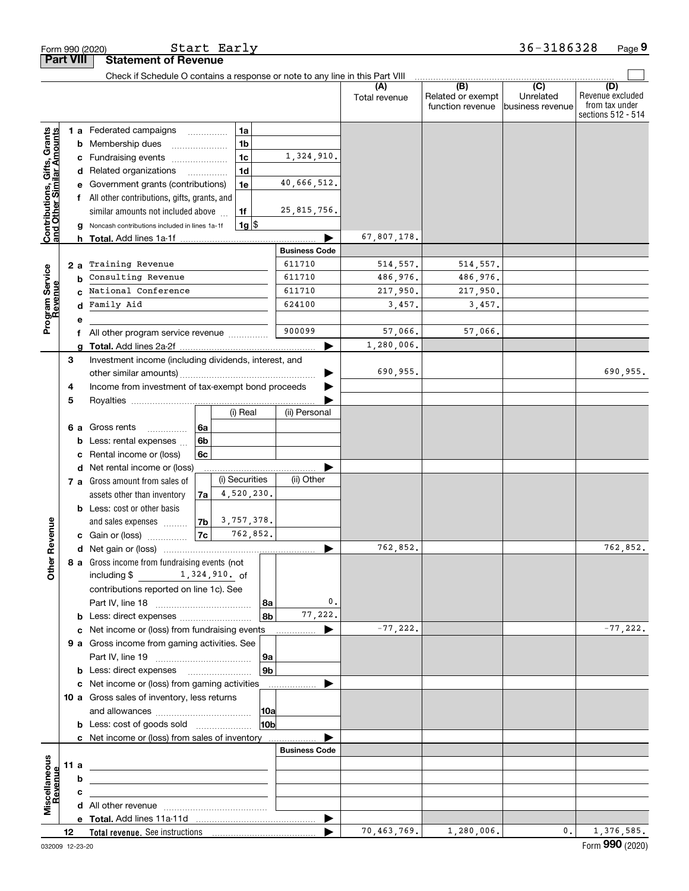Form 990 (2020) Start Early 36-3186328 Page 9

## Part VIII Statement of Revenue

Check if Schedule O contains a response or note to any line in this Part VIII

| | | | (A) Total revenue | (B) Related or exempt function revenue | (C) Unrelated business revenue | (D) Revenue excluded from tax under sections 512 - 514 |
|---|---|---|---|---|---|---|
| **Contributions, Gifts, Grants and Other Similar Amounts** | | | | | | |
| 1 a | Federated campaigns 1a | | | | | |
| b | Membership dues 1b | | | | | |
| c | Fundraising events 1c | 1,324,910. | | | | |
| d | Related organizations 1d | | | | | |
| e | Government grants (contributions) 1e | 40,666,512. | | | | |
| f | All other contributions, gifts, grants, and similar amounts not included above 1f | 25,815,756. | | | | |
| g | Noncash contributions included in lines 1a-1f 1g $ | | | | | |
| h | **Total.** Add lines 1a-1f | | 67,807,178. | | | |
| **Program Service Revenue** | | **Business Code** | | | | |
| 2 a | Training Revenue | 611710 | 514,557. | 514,557. | | |
| b | Consulting Revenue | 611710 | 486,976. | 486,976. | | |
| c | National Conference | 611710 | 217,950. | 217,950. | | |
| d | Family Aid | 624100 | 3,457. | 3,457. | | |
| e | | | | | | |
| f | All other program service revenue | 900099 | 57,066. | 57,066. | | |
| g | **Total.** Add lines 2a-2f | | 1,280,006. | | | |
| **Other Revenue** | | | | | | |
| 3 | Investment income (including dividends, interest, and other similar amounts) | | 690,955. | | | 690,955. |
| 4 | Income from investment of tax-exempt bond proceeds | | | | | |
| 5 | Royalties | | | | | |
| | | (i) Real / (ii) Personal | | | | |
| 6 a | Gross rents 6a | | | | | |
| b | Less: rental expenses 6b | | | | | |
| c | Rental income or (loss) 6c | | | | | |
| d | Net rental income or (loss) | | | | | |
| | | (i) Securities / (ii) Other | | | | |
| 7 a | Gross amount from sales of assets other than inventory 7a | 4,520,230. | | | | |
| b | Less: cost or other basis and sales expenses 7b | 3,757,378. | | | | |
| c | Gain or (loss) 7c | 762,852. | | | | |
| d | Net gain or (loss) | | 762,852. | | | 762,852. |
| 8 a | Gross income from fundraising events (not including $ 1,324,910. of contributions reported on line 1c). See Part IV, line 18 8a | 0. | | | | |
| b | Less: direct expenses 8b | 77,222. | | | | |
| c | Net income or (loss) from fundraising events | | -77,222. | | | -77,222. |
| 9 a | Gross income from gaming activities. See Part IV, line 19 9a | | | | | |
| b | Less: direct expenses 9b | | | | | |
| c | Net income or (loss) from gaming activities | | | | | |
| 10 a | Gross sales of inventory, less returns and allowances 10a | | | | | |
| b | Less: cost of goods sold 10b | | | | | |
| c | Net income or (loss) from sales of inventory | | | | | |
| **Miscellaneous Revenue** | | **Business Code** | | | | |
| 11 a | | | | | | |
| b | | | | | | |
| c | | | | | | |
| d | All other revenue | | | | | |
| e | **Total.** Add lines 11a-11d | | | | | |
| 12 | **Total revenue.** See instructions | | 70,463,769. | 1,280,006. | 0. | 1,376,585. |

032009 12-23-20 Form **990** (2020)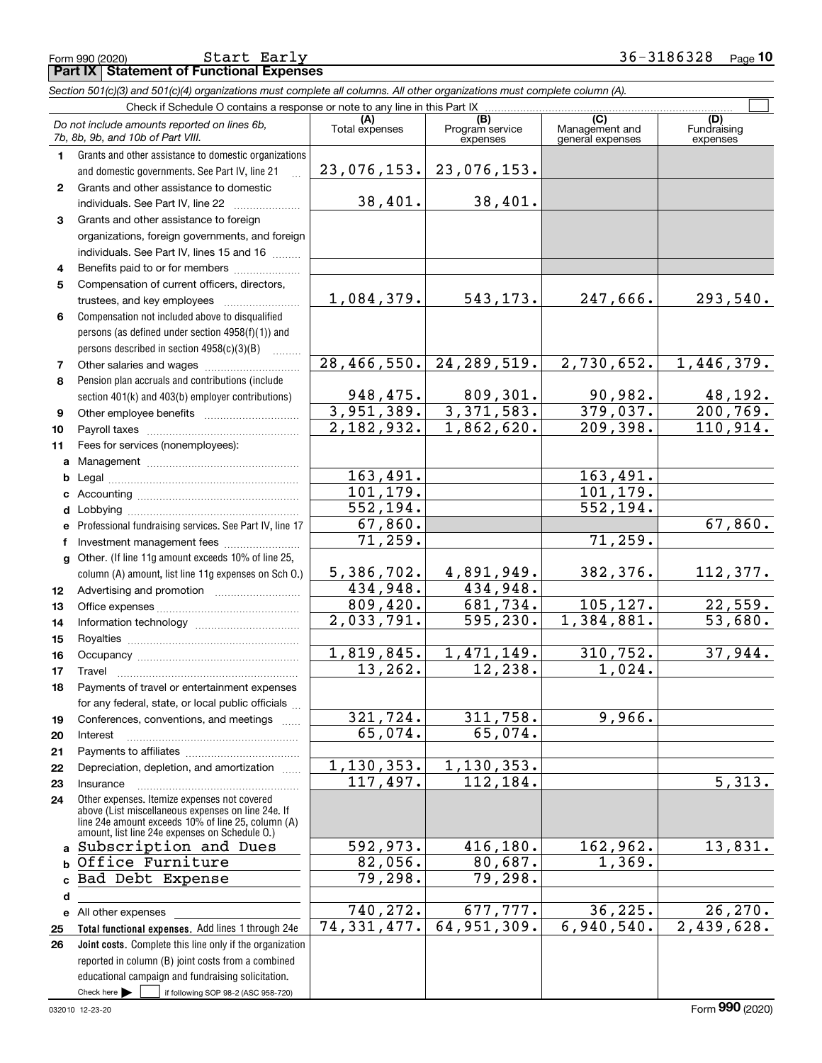Form 990 (2020) Start Early 36-3186328 Page 10

**Part IX Statement of Functional Expenses**

*Section 501(c)(3) and 501(c)(4) organizations must complete all columns. All other organizations must complete column (A).*

Check if Schedule O contains a response or note to any line in this Part IX ☐

| *Do not include amounts reported on lines 6b, 7b, 8b, 9b, and 10b of Part VIII.* | (A) Total expenses | (B) Program service expenses | (C) Management and general expenses | (D) Fundraising expenses |
|---|---|---|---|---|
| **1** Grants and other assistance to domestic organizations and domestic governments. See Part IV, line 21 | 23,076,153. | 23,076,153. | | |
| **2** Grants and other assistance to domestic individuals. See Part IV, line 22 | 38,401. | 38,401. | | |
| **3** Grants and other assistance to foreign organizations, foreign governments, and foreign individuals. See Part IV, lines 15 and 16 | | | | |
| **4** Benefits paid to or for members | | | | |
| **5** Compensation of current officers, directors, trustees, and key employees | 1,084,379. | 543,173. | 247,666. | 293,540. |
| **6** Compensation not included above to disqualified persons (as defined under section 4958(f)(1)) and persons described in section 4958(c)(3)(B) | | | | |
| **7** Other salaries and wages | 28,466,550. | 24,289,519. | 2,730,652. | 1,446,379. |
| **8** Pension plan accruals and contributions (include section 401(k) and 403(b) employer contributions) | 948,475. | 809,301. | 90,982. | 48,192. |
| **9** Other employee benefits | 3,951,389. | 3,371,583. | 379,037. | 200,769. |
| **10** Payroll taxes | 2,182,932. | 1,862,620. | 209,398. | 110,914. |
| **11** Fees for services (nonemployees): | | | | |
| **a** Management | | | | |
| **b** Legal | 163,491. | | 163,491. | |
| **c** Accounting | 101,179. | | 101,179. | |
| **d** Lobbying | 552,194. | | 552,194. | |
| **e** Professional fundraising services. See Part IV, line 17 | 67,860. | | | 67,860. |
| **f** Investment management fees | 71,259. | | 71,259. | |
| **g** Other. (If line 11g amount exceeds 10% of line 25, column (A) amount, list line 11g expenses on Sch O.) | 5,386,702. | 4,891,949. | 382,376. | 112,377. |
| **12** Advertising and promotion | 434,948. | 434,948. | | |
| **13** Office expenses | 809,420. | 681,734. | 105,127. | 22,559. |
| **14** Information technology | 2,033,791. | 595,230. | 1,384,881. | 53,680. |
| **15** Royalties | | | | |
| **16** Occupancy | 1,819,845. | 1,471,149. | 310,752. | 37,944. |
| **17** Travel | 13,262. | 12,238. | 1,024. | |
| **18** Payments of travel or entertainment expenses for any federal, state, or local public officials | | | | |
| **19** Conferences, conventions, and meetings | 321,724. | 311,758. | 9,966. | |
| **20** Interest | 65,074. | 65,074. | | |
| **21** Payments to affiliates | | | | |
| **22** Depreciation, depletion, and amortization | 1,130,353. | 1,130,353. | | |
| **23** Insurance | 117,497. | 112,184. | | 5,313. |
| **24** Other expenses. Itemize expenses not covered above (List miscellaneous expenses on line 24e. If line 24e amount exceeds 10% of line 25, column (A) amount, list line 24e expenses on Schedule O.) | | | | |
| **a** Subscription and Dues | 592,973. | 416,180. | 162,962. | 13,831. |
| **b** Office Furniture | 82,056. | 80,687. | 1,369. | |
| **c** Bad Debt Expense | 79,298. | 79,298. | | |
| **d** | | | | |
| **e** All other expenses | 740,272. | 677,777. | 36,225. | 26,270. |
| **25 Total functional expenses.** Add lines 1 through 24e | 74,331,477. | 64,951,309. | 6,940,540. | 2,439,628. |
| **26 Joint costs.** Complete this line only if the organization reported in column (B) joint costs from a combined educational campaign and fundraising solicitation. Check here ☐ if following SOP 98-2 (ASC 958-720) | | | | |

032010 12-23-20 Form **990** (2020)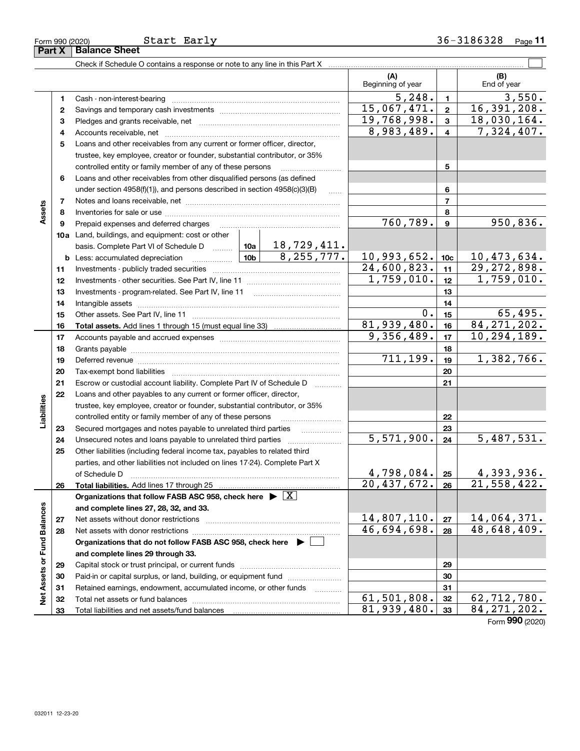Form 990 (2020) Start Early 36-3186328

## Part X Balance Sheet

Check if Schedule O contains a response or note to any line in this Part X ☐

| | | | (A) Beginning of year | | (B) End of year |
|---|---|---|---|---|---|
| Assets | 1 | Cash - non-interest-bearing | 5,248. | 1 | 3,550. |
| | 2 | Savings and temporary cash investments | 15,067,471. | 2 | 16,391,208. |
| | 3 | Pledges and grants receivable, net | 19,768,998. | 3 | 18,030,164. |
| | 4 | Accounts receivable, net | 8,983,489. | 4 | 7,324,407. |
| | 5 | Loans and other receivables from any current or former officer, director, trustee, key employee, creator or founder, substantial contributor, or 35% controlled entity or family member of any of these persons | | 5 | |
| | 6 | Loans and other receivables from other disqualified persons (as defined under section 4958(f)(1)), and persons described in section 4958(c)(3)(B) | | 6 | |
| | 7 | Notes and loans receivable, net | | 7 | |
| | 8 | Inventories for sale or use | | 8 | |
| | 9 | Prepaid expenses and deferred charges | 760,789. | 9 | 950,836. |
| | 10a | Land, buildings, and equipment: cost or other basis. Complete Part VI of Schedule D — 10a: 18,729,411. | | | |
| | b | Less: accumulated depreciation — 10b: 8,255,777. | 10,993,652. | 10c | 10,473,634. |
| | 11 | Investments - publicly traded securities | 24,600,823. | 11 | 29,272,898. |
| | 12 | Investments - other securities. See Part IV, line 11 | 1,759,010. | 12 | 1,759,010. |
| | 13 | Investments - program-related. See Part IV, line 11 | | 13 | |
| | 14 | Intangible assets | | 14 | |
| | 15 | Other assets. See Part IV, line 11 | 0. | 15 | 65,495. |
| | 16 | **Total assets.** Add lines 1 through 15 (must equal line 33) | 81,939,480. | 16 | 84,271,202. |
| Liabilities | 17 | Accounts payable and accrued expenses | 9,356,489. | 17 | 10,294,189. |
| | 18 | Grants payable | | 18 | |
| | 19 | Deferred revenue | 711,199. | 19 | 1,382,766. |
| | 20 | Tax-exempt bond liabilities | | 20 | |
| | 21 | Escrow or custodial account liability. Complete Part IV of Schedule D | | 21 | |
| | 22 | Loans and other payables to any current or former officer, director, trustee, key employee, creator or founder, substantial contributor, or 35% controlled entity or family member of any of these persons | | 22 | |
| | 23 | Secured mortgages and notes payable to unrelated third parties | | 23 | |
| | 24 | Unsecured notes and loans payable to unrelated third parties | 5,571,900. | 24 | 5,487,531. |
| | 25 | Other liabilities (including federal income tax, payables to related third parties, and other liabilities not included on lines 17-24). Complete Part X of Schedule D | 4,798,084. | 25 | 4,393,936. |
| | 26 | **Total liabilities.** Add lines 17 through 25 | 20,437,672. | 26 | 21,558,422. |
| Net Assets or Fund Balances | | **Organizations that follow FASB ASC 958, check here ▶ ☒ and complete lines 27, 28, 32, and 33.** | | | |
| | 27 | Net assets without donor restrictions | 14,807,110. | 27 | 14,064,371. |
| | 28 | Net assets with donor restrictions | 46,694,698. | 28 | 48,648,409. |
| | | **Organizations that do not follow FASB ASC 958, check here ▶ ☐ and complete lines 29 through 33.** | | | |
| | 29 | Capital stock or trust principal, or current funds | | 29 | |
| | 30 | Paid-in or capital surplus, or land, building, or equipment fund | | 30 | |
| | 31 | Retained earnings, endowment, accumulated income, or other funds | | 31 | |
| | 32 | Total net assets or fund balances | 61,501,808. | 32 | 62,712,780. |
| | 33 | Total liabilities and net assets/fund balances | 81,939,480. | 33 | 84,271,202. |

Form **990** (2020)

032011 12-23-20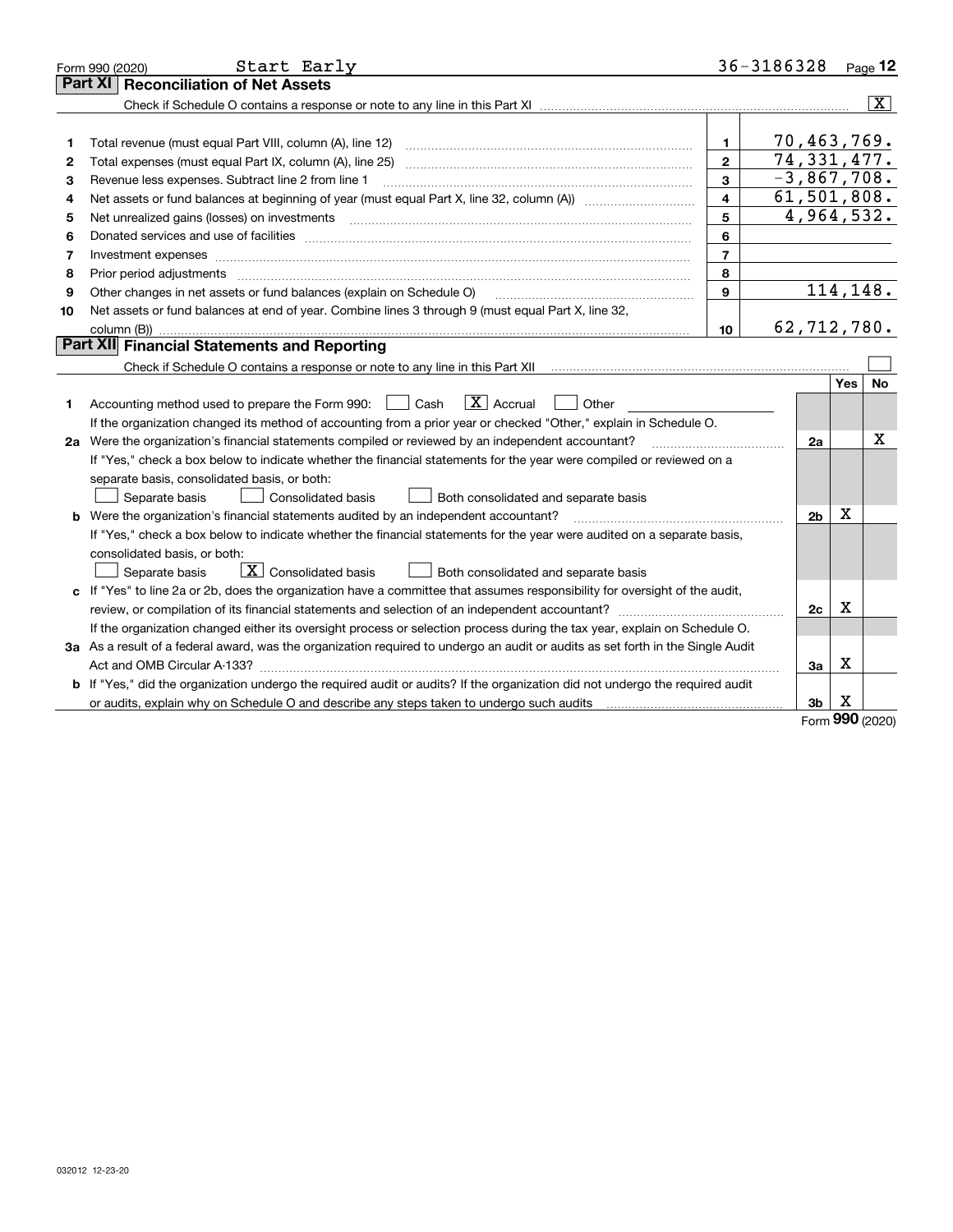Form 990 (2020) Start Early 36-3186328 Page 12

## Part XI Reconciliation of Net Assets

Check if Schedule O contains a response or note to any line in this Part XI .......... [X]

| | | | |
|---|---|---|---|
| 1 | Total revenue (must equal Part VIII, column (A), line 12) | 1 | 70,463,769. |
| 2 | Total expenses (must equal Part IX, column (A), line 25) | 2 | 74,331,477. |
| 3 | Revenue less expenses. Subtract line 2 from line 1 | 3 | -3,867,708. |
| 4 | Net assets or fund balances at beginning of year (must equal Part X, line 32, column (A)) | 4 | 61,501,808. |
| 5 | Net unrealized gains (losses) on investments | 5 | 4,964,532. |
| 6 | Donated services and use of facilities | 6 | |
| 7 | Investment expenses | 7 | |
| 8 | Prior period adjustments | 8 | |
| 9 | Other changes in net assets or fund balances (explain on Schedule O) | 9 | 114,148. |
| 10 | Net assets or fund balances at end of year. Combine lines 3 through 9 (must equal Part X, line 32, column (B)) | 10 | 62,712,780. |

## Part XII Financial Statements and Reporting

Check if Schedule O contains a response or note to any line in this Part XII .......... [ ]

| | | | Yes | No |
|---|---|---|---|---|
| 1 | Accounting method used to prepare the Form 990: [ ] Cash [X] Accrual [ ] Other<br>If the organization changed its method of accounting from a prior year or checked "Other," explain in Schedule O. | | | |
| 2a | Were the organization's financial statements compiled or reviewed by an independent accountant?<br>If "Yes," check a box below to indicate whether the financial statements for the year were compiled or reviewed on a separate basis, consolidated basis, or both:<br>[ ] Separate basis [ ] Consolidated basis [ ] Both consolidated and separate basis | 2a | | X |
| b | Were the organization's financial statements audited by an independent accountant?<br>If "Yes," check a box below to indicate whether the financial statements for the year were audited on a separate basis, consolidated basis, or both:<br>[ ] Separate basis [X] Consolidated basis [ ] Both consolidated and separate basis | 2b | X | |
| c | If "Yes" to line 2a or 2b, does the organization have a committee that assumes responsibility for oversight of the audit, review, or compilation of its financial statements and selection of an independent accountant?<br>If the organization changed either its oversight process or selection process during the tax year, explain on Schedule O. | 2c | X | |
| 3a | As a result of a federal award, was the organization required to undergo an audit or audits as set forth in the Single Audit Act and OMB Circular A-133? | 3a | X | |
| b | If "Yes," did the organization undergo the required audit or audits? If the organization did not undergo the required audit or audits, explain why on Schedule O and describe any steps taken to undergo such audits | 3b | X | |

Form 990 (2020)

032012 12-23-20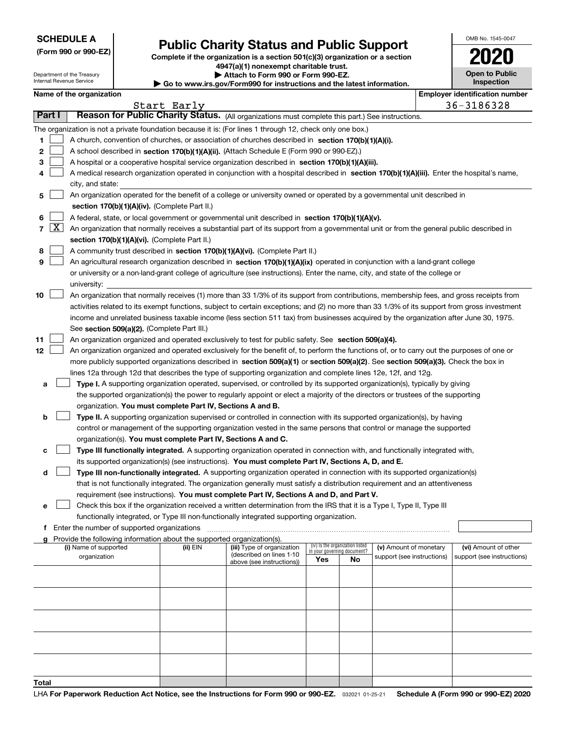**SCHEDULE A**
**(Form 990 or 990-EZ)**

Department of the Treasury
Internal Revenue Service

# Public Charity Status and Public Support

**Complete if the organization is a section 501(c)(3) organization or a section 4947(a)(1) nonexempt charitable trust.**
**▶ Attach to Form 990 or Form 990-EZ.**
**▶ Go to www.irs.gov/Form990 for instructions and the latest information.**

OMB No. 1545-0047

**2020**

**Open to Public Inspection**

**Name of the organization**
Start Early

**Employer identification number**
36-3186328

**Part I** **Reason for Public Charity Status.** (All organizations must complete this part.) See instructions.

The organization is not a private foundation because it is: (For lines 1 through 12, check only one box.)

1 ☐ A church, convention of churches, or association of churches described in **section 170(b)(1)(A)(i).**

2 ☐ A school described in **section 170(b)(1)(A)(ii).** (Attach Schedule E (Form 990 or 990-EZ).)

3 ☐ A hospital or a cooperative hospital service organization described in **section 170(b)(1)(A)(iii).**

4 ☐ A medical research organization operated in conjunction with a hospital described in **section 170(b)(1)(A)(iii).** Enter the hospital's name, city, and state:

5 ☐ An organization operated for the benefit of a college or university owned or operated by a governmental unit described in **section 170(b)(1)(A)(iv).** (Complete Part II.)

6 ☐ A federal, state, or local government or governmental unit described in **section 170(b)(1)(A)(v).**

7 ☒ An organization that normally receives a substantial part of its support from a governmental unit or from the general public described in **section 170(b)(1)(A)(vi).** (Complete Part II.)

8 ☐ A community trust described in **section 170(b)(1)(A)(vi).** (Complete Part II.)

9 ☐ An agricultural research organization described in **section 170(b)(1)(A)(ix)** operated in conjunction with a land-grant college or university or a non-land-grant college of agriculture (see instructions). Enter the name, city, and state of the college or university:

10 ☐ An organization that normally receives (1) more than 33 1/3% of its support from contributions, membership fees, and gross receipts from activities related to its exempt functions, subject to certain exceptions; and (2) no more than 33 1/3% of its support from gross investment income and unrelated business taxable income (less section 511 tax) from businesses acquired by the organization after June 30, 1975. See **section 509(a)(2).** (Complete Part III.)

11 ☐ An organization organized and operated exclusively to test for public safety. See **section 509(a)(4).**

12 ☐ An organization organized and operated exclusively for the benefit of, to perform the functions of, or to carry out the purposes of one or more publicly supported organizations described in **section 509(a)(1)** or **section 509(a)(2)**. See **section 509(a)(3).** Check the box in lines 12a through 12d that describes the type of supporting organization and complete lines 12e, 12f, and 12g.

a ☐ **Type I.** A supporting organization operated, supervised, or controlled by its supported organization(s), typically by giving the supported organization(s) the power to regularly appoint or elect a majority of the directors or trustees of the supporting organization. **You must complete Part IV, Sections A and B.**

b ☐ **Type II.** A supporting organization supervised or controlled in connection with its supported organization(s), by having control or management of the supporting organization vested in the same persons that control or manage the supported organization(s). **You must complete Part IV, Sections A and C.**

c ☐ **Type III functionally integrated.** A supporting organization operated in connection with, and functionally integrated with, its supported organization(s) (see instructions). **You must complete Part IV, Sections A, D, and E.**

d ☐ **Type III non-functionally integrated.** A supporting organization operated in connection with its supported organization(s) that is not functionally integrated. The organization generally must satisfy a distribution requirement and an attentiveness requirement (see instructions). **You must complete Part IV, Sections A and D, and Part V.**

e ☐ Check this box if the organization received a written determination from the IRS that it is a Type I, Type II, Type III functionally integrated, or Type III non-functionally integrated supporting organization.

f Enter the number of supported organizations

g Provide the following information about the supported organization(s).

| (i) Name of supported organization | (ii) EIN | (iii) Type of organization (described on lines 1-10 above (see instructions)) | (iv) Is the organization listed in your governing document? Yes | No | (v) Amount of monetary support (see instructions) | (vi) Amount of other support (see instructions) |
|---|---|---|---|---|---|---|
| | | | | | | |
| | | | | | | |
| | | | | | | |
| | | | | | | |
| | | | | | | |
| **Total** | | | | | | |

LHA **For Paperwork Reduction Act Notice, see the Instructions for Form 990 or 990-EZ.** 032021 01-25-21 **Schedule A (Form 990 or 990-EZ) 2020**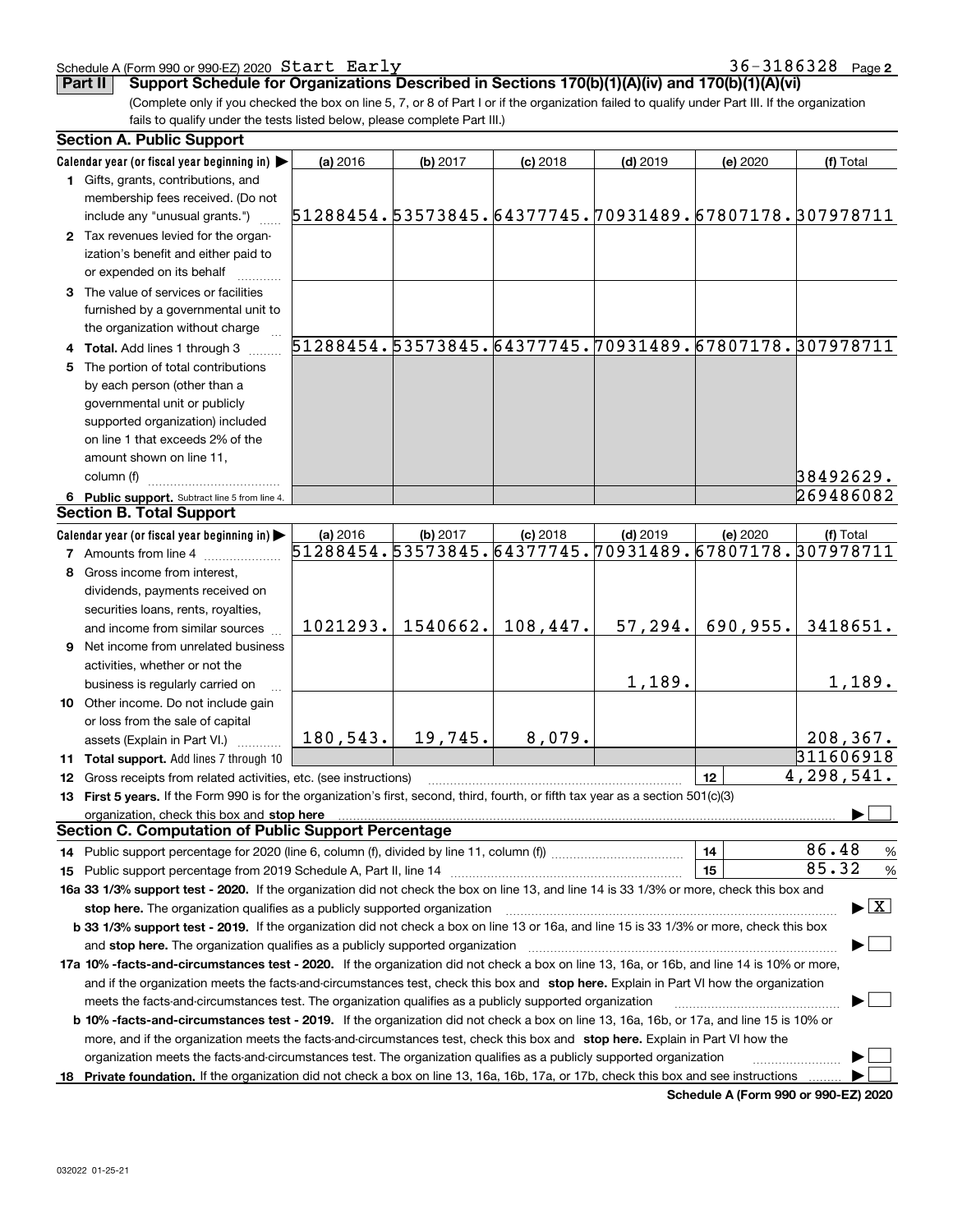Schedule A (Form 990 or 990-EZ) 2020 Start Early 36-3186328 Page **2**

## Part II Support Schedule for Organizations Described in Sections 170(b)(1)(A)(iv) and 170(b)(1)(A)(vi)

(Complete only if you checked the box on line 5, 7, or 8 of Part I or if the organization failed to qualify under Part III. If the organization fails to qualify under the tests listed below, please complete Part III.)

### Section A. Public Support

| Calendar year (or fiscal year beginning in) ▶ | (a) 2016 | (b) 2017 | (c) 2018 | (d) 2019 | (e) 2020 | (f) Total |
|---|---|---|---|---|---|---|
| **1** Gifts, grants, contributions, and membership fees received. (Do not include any "unusual grants.") | 51288454. | 53573845. | 64377745. | 70931489. | 67807178. | 307978711 |
| **2** Tax revenues levied for the organization's benefit and either paid to or expended on its behalf | | | | | | |
| **3** The value of services or facilities furnished by a governmental unit to the organization without charge | | | | | | |
| **4 Total.** Add lines 1 through 3 | 51288454. | 53573845. | 64377745. | 70931489. | 67807178. | 307978711 |
| **5** The portion of total contributions by each person (other than a governmental unit or publicly supported organization) included on line 1 that exceeds 2% of the amount shown on line 11, column (f) | | | | | | 38492629. |
| **6 Public support.** Subtract line 5 from line 4. | | | | | | 269486082 |

### Section B. Total Support

| Calendar year (or fiscal year beginning in) ▶ | (a) 2016 | (b) 2017 | (c) 2018 | (d) 2019 | (e) 2020 | (f) Total |
|---|---|---|---|---|---|---|
| **7** Amounts from line 4 | 51288454. | 53573845. | 64377745. | 70931489. | 67807178. | 307978711 |
| **8** Gross income from interest, dividends, payments received on securities loans, rents, royalties, and income from similar sources | 1021293. | 1540662. | 108,447. | 57,294. | 690,955. | 3418651. |
| **9** Net income from unrelated business activities, whether or not the business is regularly carried on | | | | 1,189. | | 1,189. |
| **10** Other income. Do not include gain or loss from the sale of capital assets (Explain in Part VI.) | 180,543. | 19,745. | 8,079. | | | 208,367. |
| **11 Total support.** Add lines 7 through 10 | | | | | | 311606918 |
| **12** Gross receipts from related activities, etc. (see instructions) | | | | | 12 | 4,298,541. |

**13 First 5 years.** If the Form 990 is for the organization's first, second, third, fourth, or fifth tax year as a section 501(c)(3) organization, check this box and **stop here** ▶ ☐

### Section C. Computation of Public Support Percentage

| | | |
|---|---|---|
| **14** Public support percentage for 2020 (line 6, column (f), divided by line 11, column (f)) | 14 | 86.48 % |
| **15** Public support percentage from 2019 Schedule A, Part II, line 14 | 15 | 85.32 % |

**16a 33 1/3% support test - 2020.** If the organization did not check the box on line 13, and line 14 is 33 1/3% or more, check this box and **stop here.** The organization qualifies as a publicly supported organization ▶ ☒

**b 33 1/3% support test - 2019.** If the organization did not check a box on line 13 or 16a, and line 15 is 33 1/3% or more, check this box and **stop here.** The organization qualifies as a publicly supported organization ▶ ☐

**17a 10% -facts-and-circumstances test - 2020.** If the organization did not check a box on line 13, 16a, or 16b, and line 14 is 10% or more, and if the organization meets the facts-and-circumstances test, check this box and **stop here.** Explain in Part VI how the organization meets the facts-and-circumstances test. The organization qualifies as a publicly supported organization ▶ ☐

**b 10% -facts-and-circumstances test - 2019.** If the organization did not check a box on line 13, 16a, 16b, or 17a, and line 15 is 10% or more, and if the organization meets the facts-and-circumstances test, check this box and **stop here.** Explain in Part VI how the organization meets the facts-and-circumstances test. The organization qualifies as a publicly supported organization ▶ ☐

**18 Private foundation.** If the organization did not check a box on line 13, 16a, 16b, 17a, or 17b, check this box and see instructions ▶ ☐

**Schedule A (Form 990 or 990-EZ) 2020**

032022 01-25-21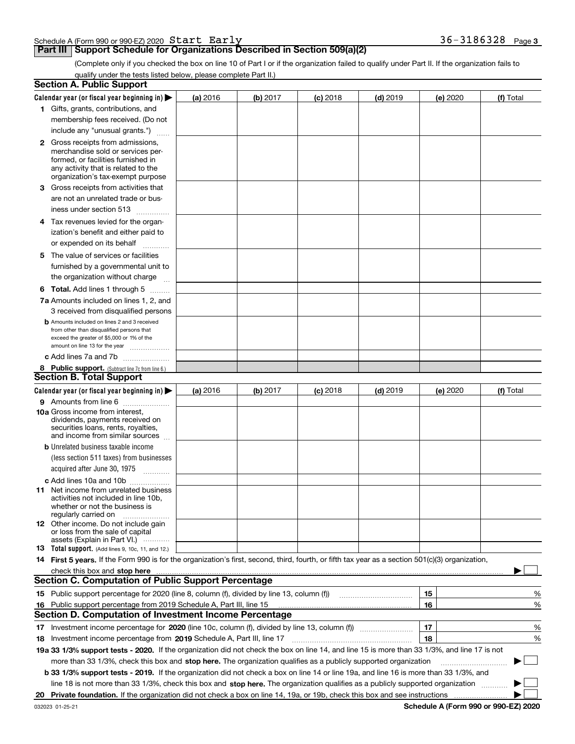Schedule A (Form 990 or 990-EZ) 2020 Start Early 36-3186328 Page 3

## Part III Support Schedule for Organizations Described in Section 509(a)(2)

(Complete only if you checked the box on line 10 of Part I or if the organization failed to qualify under Part II. If the organization fails to qualify under the tests listed below, please complete Part II.)

### Section A. Public Support

| Calendar year (or fiscal year beginning in) ▶ | (a) 2016 | (b) 2017 | (c) 2018 | (d) 2019 | (e) 2020 | (f) Total |
|---|---|---|---|---|---|---|
| 1 Gifts, grants, contributions, and membership fees received. (Do not include any "unusual grants.") | | | | | | |
| 2 Gross receipts from admissions, merchandise sold or services performed, or facilities furnished in any activity that is related to the organization's tax-exempt purpose | | | | | | |
| 3 Gross receipts from activities that are not an unrelated trade or business under section 513 | | | | | | |
| 4 Tax revenues levied for the organization's benefit and either paid to or expended on its behalf | | | | | | |
| 5 The value of services or facilities furnished by a governmental unit to the organization without charge | | | | | | |
| 6 **Total.** Add lines 1 through 5 | | | | | | |
| 7a Amounts included on lines 1, 2, and 3 received from disqualified persons | | | | | | |
| b Amounts included on lines 2 and 3 received from other than disqualified persons that exceed the greater of $5,000 or 1% of the amount on line 13 for the year | | | | | | |
| c Add lines 7a and 7b | | | | | | |
| 8 **Public support.** (Subtract line 7c from line 6.) | | | | | | |

### Section B. Total Support

| Calendar year (or fiscal year beginning in) ▶ | (a) 2016 | (b) 2017 | (c) 2018 | (d) 2019 | (e) 2020 | (f) Total |
|---|---|---|---|---|---|---|
| 9 Amounts from line 6 | | | | | | |
| 10a Gross income from interest, dividends, payments received on securities loans, rents, royalties, and income from similar sources | | | | | | |
| b Unrelated business taxable income (less section 511 taxes) from businesses acquired after June 30, 1975 | | | | | | |
| c Add lines 10a and 10b | | | | | | |
| 11 Net income from unrelated business activities not included in line 10b, whether or not the business is regularly carried on | | | | | | |
| 12 Other income. Do not include gain or loss from the sale of capital assets (Explain in Part VI.) | | | | | | |
| 13 **Total support.** (Add lines 9, 10c, 11, and 12.) | | | | | | |

14 **First 5 years.** If the Form 990 is for the organization's first, second, third, fourth, or fifth tax year as a section 501(c)(3) organization, check this box and **stop here** ▶ ☐

### Section C. Computation of Public Support Percentage

| | | | |
|---|---|---|---|
| 15 | Public support percentage for 2020 (line 8, column (f), divided by line 13, column (f)) | 15 | % |
| 16 | Public support percentage from 2019 Schedule A, Part III, line 15 | 16 | % |

### Section D. Computation of Investment Income Percentage

| | | | |
|---|---|---|---|
| 17 | Investment income percentage for **2020** (line 10c, column (f), divided by line 13, column (f)) | 17 | % |
| 18 | Investment income percentage from **2019** Schedule A, Part III, line 17 | 18 | % |

**19a 33 1/3% support tests - 2020.** If the organization did not check the box on line 14, and line 15 is more than 33 1/3%, and line 17 is not more than 33 1/3%, check this box and **stop here.** The organization qualifies as a publicly supported organization ▶ ☐

**b 33 1/3% support tests - 2019.** If the organization did not check a box on line 14 or line 19a, and line 16 is more than 33 1/3%, and line 18 is not more than 33 1/3%, check this box and **stop here.** The organization qualifies as a publicly supported organization ▶ ☐

**20 Private foundation.** If the organization did not check a box on line 14, 19a, or 19b, check this box and see instructions ▶ ☐

032023 01-25-21 **Schedule A (Form 990 or 990-EZ) 2020**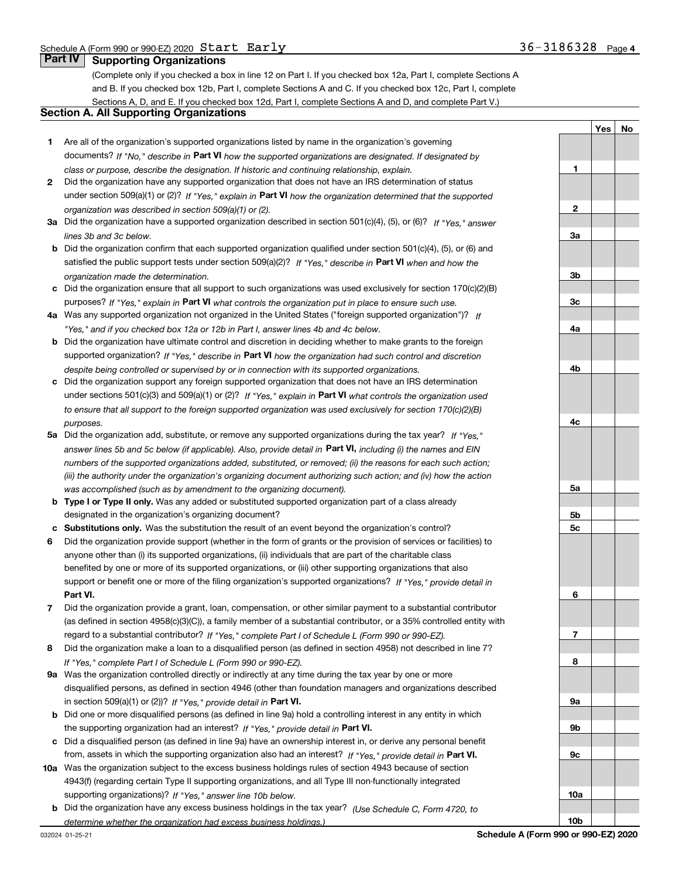Schedule A (Form 990 or 990-EZ) 2020 Start Early 36-3186328

## Part IV Supporting Organizations

(Complete only if you checked a box in line 12 on Part I. If you checked box 12a, Part I, complete Sections A and B. If you checked box 12b, Part I, complete Sections A and C. If you checked box 12c, Part I, complete Sections A, D, and E. If you checked box 12d, Part I, complete Sections A and D, and complete Part V.)

### Section A. All Supporting Organizations

| | | | Yes | No |
|---|---|---|---|---|
| **1** | Are all of the organization's supported organizations listed by name in the organization's governing documents? *If "No," describe in* **Part VI** *how the supported organizations are designated. If designated by class or purpose, describe the designation. If historic and continuing relationship, explain.* | 1 | | |
| **2** | Did the organization have any supported organization that does not have an IRS determination of status under section 509(a)(1) or (2)? *If "Yes," explain in* **Part VI** *how the organization determined that the supported organization was described in section 509(a)(1) or (2).* | 2 | | |
| **3a** | Did the organization have a supported organization described in section 501(c)(4), (5), or (6)? *If "Yes," answer lines 3b and 3c below.* | 3a | | |
| **b** | Did the organization confirm that each supported organization qualified under section 501(c)(4), (5), or (6) and satisfied the public support tests under section 509(a)(2)? *If "Yes," describe in* **Part VI** *when and how the organization made the determination.* | 3b | | |
| **c** | Did the organization ensure that all support to such organizations was used exclusively for section 170(c)(2)(B) purposes? *If "Yes," explain in* **Part VI** *what controls the organization put in place to ensure such use.* | 3c | | |
| **4a** | Was any supported organization not organized in the United States ("foreign supported organization")? *If "Yes," and if you checked box 12a or 12b in Part I, answer lines 4b and 4c below.* | 4a | | |
| **b** | Did the organization have ultimate control and discretion in deciding whether to make grants to the foreign supported organization? *If "Yes," describe in* **Part VI** *how the organization had such control and discretion despite being controlled or supervised by or in connection with its supported organizations.* | 4b | | |
| **c** | Did the organization support any foreign supported organization that does not have an IRS determination under sections 501(c)(3) and 509(a)(1) or (2)? *If "Yes," explain in* **Part VI** *what controls the organization used to ensure that all support to the foreign supported organization was used exclusively for section 170(c)(2)(B) purposes.* | 4c | | |
| **5a** | Did the organization add, substitute, or remove any supported organizations during the tax year? *If "Yes," answer lines 5b and 5c below (if applicable). Also, provide detail in* **Part VI,** *including (i) the names and EIN numbers of the supported organizations added, substituted, or removed; (ii) the reasons for each such action; (iii) the authority under the organization's organizing document authorizing such action; and (iv) how the action was accomplished (such as by amendment to the organizing document).* | 5a | | |
| **b** | **Type I or Type II only.** Was any added or substituted supported organization part of a class already designated in the organization's organizing document? | 5b | | |
| **c** | **Substitutions only.** Was the substitution the result of an event beyond the organization's control? | 5c | | |
| **6** | Did the organization provide support (whether in the form of grants or the provision of services or facilities) to anyone other than (i) its supported organizations, (ii) individuals that are part of the charitable class benefited by one or more of its supported organizations, or (iii) other supporting organizations that also support or benefit one or more of the filing organization's supported organizations? *If "Yes," provide detail in* **Part VI.** | 6 | | |
| **7** | Did the organization provide a grant, loan, compensation, or other similar payment to a substantial contributor (as defined in section 4958(c)(3)(C)), a family member of a substantial contributor, or a 35% controlled entity with regard to a substantial contributor? *If "Yes," complete Part I of Schedule L (Form 990 or 990-EZ).* | 7 | | |
| **8** | Did the organization make a loan to a disqualified person (as defined in section 4958) not described in line 7? *If "Yes," complete Part I of Schedule L (Form 990 or 990-EZ).* | 8 | | |
| **9a** | Was the organization controlled directly or indirectly at any time during the tax year by one or more disqualified persons, as defined in section 4946 (other than foundation managers and organizations described in section 509(a)(1) or (2))? *If "Yes," provide detail in* **Part VI.** | 9a | | |
| **b** | Did one or more disqualified persons (as defined in line 9a) hold a controlling interest in any entity in which the supporting organization had an interest? *If "Yes," provide detail in* **Part VI.** | 9b | | |
| **c** | Did a disqualified person (as defined in line 9a) have an ownership interest in, or derive any personal benefit from, assets in which the supporting organization also had an interest? *If "Yes," provide detail in* **Part VI.** | 9c | | |
| **10a** | Was the organization subject to the excess business holdings rules of section 4943 because of section 4943(f) (regarding certain Type II supporting organizations, and all Type III non-functionally integrated supporting organizations)? *If "Yes," answer line 10b below.* | 10a | | |
| **b** | Did the organization have any excess business holdings in the tax year? *(Use Schedule C, Form 4720, to determine whether the organization had excess business holdings.)* | 10b | | |

032024 01-25-21 **Schedule A (Form 990 or 990-EZ) 2020**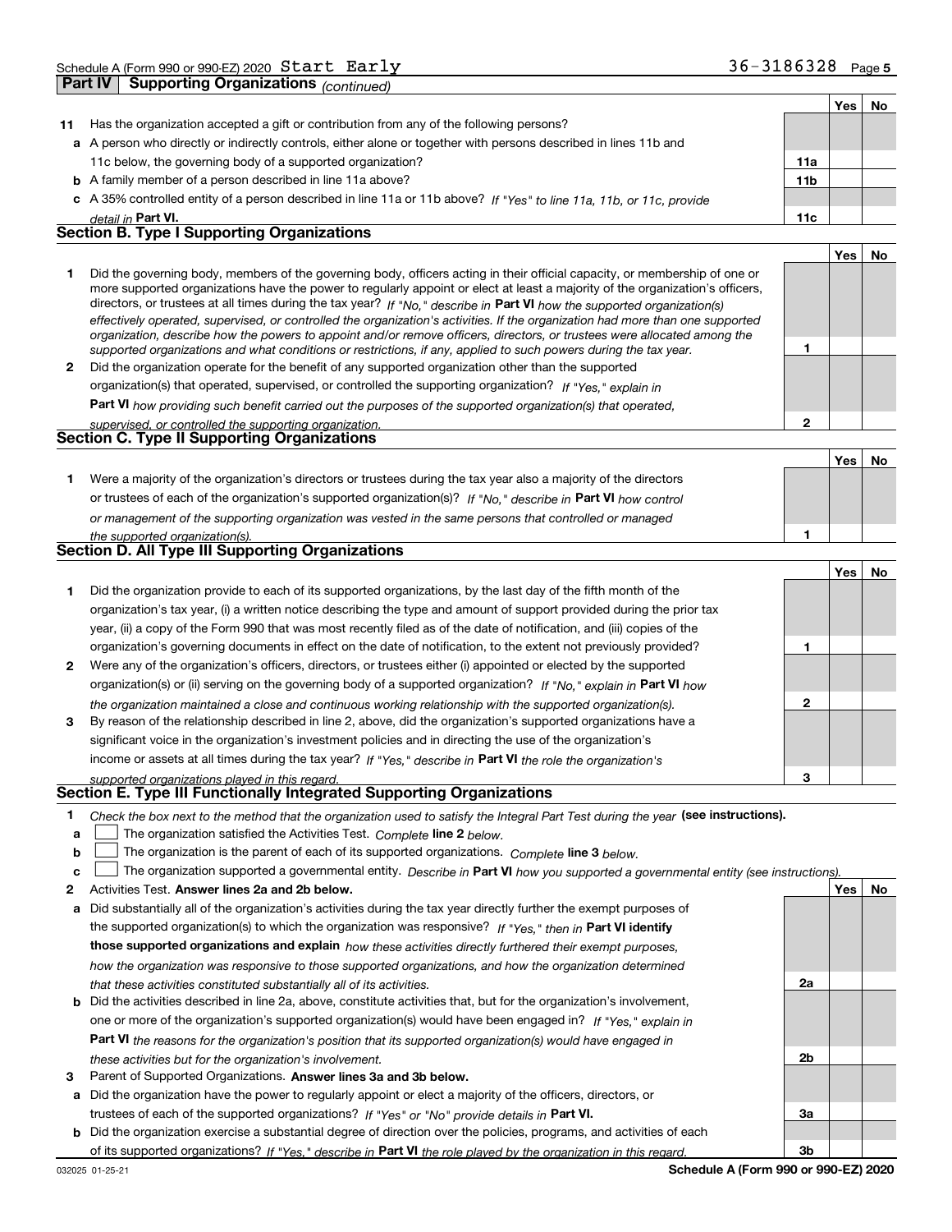Schedule A (Form 990 or 990-EZ) 2020 Start Early 36-3186328 Page 5

**Part IV Supporting Organizations** *(continued)*

| | | | Yes | No |
|---|---|---|---|---|
| **11** | Has the organization accepted a gift or contribution from any of the following persons? | | | |
| **a** | A person who directly or indirectly controls, either alone or together with persons described in lines 11b and 11c below, the governing body of a supported organization? | **11a** | | |
| **b** | A family member of a person described in line 11a above? | **11b** | | |
| **c** | A 35% controlled entity of a person described in line 11a or 11b above? *If "Yes" to line 11a, 11b, or 11c, provide detail in* **Part VI.** | **11c** | | |

## Section B. Type I Supporting Organizations

| | | | Yes | No |
|---|---|---|---|---|
| **1** | Did the governing body, members of the governing body, officers acting in their official capacity, or membership of one or more supported organizations have the power to regularly appoint or elect at least a majority of the organization's officers, directors, or trustees at all times during the tax year? *If "No," describe in* **Part VI** *how the supported organization(s) effectively operated, supervised, or controlled the organization's activities. If the organization had more than one supported organization, describe how the powers to appoint and/or remove officers, directors, or trustees were allocated among the supported organizations and what conditions or restrictions, if any, applied to such powers during the tax year.* | **1** | | |
| **2** | Did the organization operate for the benefit of any supported organization other than the supported organization(s) that operated, supervised, or controlled the supporting organization? *If "Yes," explain in* **Part VI** *how providing such benefit carried out the purposes of the supported organization(s) that operated, supervised, or controlled the supporting organization.* | **2** | | |

## Section C. Type II Supporting Organizations

| | | | Yes | No |
|---|---|---|---|---|
| **1** | Were a majority of the organization's directors or trustees during the tax year also a majority of the directors or trustees of each of the organization's supported organization(s)? *If "No," describe in* **Part VI** *how control or management of the supporting organization was vested in the same persons that controlled or managed the supported organization(s).* | **1** | | |

## Section D. All Type III Supporting Organizations

| | | | Yes | No |
|---|---|---|---|---|
| **1** | Did the organization provide to each of its supported organizations, by the last day of the fifth month of the organization's tax year, (i) a written notice describing the type and amount of support provided during the prior tax year, (ii) a copy of the Form 990 that was most recently filed as of the date of notification, and (iii) copies of the organization's governing documents in effect on the date of notification, to the extent not previously provided? | **1** | | |
| **2** | Were any of the organization's officers, directors, or trustees either (i) appointed or elected by the supported organization(s) or (ii) serving on the governing body of a supported organization? *If "No," explain in* **Part VI** *how the organization maintained a close and continuous working relationship with the supported organization(s).* | **2** | | |
| **3** | By reason of the relationship described in line 2, above, did the organization's supported organizations have a significant voice in the organization's investment policies and in directing the use of the organization's income or assets at all times during the tax year? *If "Yes," describe in* **Part VI** *the role the organization's supported organizations played in this regard.* | **3** | | |

## Section E. Type III Functionally Integrated Supporting Organizations

**1** *Check the box next to the method that the organization used to satisfy the Integral Part Test during the year* **(see instructions).**

- **a** ☐ The organization satisfied the Activities Test. *Complete* **line 2** *below.*
- **b** ☐ The organization is the parent of each of its supported organizations. *Complete* **line 3** *below.*
- **c** ☐ The organization supported a governmental entity. *Describe in* **Part VI** *how you supported a governmental entity (see instructions).*

| | | | Yes | No |
|---|---|---|---|---|
| **2** | Activities Test. **Answer lines 2a and 2b below.** | | | |
| **a** | Did substantially all of the organization's activities during the tax year directly further the exempt purposes of the supported organization(s) to which the organization was responsive? *If "Yes," then in* **Part VI identify those supported organizations and explain** *how these activities directly furthered their exempt purposes, how the organization was responsive to those supported organizations, and how the organization determined that these activities constituted substantially all of its activities.* | **2a** | | |
| **b** | Did the activities described in line 2a, above, constitute activities that, but for the organization's involvement, one or more of the organization's supported organization(s) would have been engaged in? *If "Yes," explain in* **Part VI** *the reasons for the organization's position that its supported organization(s) would have engaged in these activities but for the organization's involvement.* | **2b** | | |
| **3** | Parent of Supported Organizations. **Answer lines 3a and 3b below.** | | | |
| **a** | Did the organization have the power to regularly appoint or elect a majority of the officers, directors, or trustees of each of the supported organizations? *If "Yes" or "No" provide details in* **Part VI.** | **3a** | | |
| **b** | Did the organization exercise a substantial degree of direction over the policies, programs, and activities of each of its supported organizations? *If "Yes," describe in* **Part VI** *the role played by the organization in this regard.* | **3b** | | |

032025 01-25-21 **Schedule A (Form 990 or 990-EZ) 2020**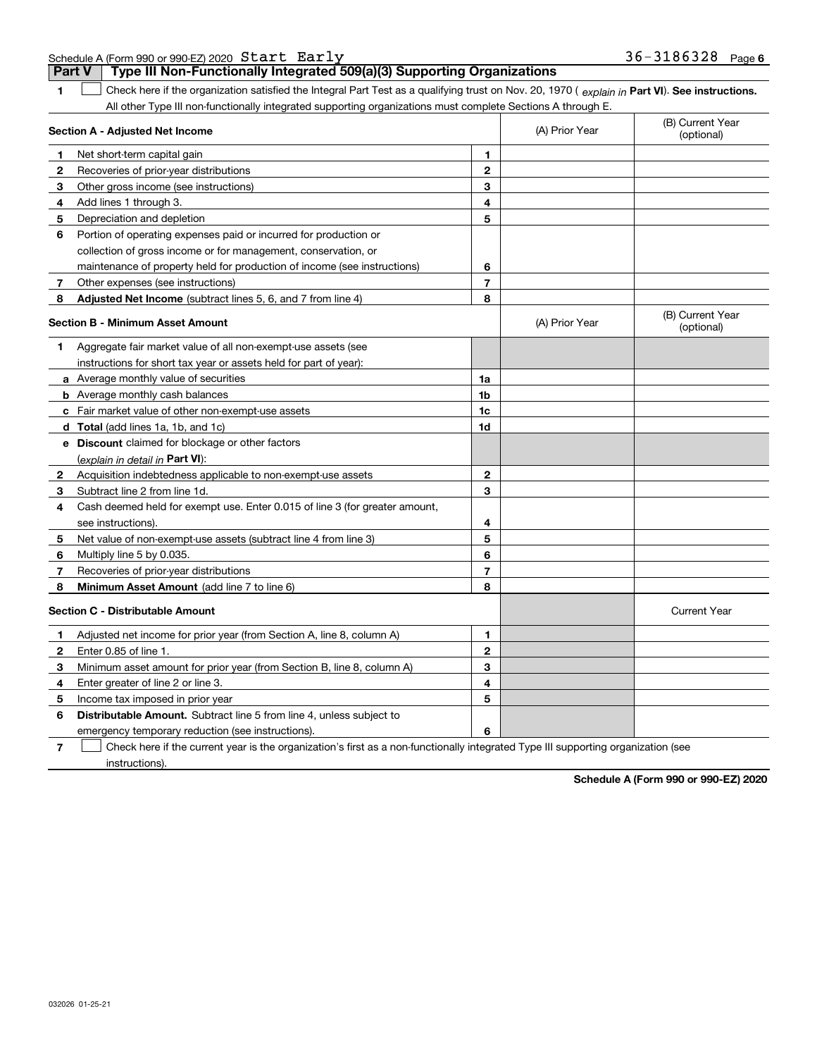Schedule A (Form 990 or 990-EZ) 2020 Start Early 36-3186328

## Part V Type III Non-Functionally Integrated 509(a)(3) Supporting Organizations

**1** ☐ Check here if the organization satisfied the Integral Part Test as a qualifying trust on Nov. 20, 1970 ( *explain in* **Part VI**). **See instructions.** All other Type III non-functionally integrated supporting organizations must complete Sections A through E.

| **Section A - Adjusted Net Income** | | | (A) Prior Year | (B) Current Year (optional) |
|---|---|---|---|---|
| 1 | Net short-term capital gain | 1 | | |
| 2 | Recoveries of prior-year distributions | 2 | | |
| 3 | Other gross income (see instructions) | 3 | | |
| 4 | Add lines 1 through 3. | 4 | | |
| 5 | Depreciation and depletion | 5 | | |
| 6 | Portion of operating expenses paid or incurred for production or collection of gross income or for management, conservation, or maintenance of property held for production of income (see instructions) | 6 | | |
| 7 | Other expenses (see instructions) | 7 | | |
| 8 | **Adjusted Net Income** (subtract lines 5, 6, and 7 from line 4) | 8 | | |

| **Section B - Minimum Asset Amount** | | | (A) Prior Year | (B) Current Year (optional) |
|---|---|---|---|---|
| 1 | Aggregate fair market value of all non-exempt-use assets (see instructions for short tax year or assets held for part of year): | | | |
| a | Average monthly value of securities | 1a | | |
| b | Average monthly cash balances | 1b | | |
| c | Fair market value of other non-exempt-use assets | 1c | | |
| d | **Total** (add lines 1a, 1b, and 1c) | 1d | | |
| e | **Discount** claimed for blockage or other factors (*explain in detail in* **Part VI**): | | | |
| 2 | Acquisition indebtedness applicable to non-exempt-use assets | 2 | | |
| 3 | Subtract line 2 from line 1d. | 3 | | |
| 4 | Cash deemed held for exempt use. Enter 0.015 of line 3 (for greater amount, see instructions). | 4 | | |
| 5 | Net value of non-exempt-use assets (subtract line 4 from line 3) | 5 | | |
| 6 | Multiply line 5 by 0.035. | 6 | | |
| 7 | Recoveries of prior-year distributions | 7 | | |
| 8 | **Minimum Asset Amount** (add line 7 to line 6) | 8 | | |

| **Section C - Distributable Amount** | | | | Current Year |
|---|---|---|---|---|
| 1 | Adjusted net income for prior year (from Section A, line 8, column A) | 1 | | |
| 2 | Enter 0.85 of line 1. | 2 | | |
| 3 | Minimum asset amount for prior year (from Section B, line 8, column A) | 3 | | |
| 4 | Enter greater of line 2 or line 3. | 4 | | |
| 5 | Income tax imposed in prior year | 5 | | |
| 6 | **Distributable Amount.** Subtract line 5 from line 4, unless subject to emergency temporary reduction (see instructions). | 6 | | |

**7** ☐ Check here if the current year is the organization's first as a non-functionally integrated Type III supporting organization (see instructions).

**Schedule A (Form 990 or 990-EZ) 2020**

032026 01-25-21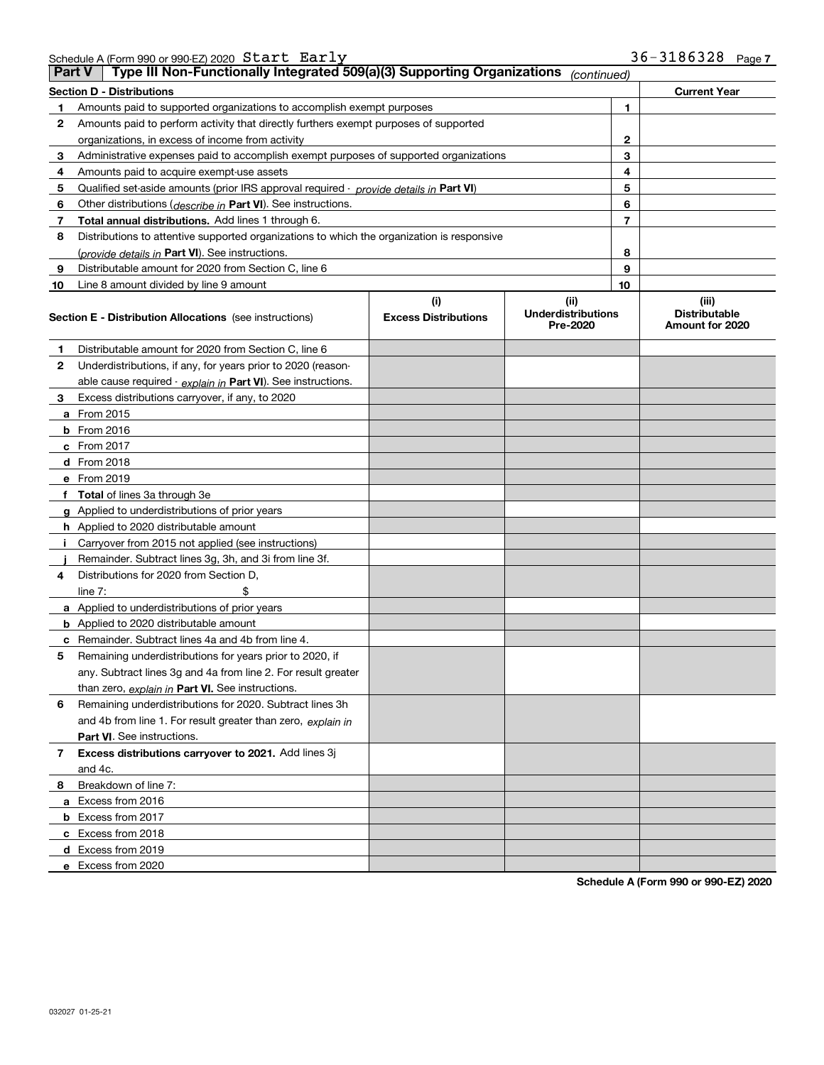Schedule A (Form 990 or 990-EZ) 2020 Start Early 36-3186328 Page 7

## Part V | Type III Non-Functionally Integrated 509(a)(3) Supporting Organizations *(continued)*

| **Section D - Distributions** | | | **Current Year** |
|---|---|---|---|
| 1 | Amounts paid to supported organizations to accomplish exempt purposes | 1 | |
| 2 | Amounts paid to perform activity that directly furthers exempt purposes of supported organizations, in excess of income from activity | 2 | |
| 3 | Administrative expenses paid to accomplish exempt purposes of supported organizations | 3 | |
| 4 | Amounts paid to acquire exempt-use assets | 4 | |
| 5 | Qualified set-aside amounts (prior IRS approval required - *provide details in* **Part VI**) | 5 | |
| 6 | Other distributions (*describe in* **Part VI**). See instructions. | 6 | |
| 7 | **Total annual distributions.** Add lines 1 through 6. | 7 | |
| 8 | Distributions to attentive supported organizations to which the organization is responsive (*provide details in* **Part VI**). See instructions. | 8 | |
| 9 | Distributable amount for 2020 from Section C, line 6 | 9 | |
| 10 | Line 8 amount divided by line 9 amount | 10 | |

| **Section E - Distribution Allocations** (see instructions) | **(i)** **Excess Distributions** | **(ii)** **Underdistributions Pre-2020** | **(iii)** **Distributable Amount for 2020** |
|---|---|---|---|
| **1** Distributable amount for 2020 from Section C, line 6 | | | |
| **2** Underdistributions, if any, for years prior to 2020 (reasonable cause required - *explain in* **Part VI**). See instructions. | | | |
| **3** Excess distributions carryover, if any, to 2020 | | | |
| **a** From 2015 | | | |
| **b** From 2016 | | | |
| **c** From 2017 | | | |
| **d** From 2018 | | | |
| **e** From 2019 | | | |
| **f** **Total** of lines 3a through 3e | | | |
| **g** Applied to underdistributions of prior years | | | |
| **h** Applied to 2020 distributable amount | | | |
| **i** Carryover from 2015 not applied (see instructions) | | | |
| **j** Remainder. Subtract lines 3g, 3h, and 3i from line 3f. | | | |
| **4** Distributions for 2020 from Section D, line 7: $ | | | |
| **a** Applied to underdistributions of prior years | | | |
| **b** Applied to 2020 distributable amount | | | |
| **c** Remainder. Subtract lines 4a and 4b from line 4. | | | |
| **5** Remaining underdistributions for years prior to 2020, if any. Subtract lines 3g and 4a from line 2. For result greater than zero, *explain in* **Part VI.** See instructions. | | | |
| **6** Remaining underdistributions for 2020. Subtract lines 3h and 4b from line 1. For result greater than zero, *explain in* **Part VI**. See instructions. | | | |
| **7** **Excess distributions carryover to 2021.** Add lines 3j and 4c. | | | |
| **8** Breakdown of line 7: | | | |
| **a** Excess from 2016 | | | |
| **b** Excess from 2017 | | | |
| **c** Excess from 2018 | | | |
| **d** Excess from 2019 | | | |
| **e** Excess from 2020 | | | |

**Schedule A (Form 990 or 990-EZ) 2020**

032027 01-25-21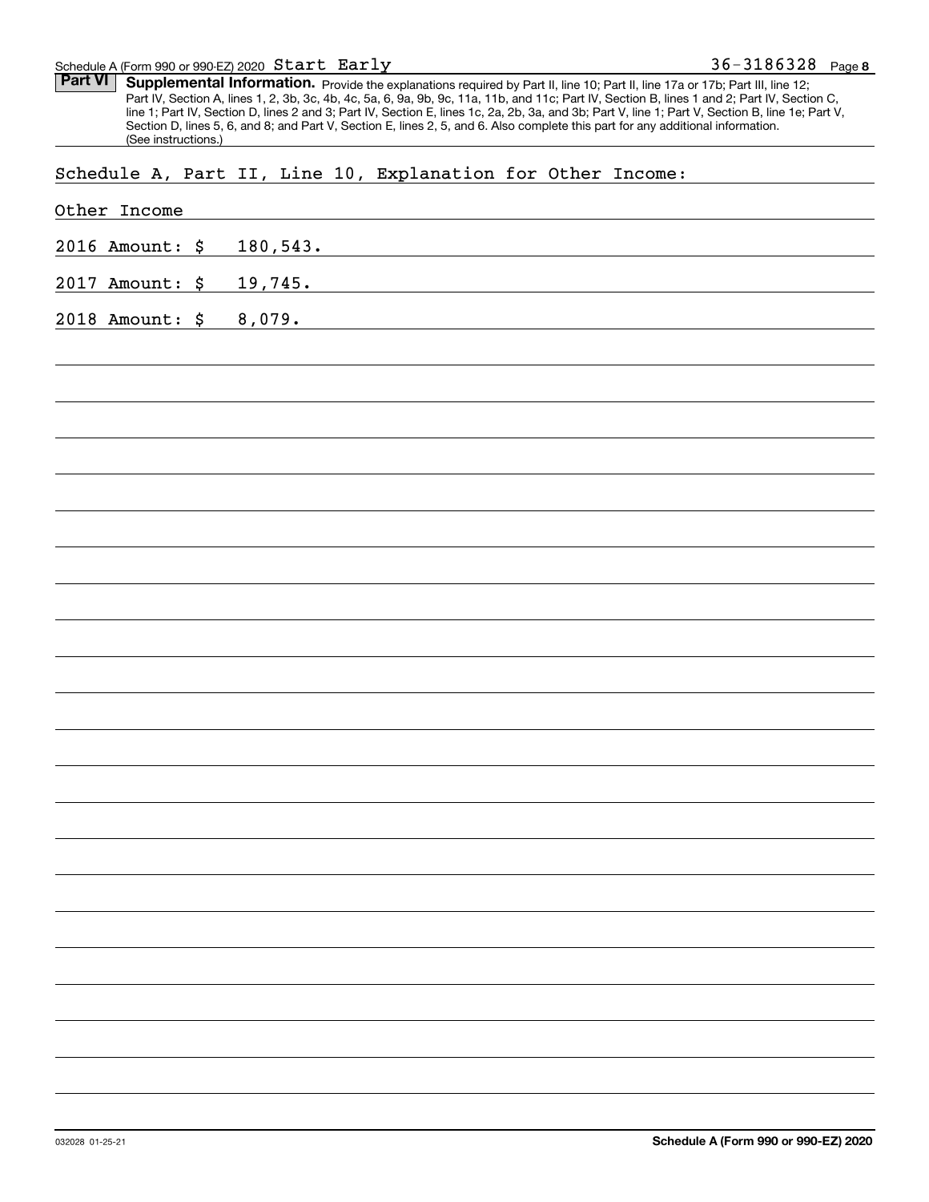Schedule A (Form 990 or 990-EZ) 2020 Start Early 36-3186328

**Part VI** **Supplemental Information.** Provide the explanations required by Part II, line 10; Part II, line 17a or 17b; Part III, line 12; Part IV, Section A, lines 1, 2, 3b, 3c, 4b, 4c, 5a, 6, 9a, 9b, 9c, 11a, 11b, and 11c; Part IV, Section B, lines 1 and 2; Part IV, Section C, line 1; Part IV, Section D, lines 2 and 3; Part IV, Section E, lines 1c, 2a, 2b, 3a, and 3b; Part V, line 1; Part V, Section B, line 1e; Part V, Section D, lines 5, 6, and 8; and Part V, Section E, lines 2, 5, and 6. Also complete this part for any additional information. (See instructions.)

Schedule A, Part II, Line 10, Explanation for Other Income:

Other Income

2016 Amount: $ 180,543.

2017 Amount: $ 19,745.

2018 Amount: $ 8,079.

032028 01-25-21

**Schedule A (Form 990 or 990-EZ) 2020**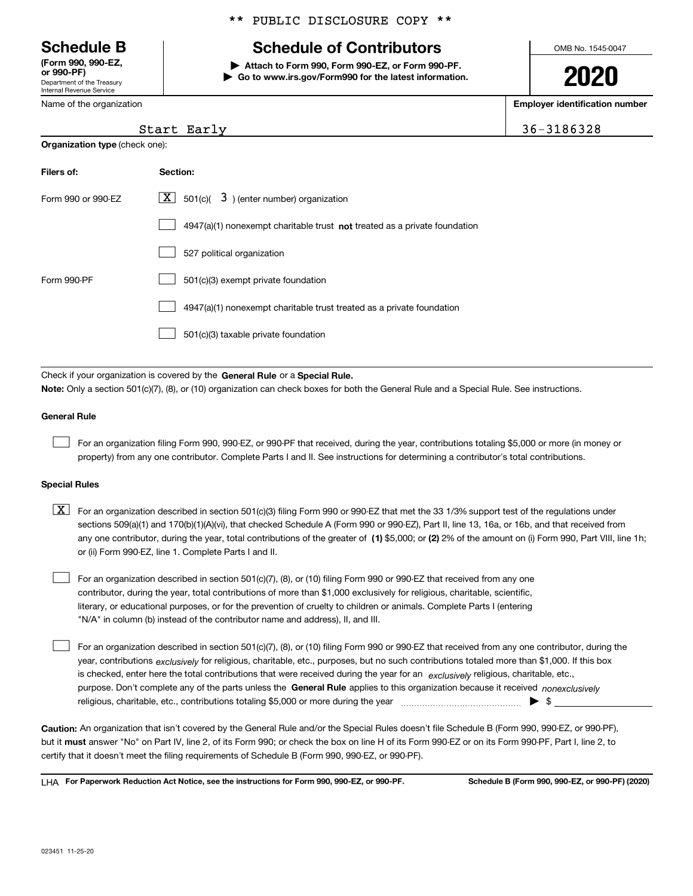** PUBLIC DISCLOSURE COPY **

# Schedule B

**(Form 990, 990-EZ, or 990-PF)**
Department of the Treasury
Internal Revenue Service

## Schedule of Contributors

▶ Attach to Form 990, Form 990-EZ, or Form 990-PF.
▶ Go to www.irs.gov/Form990 for the latest information.

OMB No. 1545-0047

**2020**

Name of the organization: Start Early

**Employer identification number:** 36-3186328

**Organization type** (check one):

| Filers of: | Section: |
|---|---|
| Form 990 or 990-EZ | [X] 501(c)( 3 ) (enter number) organization |
| | [ ] 4947(a)(1) nonexempt charitable trust **not** treated as a private foundation |
| | [ ] 527 political organization |
| Form 990-PF | [ ] 501(c)(3) exempt private foundation |
| | [ ] 4947(a)(1) nonexempt charitable trust treated as a private foundation |
| | [ ] 501(c)(3) taxable private foundation |

Check if your organization is covered by the **General Rule** or a **Special Rule.**

**Note:** Only a section 501(c)(7), (8), or (10) organization can check boxes for both the General Rule and a Special Rule. See instructions.

### General Rule

[ ] For an organization filing Form 990, 990-EZ, or 990-PF that received, during the year, contributions totaling $5,000 or more (in money or property) from any one contributor. Complete Parts I and II. See instructions for determining a contributor's total contributions.

### Special Rules

[X] For an organization described in section 501(c)(3) filing Form 990 or 990-EZ that met the 33 1/3% support test of the regulations under sections 509(a)(1) and 170(b)(1)(A)(vi), that checked Schedule A (Form 990 or 990-EZ), Part II, line 13, 16a, or 16b, and that received from any one contributor, during the year, total contributions of the greater of **(1)** $5,000; or **(2)** 2% of the amount on (i) Form 990, Part VIII, line 1h; or (ii) Form 990-EZ, line 1. Complete Parts I and II.

[ ] For an organization described in section 501(c)(7), (8), or (10) filing Form 990 or 990-EZ that received from any one contributor, during the year, total contributions of more than $1,000 exclusively for religious, charitable, scientific, literary, or educational purposes, or for the prevention of cruelty to children or animals. Complete Parts I (entering "N/A" in column (b) instead of the contributor name and address), II, and III.

[ ] For an organization described in section 501(c)(7), (8), or (10) filing Form 990 or 990-EZ that received from any one contributor, during the year, contributions *exclusively* for religious, charitable, etc., purposes, but no such contributions totaled more than $1,000. If this box is checked, enter here the total contributions that were received during the year for an *exclusively* religious, charitable, etc., purpose. Don't complete any of the parts unless the **General Rule** applies to this organization because it received *nonexclusively* religious, charitable, etc., contributions totaling $5,000 or more during the year ▶ $

**Caution:** An organization that isn't covered by the General Rule and/or the Special Rules doesn't file Schedule B (Form 990, 990-EZ, or 990-PF), but it **must** answer "No" on Part IV, line 2, of its Form 990; or check the box on line H of its Form 990-EZ or on its Form 990-PF, Part I, line 2, to certify that it doesn't meet the filing requirements of Schedule B (Form 990, 990-EZ, or 990-PF).

LHA **For Paperwork Reduction Act Notice, see the instructions for Form 990, 990-EZ, or 990-PF.** **Schedule B (Form 990, 990-EZ, or 990-PF) (2020)**

023451 11-25-20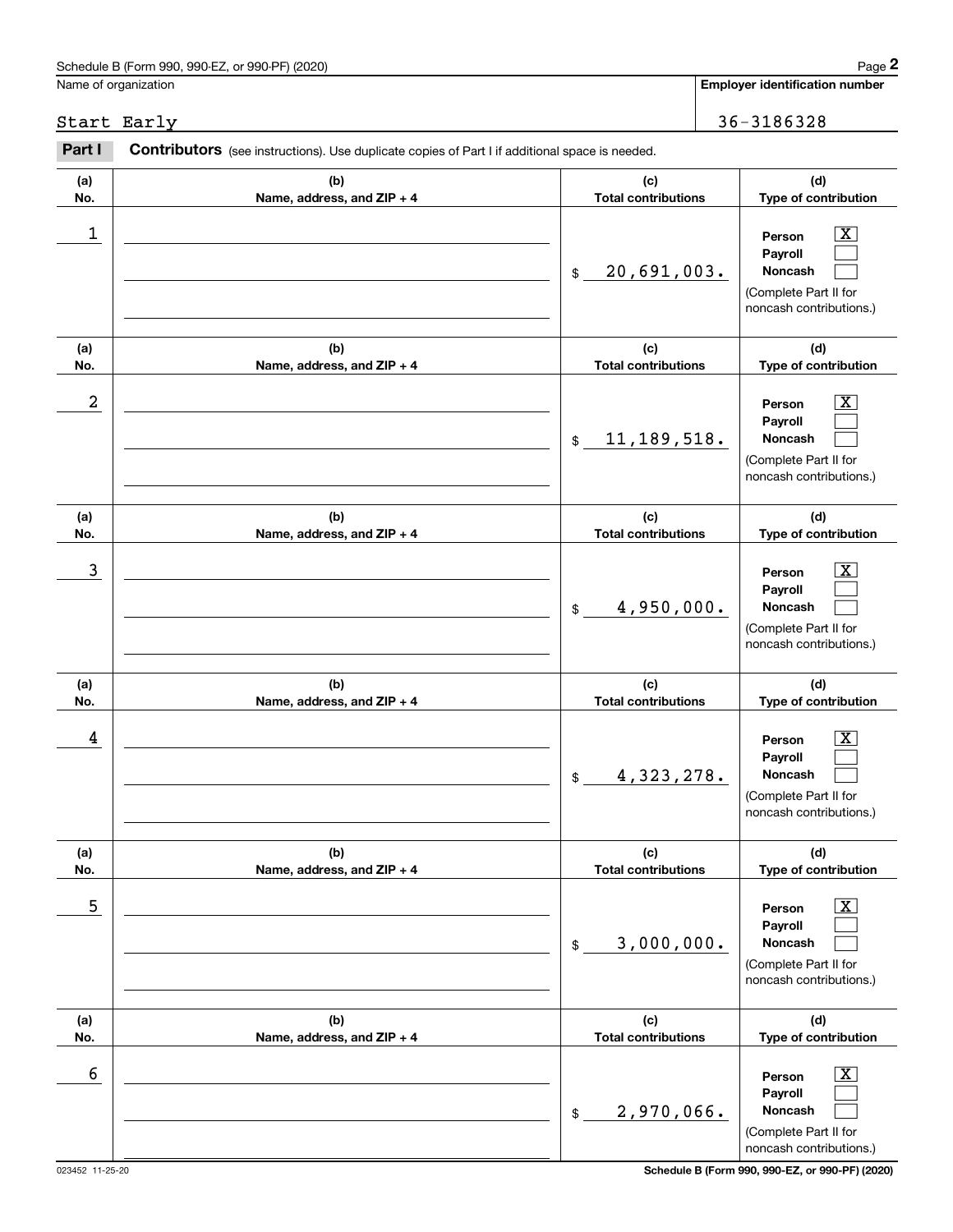Name of organization

Start Early

**Employer identification number**

36-3186328

**Part I** **Contributors** (see instructions). Use duplicate copies of Part I if additional space is needed.

| (a) No. | (b) Name, address, and ZIP + 4 | (c) Total contributions | (d) Type of contribution |
|---|---|---|---|
| 1 | | $ 20,691,003. | Person [X] Payroll [ ] Noncash [ ] (Complete Part II for noncash contributions.) |
| 2 | | $ 11,189,518. | Person [X] Payroll [ ] Noncash [ ] (Complete Part II for noncash contributions.) |
| 3 | | $ 4,950,000. | Person [X] Payroll [ ] Noncash [ ] (Complete Part II for noncash contributions.) |
| 4 | | $ 4,323,278. | Person [X] Payroll [ ] Noncash [ ] (Complete Part II for noncash contributions.) |
| 5 | | $ 3,000,000. | Person [X] Payroll [ ] Noncash [ ] (Complete Part II for noncash contributions.) |
| 6 | | $ 2,970,066. | Person [X] Payroll [ ] Noncash [ ] (Complete Part II for noncash contributions.) |

023452 11-25-20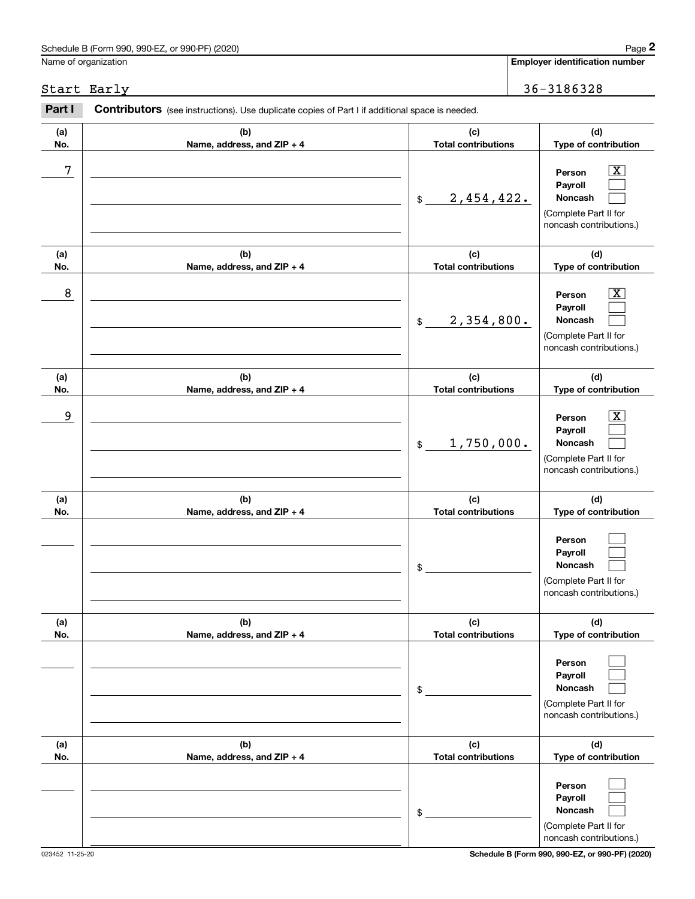Schedule B (Form 990, 990-EZ, or 990-PF) (2020)

Name of organization: Start Early

Employer identification number: 36-3186328

**Part I** **Contributors** (see instructions). Use duplicate copies of Part I if additional space is needed.

| (a) No. | (b) Name, address, and ZIP + 4 | (c) Total contributions | (d) Type of contribution |
|---|---|---|---|
| 7 | | $ 2,454,422. | Person [X] Payroll [ ] Noncash [ ] (Complete Part II for noncash contributions.) |
| 8 | | $ 2,354,800. | Person [X] Payroll [ ] Noncash [ ] (Complete Part II for noncash contributions.) |
| 9 | | $ 1,750,000. | Person [X] Payroll [ ] Noncash [ ] (Complete Part II for noncash contributions.) |
| | | $ | Person [ ] Payroll [ ] Noncash [ ] (Complete Part II for noncash contributions.) |
| | | $ | Person [ ] Payroll [ ] Noncash [ ] (Complete Part II for noncash contributions.) |
| | | $ | Person [ ] Payroll [ ] Noncash [ ] (Complete Part II for noncash contributions.) |

023452 11-25-20

Schedule B (Form 990, 990-EZ, or 990-PF) (2020)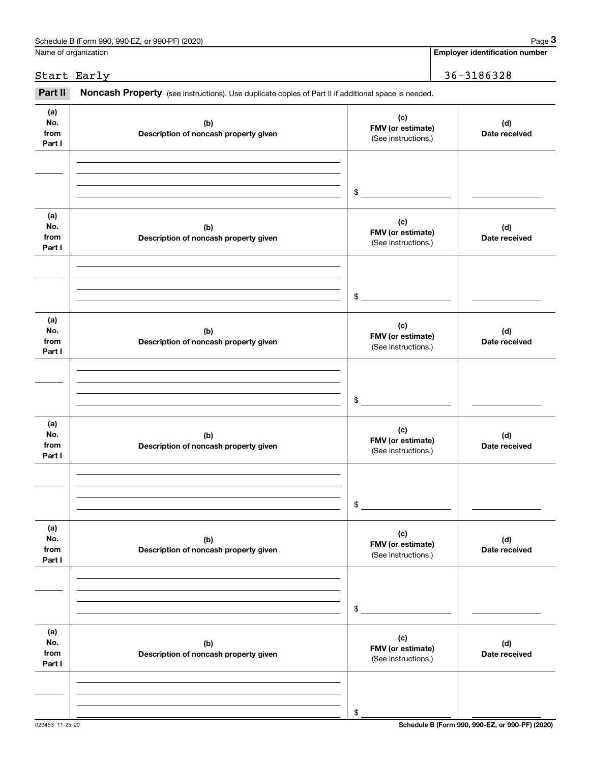Schedule B (Form 990, 990-EZ, or 990-PF) (2020) Page **3**

Name of organization: Start Early

**Employer identification number**: 36-3186328

**Part II** **Noncash Property** (see instructions). Use duplicate copies of Part II if additional space is needed.

| (a) No. from Part I | (b) Description of noncash property given | (c) FMV (or estimate) (See instructions.) | (d) Date received |
|---|---|---|---|
| | | $ | |

| (a) No. from Part I | (b) Description of noncash property given | (c) FMV (or estimate) (See instructions.) | (d) Date received |
|---|---|---|---|
| | | $ | |

| (a) No. from Part I | (b) Description of noncash property given | (c) FMV (or estimate) (See instructions.) | (d) Date received |
|---|---|---|---|
| | | $ | |

| (a) No. from Part I | (b) Description of noncash property given | (c) FMV (or estimate) (See instructions.) | (d) Date received |
|---|---|---|---|
| | | $ | |

| (a) No. from Part I | (b) Description of noncash property given | (c) FMV (or estimate) (See instructions.) | (d) Date received |
|---|---|---|---|
| | | $ | |

| (a) No. from Part I | (b) Description of noncash property given | (c) FMV (or estimate) (See instructions.) | (d) Date received |
|---|---|---|---|
| | | $ | |

023453 11-25-20 **Schedule B (Form 990, 990-EZ, or 990-PF) (2020)**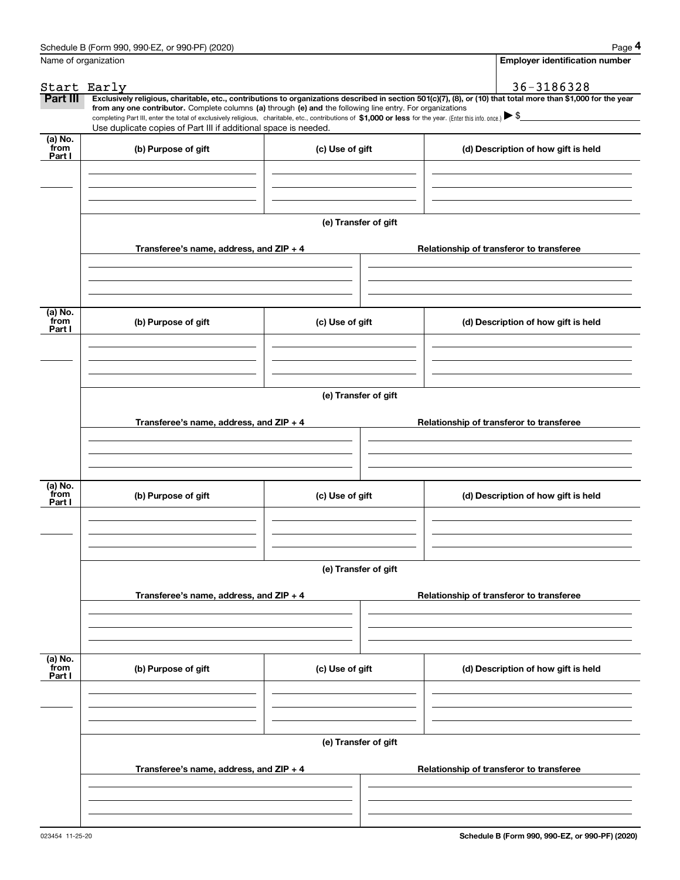Name of organization

Start Early

**Employer identification number**

36-3186328

**Part III** **Exclusively religious, charitable, etc., contributions to organizations described in section 501(c)(7), (8), or (10) that total more than $1,000 for the year from any one contributor.** Complete columns **(a)** through **(e) and** the following line entry. For organizations completing Part III, enter the total of exclusively religious, charitable, etc., contributions of **$1,000 or less** for the year. (Enter this info. once.) ▶ $

Use duplicate copies of Part III if additional space is needed.

| (a) No. from Part I | (b) Purpose of gift | (c) Use of gift | (d) Description of how gift is held |
|---|---|---|---|
| | | | |

**(e) Transfer of gift**

| Transferee's name, address, and ZIP + 4 | Relationship of transferor to transferee |
|---|---|
| | |

| (a) No. from Part I | (b) Purpose of gift | (c) Use of gift | (d) Description of how gift is held |
|---|---|---|---|
| | | | |

**(e) Transfer of gift**

| Transferee's name, address, and ZIP + 4 | Relationship of transferor to transferee |
|---|---|
| | |

| (a) No. from Part I | (b) Purpose of gift | (c) Use of gift | (d) Description of how gift is held |
|---|---|---|---|
| | | | |

**(e) Transfer of gift**

| Transferee's name, address, and ZIP + 4 | Relationship of transferor to transferee |
|---|---|
| | |

| (a) No. from Part I | (b) Purpose of gift | (c) Use of gift | (d) Description of how gift is held |
|---|---|---|---|
| | | | |

**(e) Transfer of gift**

| Transferee's name, address, and ZIP + 4 | Relationship of transferor to transferee |
|---|---|
| | |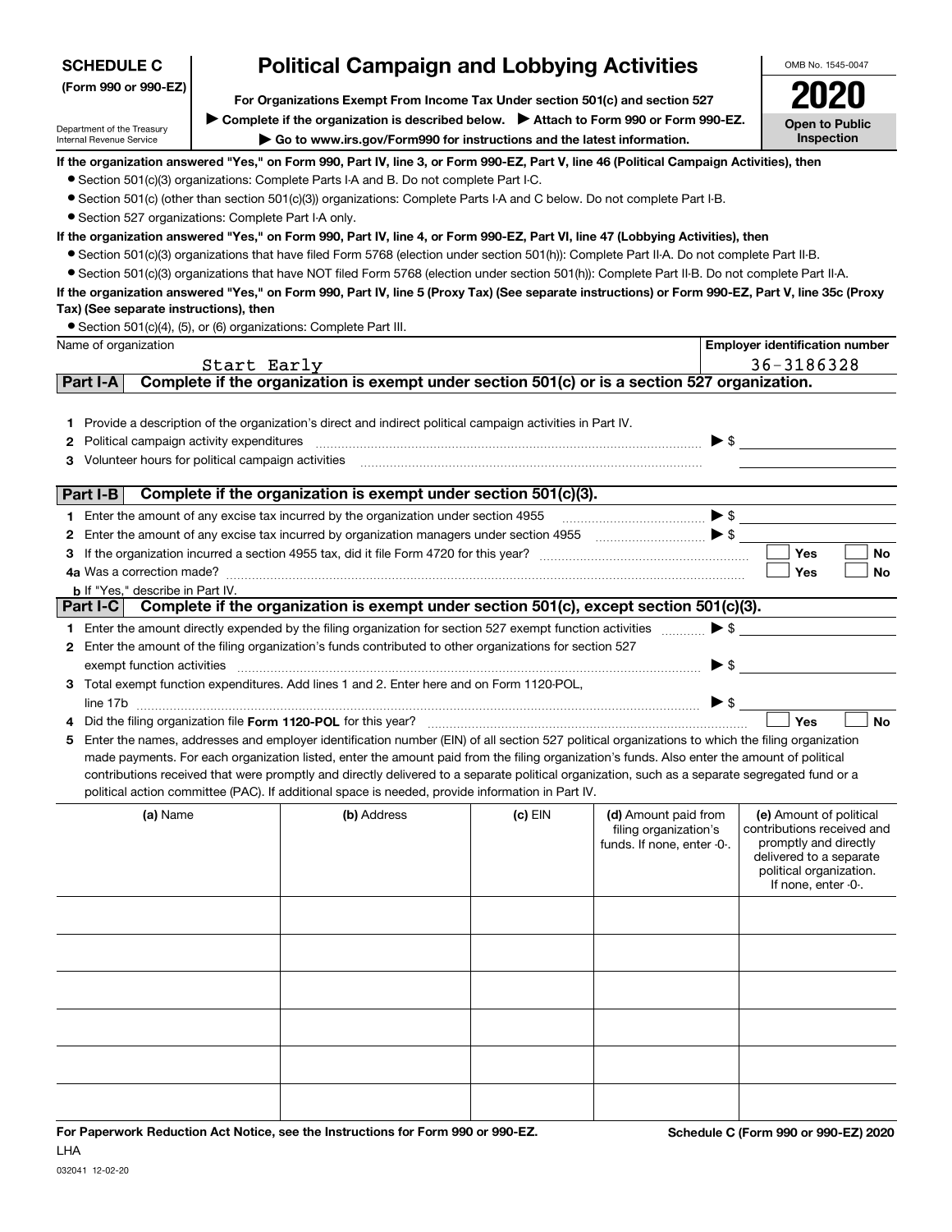**SCHEDULE C**
**(Form 990 or 990-EZ)**

Department of the Treasury
Internal Revenue Service

# Political Campaign and Lobbying Activities

**For Organizations Exempt From Income Tax Under section 501(c) and section 527**

▶ **Complete if the organization is described below.** ▶ **Attach to Form 990 or Form 990-EZ.**

▶ **Go to www.irs.gov/Form990 for instructions and the latest information.**

OMB No. 1545-0047

**2020**

**Open to Public Inspection**

**If the organization answered "Yes," on Form 990, Part IV, line 3, or Form 990-EZ, Part V, line 46 (Political Campaign Activities), then**

- Section 501(c)(3) organizations: Complete Parts I-A and B. Do not complete Part I-C.
- Section 501(c) (other than section 501(c)(3)) organizations: Complete Parts I-A and C below. Do not complete Part I-B.
- Section 527 organizations: Complete Part I-A only.

**If the organization answered "Yes," on Form 990, Part IV, line 4, or Form 990-EZ, Part VI, line 47 (Lobbying Activities), then**

- Section 501(c)(3) organizations that have filed Form 5768 (election under section 501(h)): Complete Part II-A. Do not complete Part II-B.
- Section 501(c)(3) organizations that have NOT filed Form 5768 (election under section 501(h)): Complete Part II-B. Do not complete Part II-A.

**If the organization answered "Yes," on Form 990, Part IV, line 5 (Proxy Tax) (See separate instructions) or Form 990-EZ, Part V, line 35c (Proxy Tax) (See separate instructions), then**

- Section 501(c)(4), (5), or (6) organizations: Complete Part III.

| Name of organization | Employer identification number |
|---|---|
| Start Early | 36-3186328 |

## Part I-A Complete if the organization is exempt under section 501(c) or is a section 527 organization.

1 Provide a description of the organization's direct and indirect political campaign activities in Part IV.

2 Political campaign activity expenditures ▶ $

3 Volunteer hours for political campaign activities

## Part I-B Complete if the organization is exempt under section 501(c)(3).

1 Enter the amount of any excise tax incurred by the organization under section 4955 ▶ $

2 Enter the amount of any excise tax incurred by organization managers under section 4955 ▶ $

3 If the organization incurred a section 4955 tax, did it file Form 4720 for this year? ☐ Yes ☐ No

4a Was a correction made? ☐ Yes ☐ No

b If "Yes," describe in Part IV.

## Part I-C Complete if the organization is exempt under section 501(c), except section 501(c)(3).

1 Enter the amount directly expended by the filing organization for section 527 exempt function activities ▶ $

2 Enter the amount of the filing organization's funds contributed to other organizations for section 527 exempt function activities ▶ $

3 Total exempt function expenditures. Add lines 1 and 2. Enter here and on Form 1120-POL, line 17b ▶ $

4 Did the filing organization file **Form 1120-POL** for this year? ☐ Yes ☐ No

5 Enter the names, addresses and employer identification number (EIN) of all section 527 political organizations to which the filing organization made payments. For each organization listed, enter the amount paid from the filing organization's funds. Also enter the amount of political contributions received that were promptly and directly delivered to a separate political organization, such as a separate segregated fund or a political action committee (PAC). If additional space is needed, provide information in Part IV.

| (a) Name | (b) Address | (c) EIN | (d) Amount paid from filing organization's funds. If none, enter -0-. | (e) Amount of political contributions received and promptly and directly delivered to a separate political organization. If none, enter -0-. |
|---|---|---|---|---|
| | | | | |
| | | | | |
| | | | | |
| | | | | |
| | | | | |
| | | | | |

**For Paperwork Reduction Act Notice, see the Instructions for Form 990 or 990-EZ.** **Schedule C (Form 990 or 990-EZ) 2020**

LHA

032041 12-02-20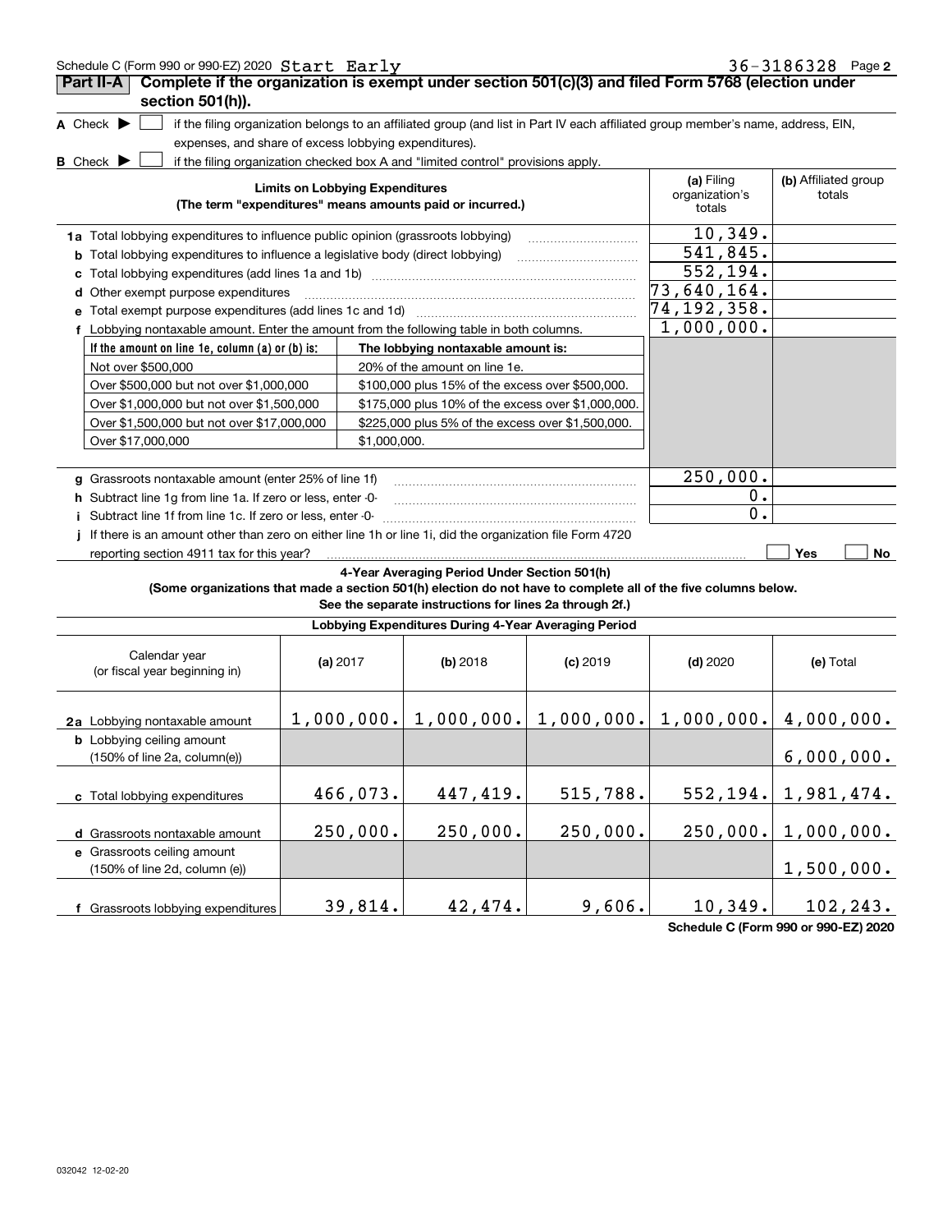Schedule C (Form 990 or 990-EZ) 2020 Start Early 36-3186328 Page 2

## Part II-A Complete if the organization is exempt under section 501(c)(3) and filed Form 5768 (election under section 501(h)).

**A** Check ▶ ☐ if the filing organization belongs to an affiliated group (and list in Part IV each affiliated group member's name, address, EIN, expenses, and share of excess lobbying expenditures).

**B** Check ▶ ☐ if the filing organization checked box A and "limited control" provisions apply.

| Limits on Lobbying Expenditures (The term "expenditures" means amounts paid or incurred.) | (a) Filing organization's totals | (b) Affiliated group totals |
|---|---|---|
| **1a** Total lobbying expenditures to influence public opinion (grassroots lobbying) | 10,349. | |
| **b** Total lobbying expenditures to influence a legislative body (direct lobbying) | 541,845. | |
| **c** Total lobbying expenditures (add lines 1a and 1b) | 552,194. | |
| **d** Other exempt purpose expenditures | 73,640,164. | |
| **e** Total exempt purpose expenditures (add lines 1c and 1d) | 74,192,358. | |
| **f** Lobbying nontaxable amount. Enter the amount from the following table in both columns. | 1,000,000. | |

| If the amount on line 1e, column (a) or (b) is: | The lobbying nontaxable amount is: |
|---|---|
| Not over $500,000 | 20% of the amount on line 1e. |
| Over $500,000 but not over $1,000,000 | $100,000 plus 15% of the excess over $500,000. |
| Over $1,000,000 but not over $1,500,000 | $175,000 plus 10% of the excess over $1,000,000. |
| Over $1,500,000 but not over $17,000,000 | $225,000 plus 5% of the excess over $1,500,000. |
| Over $17,000,000 | $1,000,000. |

| | (a) Filing organization's totals | (b) Affiliated group totals |
|---|---|---|
| **g** Grassroots nontaxable amount (enter 25% of line 1f) | 250,000. | |
| **h** Subtract line 1g from line 1a. If zero or less, enter -0- | 0. | |
| **i** Subtract line 1f from line 1c. If zero or less, enter -0- | 0. | |

**j** If there is an amount other than zero on either line 1h or line 1i, did the organization file Form 4720 reporting section 4911 tax for this year? ☐ Yes ☐ No

### 4-Year Averaging Period Under Section 501(h)

**(Some organizations that made a section 501(h) election do not have to complete all of the five columns below. See the separate instructions for lines 2a through 2f.)**

**Lobbying Expenditures During 4-Year Averaging Period**

| Calendar year (or fiscal year beginning in) | (a) 2017 | (b) 2018 | (c) 2019 | (d) 2020 | (e) Total |
|---|---|---|---|---|---|
| **2a** Lobbying nontaxable amount | 1,000,000. | 1,000,000. | 1,000,000. | 1,000,000. | 4,000,000. |
| **b** Lobbying ceiling amount (150% of line 2a, column(e)) | | | | | 6,000,000. |
| **c** Total lobbying expenditures | 466,073. | 447,419. | 515,788. | 552,194. | 1,981,474. |
| **d** Grassroots nontaxable amount | 250,000. | 250,000. | 250,000. | 250,000. | 1,000,000. |
| **e** Grassroots ceiling amount (150% of line 2d, column (e)) | | | | | 1,500,000. |
| **f** Grassroots lobbying expenditures | 39,814. | 42,474. | 9,606. | 10,349. | 102,243. |

**Schedule C (Form 990 or 990-EZ) 2020**

032042 12-02-20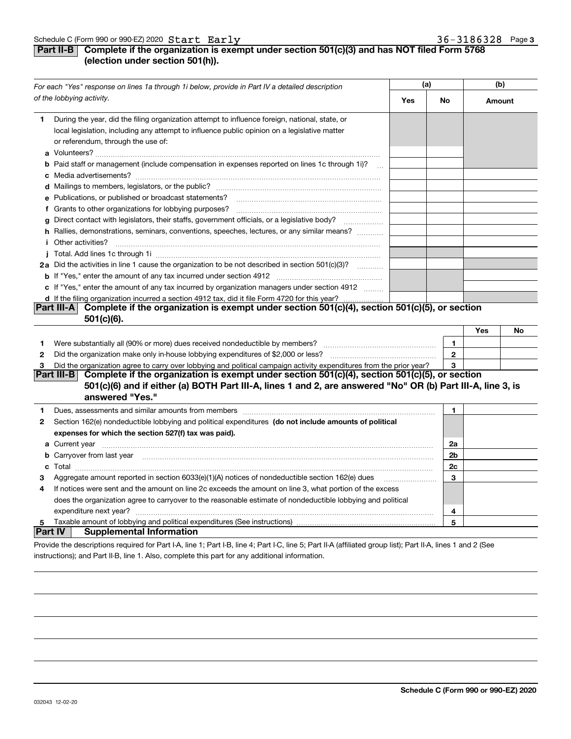Schedule C (Form 990 or 990-EZ) 2020 Start Early 36-3186328 Page 3

## Part II-B Complete if the organization is exempt under section 501(c)(3) and has NOT filed Form 5768 (election under section 501(h)).

| *For each "Yes" response on lines 1a through 1i below, provide in Part IV a detailed description of the lobbying activity.* | (a) Yes | (a) No | (b) Amount |
|---|---|---|---|
| **1** During the year, did the filing organization attempt to influence foreign, national, state, or local legislation, including any attempt to influence public opinion on a legislative matter or referendum, through the use of: | | | |
| **a** Volunteers? | | | |
| **b** Paid staff or management (include compensation in expenses reported on lines 1c through 1i)? | | | |
| **c** Media advertisements? | | | |
| **d** Mailings to members, legislators, or the public? | | | |
| **e** Publications, or published or broadcast statements? | | | |
| **f** Grants to other organizations for lobbying purposes? | | | |
| **g** Direct contact with legislators, their staffs, government officials, or a legislative body? | | | |
| **h** Rallies, demonstrations, seminars, conventions, speeches, lectures, or any similar means? | | | |
| **i** Other activities? | | | |
| **j** Total. Add lines 1c through 1i | | | |
| **2a** Did the activities in line 1 cause the organization to be not described in section 501(c)(3)? | | | |
| **b** If "Yes," enter the amount of any tax incurred under section 4912 | | | |
| **c** If "Yes," enter the amount of any tax incurred by organization managers under section 4912 | | | |
| **d** If the filing organization incurred a section 4912 tax, did it file Form 4720 for this year? | | | |

## Part III-A Complete if the organization is exempt under section 501(c)(4), section 501(c)(5), or section 501(c)(6).

| | | | Yes | No |
|---|---|---|---|---|
| **1** | Were substantially all (90% or more) dues received nondeductible by members? | 1 | | |
| **2** | Did the organization make only in-house lobbying expenditures of $2,000 or less? | 2 | | |
| **3** | Did the organization agree to carry over lobbying and political campaign activity expenditures from the prior year? | 3 | | |

## Part III-B Complete if the organization is exempt under section 501(c)(4), section 501(c)(5), or section 501(c)(6) and if either (a) BOTH Part III-A, lines 1 and 2, are answered "No" OR (b) Part III-A, line 3, is answered "Yes."

| | | | |
|---|---|---|---|
| **1** | Dues, assessments and similar amounts from members | 1 | |
| **2** | Section 162(e) nondeductible lobbying and political expenditures **(do not include amounts of political expenses for which the section 527(f) tax was paid).** | | |
| **a** | Current year | 2a | |
| **b** | Carryover from last year | 2b | |
| **c** | Total | 2c | |
| **3** | Aggregate amount reported in section 6033(e)(1)(A) notices of nondeductible section 162(e) dues | 3 | |
| **4** | If notices were sent and the amount on line 2c exceeds the amount on line 3, what portion of the excess does the organization agree to carryover to the reasonable estimate of nondeductible lobbying and political expenditure next year? | 4 | |
| **5** | Taxable amount of lobbying and political expenditures (See instructions) | 5 | |

## Part IV Supplemental Information

Provide the descriptions required for Part I-A, line 1; Part I-B, line 4; Part I-C, line 5; Part II-A (affiliated group list); Part II-A, lines 1 and 2 (See instructions); and Part II-B, line 1. Also, complete this part for any additional information.

Schedule C (Form 990 or 990-EZ) 2020

032043 12-02-20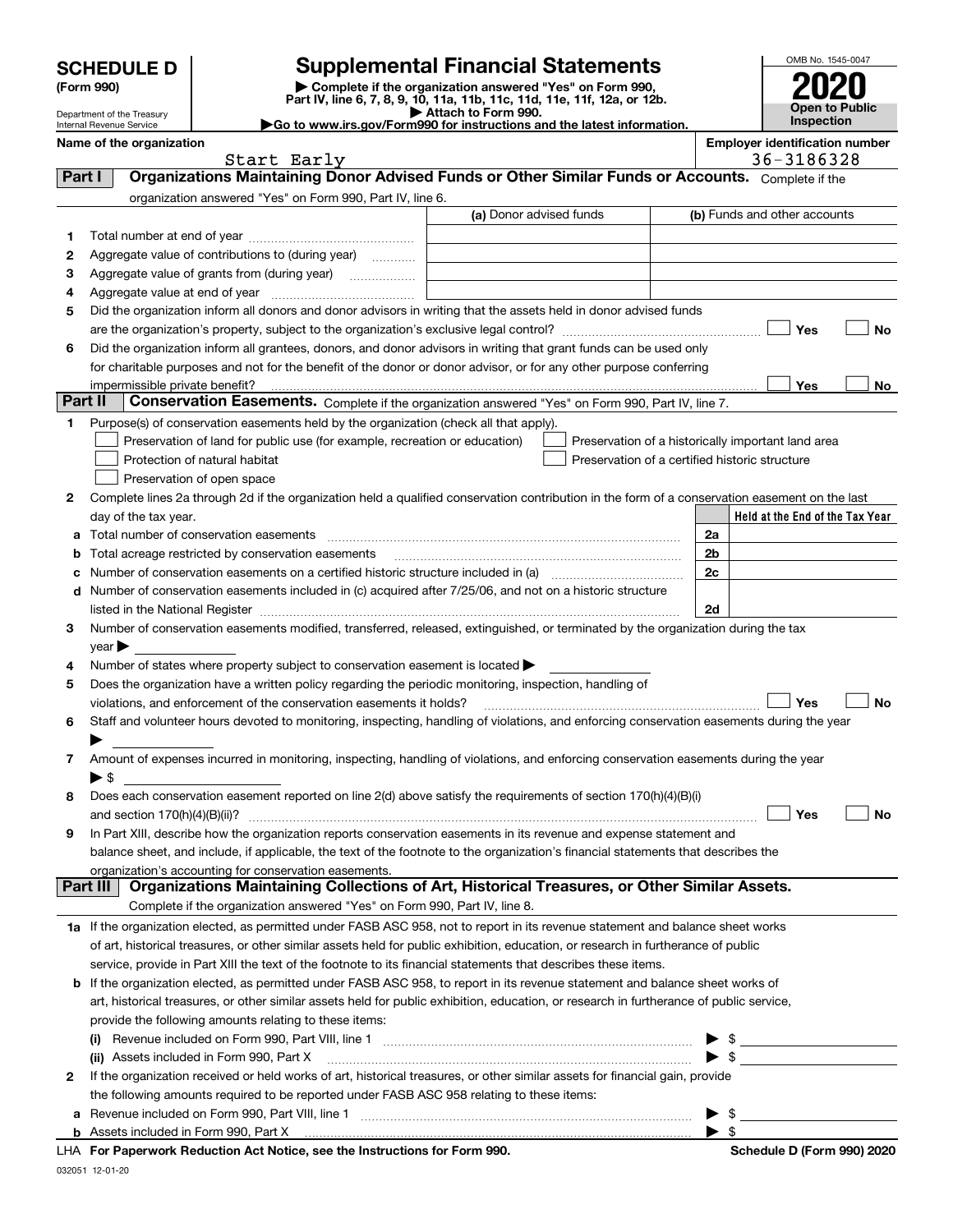# SCHEDULE D (Form 990)

Department of the Treasury
Internal Revenue Service

# Supplemental Financial Statements

▶ Complete if the organization answered "Yes" on Form 990, Part IV, line 6, 7, 8, 9, 10, 11a, 11b, 11c, 11d, 11e, 11f, 12a, or 12b.
▶ Attach to Form 990.
▶Go to www.irs.gov/Form990 for instructions and the latest information.

OMB No. 1545-0047

**2020**

**Open to Public Inspection**

**Name of the organization:** Start Early

**Employer identification number:** 36-3186328

## Part I — Organizations Maintaining Donor Advised Funds or Other Similar Funds or Accounts. Complete if the organization answered "Yes" on Form 990, Part IV, line 6.

| | | (a) Donor advised funds | (b) Funds and other accounts |
|---|---|---|---|
| 1 | Total number at end of year | | |
| 2 | Aggregate value of contributions to (during year) | | |
| 3 | Aggregate value of grants from (during year) | | |
| 4 | Aggregate value at end of year | | |

5 Did the organization inform all donors and donor advisors in writing that the assets held in donor advised funds are the organization's property, subject to the organization's exclusive legal control? ☐ Yes ☐ No

6 Did the organization inform all grantees, donors, and donor advisors in writing that grant funds can be used only for charitable purposes and not for the benefit of the donor or donor advisor, or for any other purpose conferring impermissible private benefit? ☐ Yes ☐ No

## Part II — Conservation Easements. Complete if the organization answered "Yes" on Form 990, Part IV, line 7.

1 Purpose(s) of conservation easements held by the organization (check all that apply).

- ☐ Preservation of land for public use (for example, recreation or education)
- ☐ Protection of natural habitat
- ☐ Preservation of open space
- ☐ Preservation of a historically important land area
- ☐ Preservation of a certified historic structure

2 Complete lines 2a through 2d if the organization held a qualified conservation contribution in the form of a conservation easement on the last day of the tax year.

| | | | Held at the End of the Tax Year |
|---|---|---|---|
| a | Total number of conservation easements | 2a | |
| b | Total acreage restricted by conservation easements | 2b | |
| c | Number of conservation easements on a certified historic structure included in (a) | 2c | |
| d | Number of conservation easements included in (c) acquired after 7/25/06, and not on a historic structure listed in the National Register | 2d | |

3 Number of conservation easements modified, transferred, released, extinguished, or terminated by the organization during the tax year ▶

4 Number of states where property subject to conservation easement is located ▶

5 Does the organization have a written policy regarding the periodic monitoring, inspection, handling of violations, and enforcement of the conservation easements it holds? ☐ Yes ☐ No

6 Staff and volunteer hours devoted to monitoring, inspecting, handling of violations, and enforcing conservation easements during the year ▶

7 Amount of expenses incurred in monitoring, inspecting, handling of violations, and enforcing conservation easements during the year ▶ $

8 Does each conservation easement reported on line 2(d) above satisfy the requirements of section 170(h)(4)(B)(i) and section 170(h)(4)(B)(ii)? ☐ Yes ☐ No

9 In Part XIII, describe how the organization reports conservation easements in its revenue and expense statement and balance sheet, and include, if applicable, the text of the footnote to the organization's financial statements that describes the organization's accounting for conservation easements.

## Part III — Organizations Maintaining Collections of Art, Historical Treasures, or Other Similar Assets. Complete if the organization answered "Yes" on Form 990, Part IV, line 8.

1a If the organization elected, as permitted under FASB ASC 958, not to report in its revenue statement and balance sheet works of art, historical treasures, or other similar assets held for public exhibition, education, or research in furtherance of public service, provide in Part XIII the text of the footnote to its financial statements that describes these items.

b If the organization elected, as permitted under FASB ASC 958, to report in its revenue statement and balance sheet works of art, historical treasures, or other similar assets held for public exhibition, education, or research in furtherance of public service, provide the following amounts relating to these items:

(i) Revenue included on Form 990, Part VIII, line 1 ▶ $

(ii) Assets included in Form 990, Part X ▶ $

2 If the organization received or held works of art, historical treasures, or other similar assets for financial gain, provide the following amounts required to be reported under FASB ASC 958 relating to these items:

a Revenue included on Form 990, Part VIII, line 1 ▶ $

b Assets included in Form 990, Part X ▶ $

LHA For Paperwork Reduction Act Notice, see the Instructions for Form 990. Schedule D (Form 990) 2020

032051 12-01-20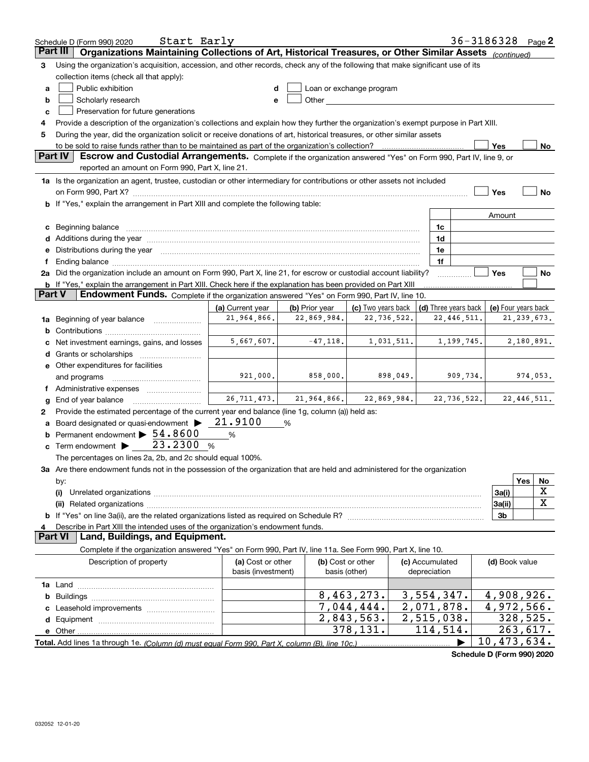Schedule D (Form 990) 2020 Start Early 36-3186328 Page 2

## Part III Organizations Maintaining Collections of Art, Historical Treasures, or Other Similar Assets *(continued)*

3 Using the organization's acquisition, accession, and other records, check any of the following that make significant use of its collection items (check all that apply):

- a ☐ Public exhibition
- b ☐ Scholarly research
- c ☐ Preservation for future generations
- d ☐ Loan or exchange program
- e ☐ Other

4 Provide a description of the organization's collections and explain how they further the organization's exempt purpose in Part XIII.

5 During the year, did the organization solicit or receive donations of art, historical treasures, or other similar assets to be sold to raise funds rather than to be maintained as part of the organization's collection? ☐ Yes ☐ No

## Part IV Escrow and Custodial Arrangements.

Complete if the organization answered "Yes" on Form 990, Part IV, line 9, or reported an amount on Form 990, Part X, line 21.

1a Is the organization an agent, trustee, custodian or other intermediary for contributions or other assets not included on Form 990, Part X? ☐ Yes ☐ No

b If "Yes," explain the arrangement in Part XIII and complete the following table:

| | | Amount |
|---|---|---|
| c Beginning balance | 1c | |
| d Additions during the year | 1d | |
| e Distributions during the year | 1e | |
| f Ending balance | 1f | |

2a Did the organization include an amount on Form 990, Part X, line 21, for escrow or custodial account liability? ☐ Yes ☐ No

b If "Yes," explain the arrangement in Part XIII. Check here if the explanation has been provided on Part XIII ☐

## Part V Endowment Funds.

Complete if the organization answered "Yes" on Form 990, Part IV, line 10.

| | (a) Current year | (b) Prior year | (c) Two years back | (d) Three years back | (e) Four years back |
|---|---|---|---|---|---|
| 1a Beginning of year balance | 21,964,866. | 22,869,984. | 22,736,522. | 22,446,511. | 21,239,673. |
| b Contributions | | | | | |
| c Net investment earnings, gains, and losses | 5,667,607. | -47,118. | 1,031,511. | 1,199,745. | 2,180,891. |
| d Grants or scholarships | | | | | |
| e Other expenditures for facilities and programs | 921,000. | 858,000. | 898,049. | 909,734. | 974,053. |
| f Administrative expenses | | | | | |
| g End of year balance | 26,711,473. | 21,964,866. | 22,869,984. | 22,736,522. | 22,446,511. |

2 Provide the estimated percentage of the current year end balance (line 1g, column (a)) held as:

- a Board designated or quasi-endowment ▶ 21.9100 %
- b Permanent endowment ▶ 54.8600 %
- c Term endowment ▶ 23.2300 %

The percentages on lines 2a, 2b, and 2c should equal 100%.

3a Are there endowment funds not in the possession of the organization that are held and administered for the organization by:

| | | Yes | No |
|---|---|---|---|
| (i) Unrelated organizations | 3a(i) | | X |
| (ii) Related organizations | 3a(ii) | | X |
| b If "Yes" on line 3a(ii), are the related organizations listed as required on Schedule R? | 3b | | |

4 Describe in Part XIII the intended uses of the organization's endowment funds.

## Part VI Land, Buildings, and Equipment.

Complete if the organization answered "Yes" on Form 990, Part IV, line 11a. See Form 990, Part X, line 10.

| Description of property | (a) Cost or other basis (investment) | (b) Cost or other basis (other) | (c) Accumulated depreciation | (d) Book value |
|---|---|---|---|---|
| 1a Land | | | | |
| b Buildings | | 8,463,273. | 3,554,347. | 4,908,926. |
| c Leasehold improvements | | 7,044,444. | 2,071,878. | 4,972,566. |
| d Equipment | | 2,843,563. | 2,515,038. | 328,525. |
| e Other | | 378,131. | 114,514. | 263,617. |
| **Total.** Add lines 1a through 1e. *(Column (d) must equal Form 990, Part X, column (B), line 10c.)* | | | ▶ | 10,473,634. |

Schedule D (Form 990) 2020

032052 12-01-20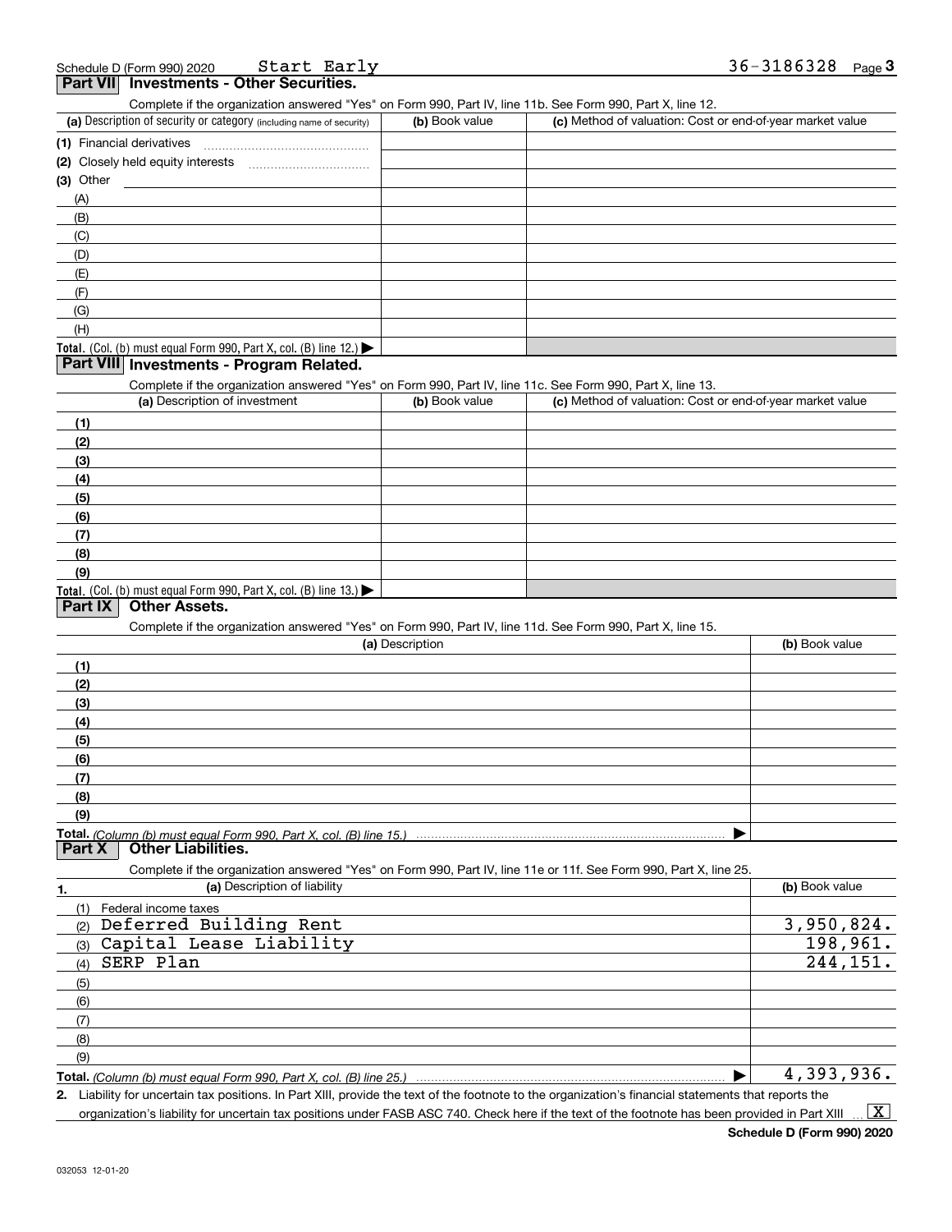Schedule D (Form 990) 2020 Start Early 36-3186328 Page 3

## Part VII Investments - Other Securities.

Complete if the organization answered "Yes" on Form 990, Part IV, line 11b. See Form 990, Part X, line 12.

| (a) Description of security or category (including name of security) | (b) Book value | (c) Method of valuation: Cost or end-of-year market value |
|---|---|---|
| (1) Financial derivatives | | |
| (2) Closely held equity interests | | |
| (3) Other | | |
| (A) | | |
| (B) | | |
| (C) | | |
| (D) | | |
| (E) | | |
| (F) | | |
| (G) | | |
| (H) | | |
| **Total.** (Col. (b) must equal Form 990, Part X, col. (B) line 12.) ▶ | | |

## Part VIII Investments - Program Related.

Complete if the organization answered "Yes" on Form 990, Part IV, line 11c. See Form 990, Part X, line 13.

| (a) Description of investment | (b) Book value | (c) Method of valuation: Cost or end-of-year market value |
|---|---|---|
| (1) | | |
| (2) | | |
| (3) | | |
| (4) | | |
| (5) | | |
| (6) | | |
| (7) | | |
| (8) | | |
| (9) | | |
| **Total.** (Col. (b) must equal Form 990, Part X, col. (B) line 13.) ▶ | | |

## Part IX Other Assets.

Complete if the organization answered "Yes" on Form 990, Part IV, line 11d. See Form 990, Part X, line 15.

| (a) Description | (b) Book value |
|---|---|
| (1) | |
| (2) | |
| (3) | |
| (4) | |
| (5) | |
| (6) | |
| (7) | |
| (8) | |
| (9) | |
| **Total.** *(Column (b) must equal Form 990, Part X, col. (B) line 15.)* ▶ | |

## Part X Other Liabilities.

Complete if the organization answered "Yes" on Form 990, Part IV, line 11e or 11f. See Form 990, Part X, line 25.

| 1. (a) Description of liability | (b) Book value |
|---|---|
| (1) Federal income taxes | |
| (2) Deferred Building Rent | 3,950,824. |
| (3) Capital Lease Liability | 198,961. |
| (4) SERP Plan | 244,151. |
| (5) | |
| (6) | |
| (7) | |
| (8) | |
| (9) | |
| **Total.** *(Column (b) must equal Form 990, Part X, col. (B) line 25.)* ▶ | 4,393,936. |

**2.** Liability for uncertain tax positions. In Part XIII, provide the text of the footnote to the organization's financial statements that reports the organization's liability for uncertain tax positions under FASB ASC 740. Check here if the text of the footnote has been provided in Part XIII ... [X]

**Schedule D (Form 990) 2020**

032053 12-01-20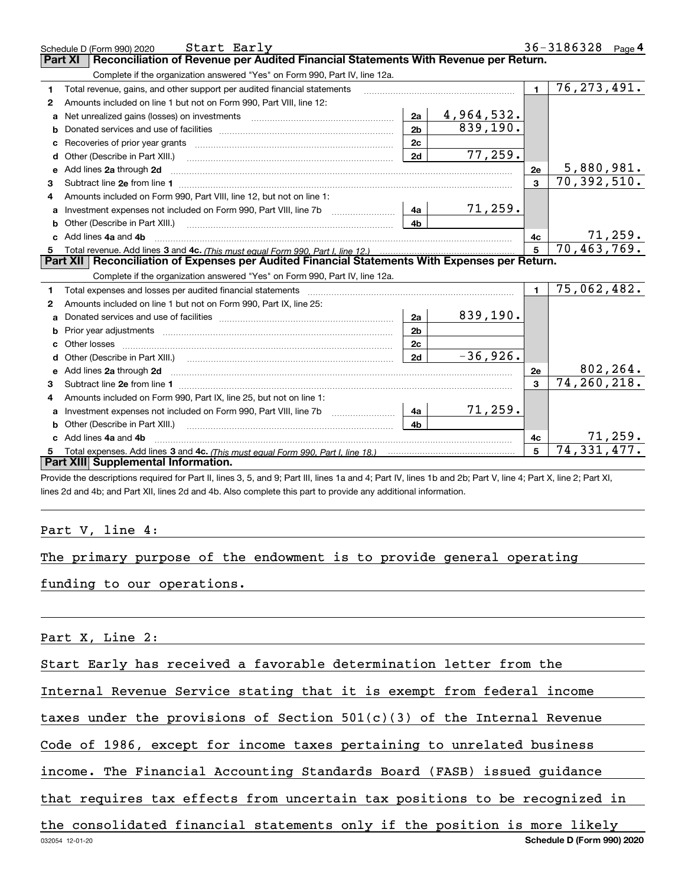Schedule D (Form 990) 2020 Start Early 36-3186328 Page 4

## Part XI Reconciliation of Revenue per Audited Financial Statements With Revenue per Return.

Complete if the organization answered "Yes" on Form 990, Part IV, line 12a.

| | | | | | |
|---|---|---|---|---|---|
| 1 | Total revenue, gains, and other support per audited financial statements | | | 1 | 76,273,491. |
| 2 | Amounts included on line 1 but not on Form 990, Part VIII, line 12: | | | | |
| a | Net unrealized gains (losses) on investments | 2a | 4,964,532. | | |
| b | Donated services and use of facilities | 2b | 839,190. | | |
| c | Recoveries of prior year grants | 2c | | | |
| d | Other (Describe in Part XIII.) | 2d | 77,259. | | |
| e | Add lines 2a through 2d | | | 2e | 5,880,981. |
| 3 | Subtract line 2e from line 1 | | | 3 | 70,392,510. |
| 4 | Amounts included on Form 990, Part VIII, line 12, but not on line 1: | | | | |
| a | Investment expenses not included on Form 990, Part VIII, line 7b | 4a | 71,259. | | |
| b | Other (Describe in Part XIII.) | 4b | | | |
| c | Add lines 4a and 4b | | | 4c | 71,259. |
| 5 | Total revenue. Add lines 3 and 4c. *(This must equal Form 990, Part I, line 12.)* | | | 5 | 70,463,769. |

## Part XII Reconciliation of Expenses per Audited Financial Statements With Expenses per Return.

Complete if the organization answered "Yes" on Form 990, Part IV, line 12a.

| | | | | | |
|---|---|---|---|---|---|
| 1 | Total expenses and losses per audited financial statements | | | 1 | 75,062,482. |
| 2 | Amounts included on line 1 but not on Form 990, Part IX, line 25: | | | | |
| a | Donated services and use of facilities | 2a | 839,190. | | |
| b | Prior year adjustments | 2b | | | |
| c | Other losses | 2c | | | |
| d | Other (Describe in Part XIII.) | 2d | -36,926. | | |
| e | Add lines 2a through 2d | | | 2e | 802,264. |
| 3 | Subtract line 2e from line 1 | | | 3 | 74,260,218. |
| 4 | Amounts included on Form 990, Part IX, line 25, but not on line 1: | | | | |
| a | Investment expenses not included on Form 990, Part VIII, line 7b | 4a | 71,259. | | |
| b | Other (Describe in Part XIII.) | 4b | | | |
| c | Add lines 4a and 4b | | | 4c | 71,259. |
| 5 | Total expenses. Add lines 3 and 4c. *(This must equal Form 990, Part I, line 18.)* | | | 5 | 74,331,477. |

## Part XIII Supplemental Information.

Provide the descriptions required for Part II, lines 3, 5, and 9; Part III, lines 1a and 4; Part IV, lines 1b and 2b; Part V, line 4; Part X, line 2; Part XI, lines 2d and 4b; and Part XII, lines 2d and 4b. Also complete this part to provide any additional information.

Part V, line 4:

The primary purpose of the endowment is to provide general operating funding to our operations.

Part X, Line 2:

Start Early has received a favorable determination letter from the Internal Revenue Service stating that it is exempt from federal income taxes under the provisions of Section 501(c)(3) of the Internal Revenue Code of 1986, except for income taxes pertaining to unrelated business income. The Financial Accounting Standards Board (FASB) issued guidance that requires tax effects from uncertain tax positions to be recognized in the consolidated financial statements only if the position is more likely

032054 12-01-20 Schedule D (Form 990) 2020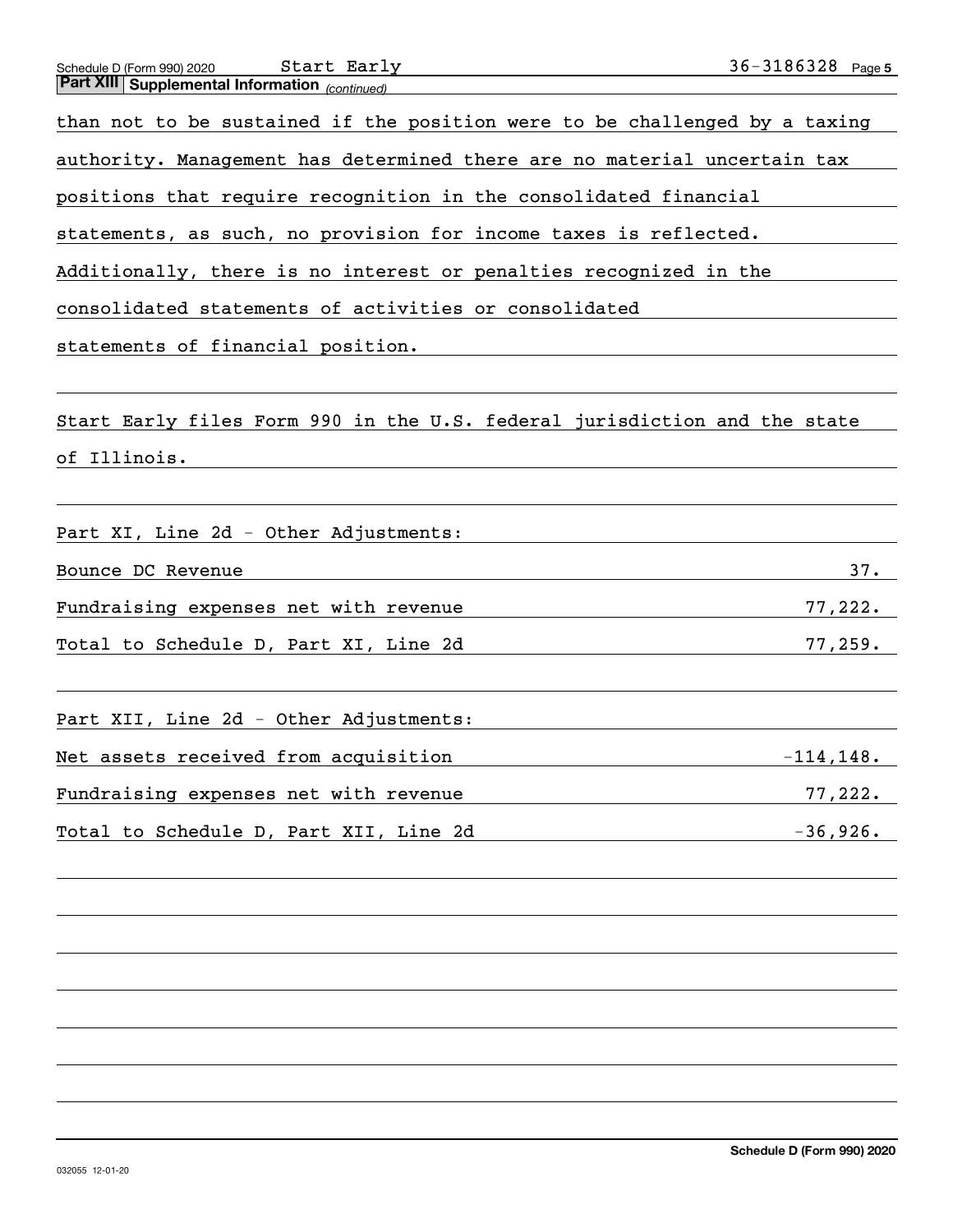**Part XIII Supplemental Information** *(continued)*

than not to be sustained if the position were to be challenged by a taxing authority. Management has determined there are no material uncertain tax positions that require recognition in the consolidated financial statements, as such, no provision for income taxes is reflected. Additionally, there is no interest or penalties recognized in the consolidated statements of activities or consolidated statements of financial position.

Start Early files Form 990 in the U.S. federal jurisdiction and the state of Illinois.

Part XI, Line 2d - Other Adjustments:

| | |
|---|---|
| Bounce DC Revenue | 37. |
| Fundraising expenses net with revenue | 77,222. |
| Total to Schedule D, Part XI, Line 2d | 77,259. |

Part XII, Line 2d - Other Adjustments:

| | |
|---|---|
| Net assets received from acquisition | -114,148. |
| Fundraising expenses net with revenue | 77,222. |
| Total to Schedule D, Part XII, Line 2d | -36,926. |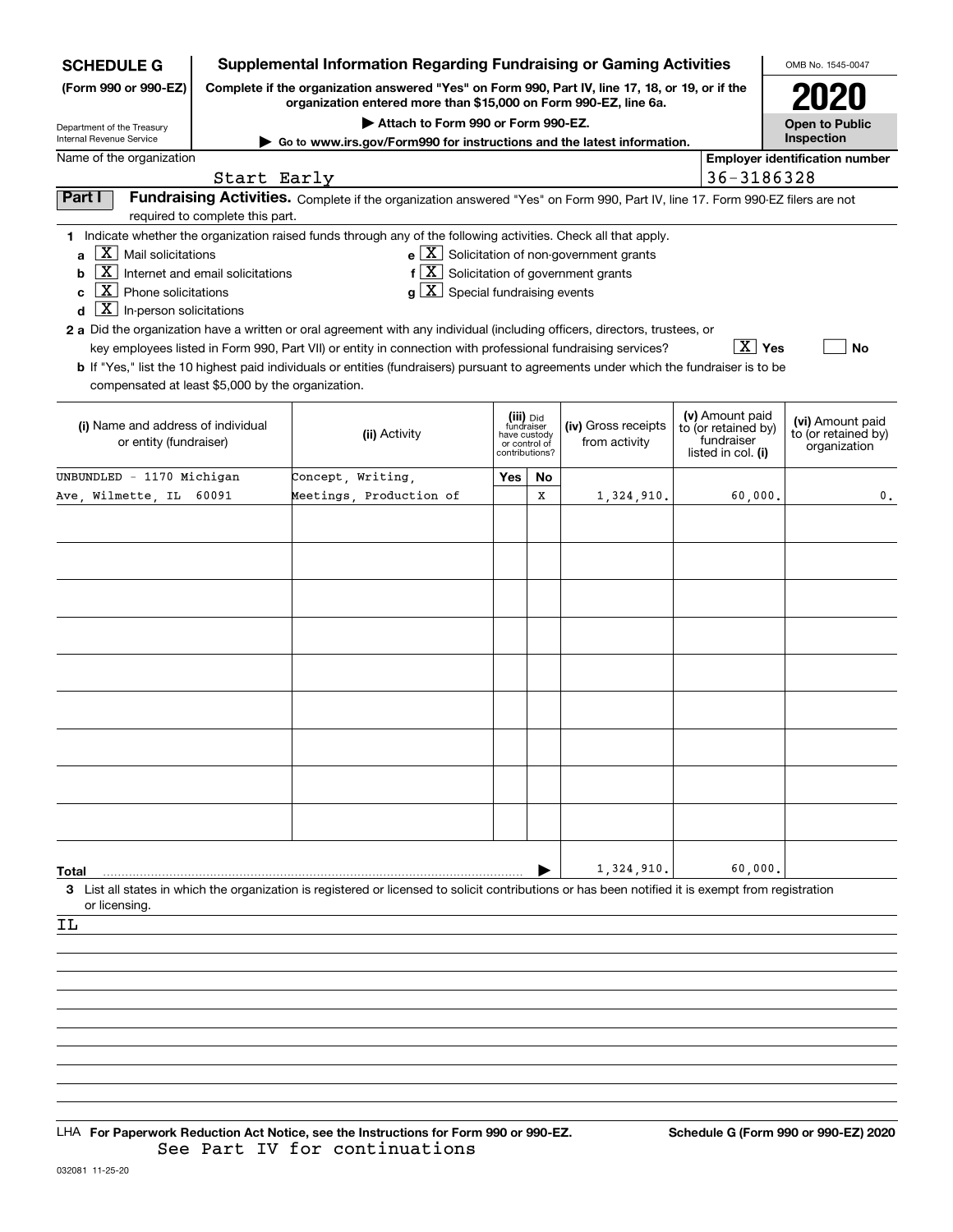# SCHEDULE G (Form 990 or 990-EZ)

Department of the Treasury
Internal Revenue Service

## Supplemental Information Regarding Fundraising or Gaming Activities

**Complete if the organization answered "Yes" on Form 990, Part IV, line 17, 18, or 19, or if the organization entered more than $15,000 on Form 990-EZ, line 6a.**

**▶ Attach to Form 990 or Form 990-EZ.**

**▶ Go to www.irs.gov/Form990 for instructions and the latest information.**

OMB No. 1545-0047

**2020**

**Open to Public Inspection**

Name of the organization: Start Early

Employer identification number: 36-3186328

## Part I Fundraising Activities.

Complete if the organization answered "Yes" on Form 990, Part IV, line 17. Form 990-EZ filers are not required to complete this part.

**1** Indicate whether the organization raised funds through any of the following activities. Check all that apply.

- **a** [X] Mail solicitations
- **b** [X] Internet and email solicitations
- **c** [X] Phone solicitations
- **d** [X] In-person solicitations
- **e** [X] Solicitation of non-government grants
- **f** [X] Solicitation of government grants
- **g** [X] Special fundraising events

**2 a** Did the organization have a written or oral agreement with any individual (including officers, directors, trustees, or key employees listed in Form 990, Part VII) or entity in connection with professional fundraising services? [X] Yes [ ] No

**b** If "Yes," list the 10 highest paid individuals or entities (fundraisers) pursuant to agreements under which the fundraiser is to be compensated at least $5,000 by the organization.

| (i) Name and address of individual or entity (fundraiser) | (ii) Activity | (iii) Did fundraiser have custody or control of contributions? Yes | No | (iv) Gross receipts from activity | (v) Amount paid to (or retained by) fundraiser listed in col. (i) | (vi) Amount paid to (or retained by) organization |
|---|---|---|---|---|---|---|
| UNBUNDLED - 1170 Michigan Ave, Wilmette, IL 60091 | Concept, Writing, Meetings, Production of | | X | 1,324,910. | 60,000. | 0. |
| | | | | | | |
| | | | | | | |
| | | | | | | |
| | | | | | | |
| | | | | | | |
| | | | | | | |
| | | | | | | |
| | | | | | | |
| | | | | | | |
| **Total** | | | | 1,324,910. | 60,000. | |

**3** List all states in which the organization is registered or licensed to solicit contributions or has been notified it is exempt from registration or licensing.

IL

LHA **For Paperwork Reduction Act Notice, see the Instructions for Form 990 or 990-EZ.**

See Part IV for continuations

**Schedule G (Form 990 or 990-EZ) 2020**

032081 11-25-20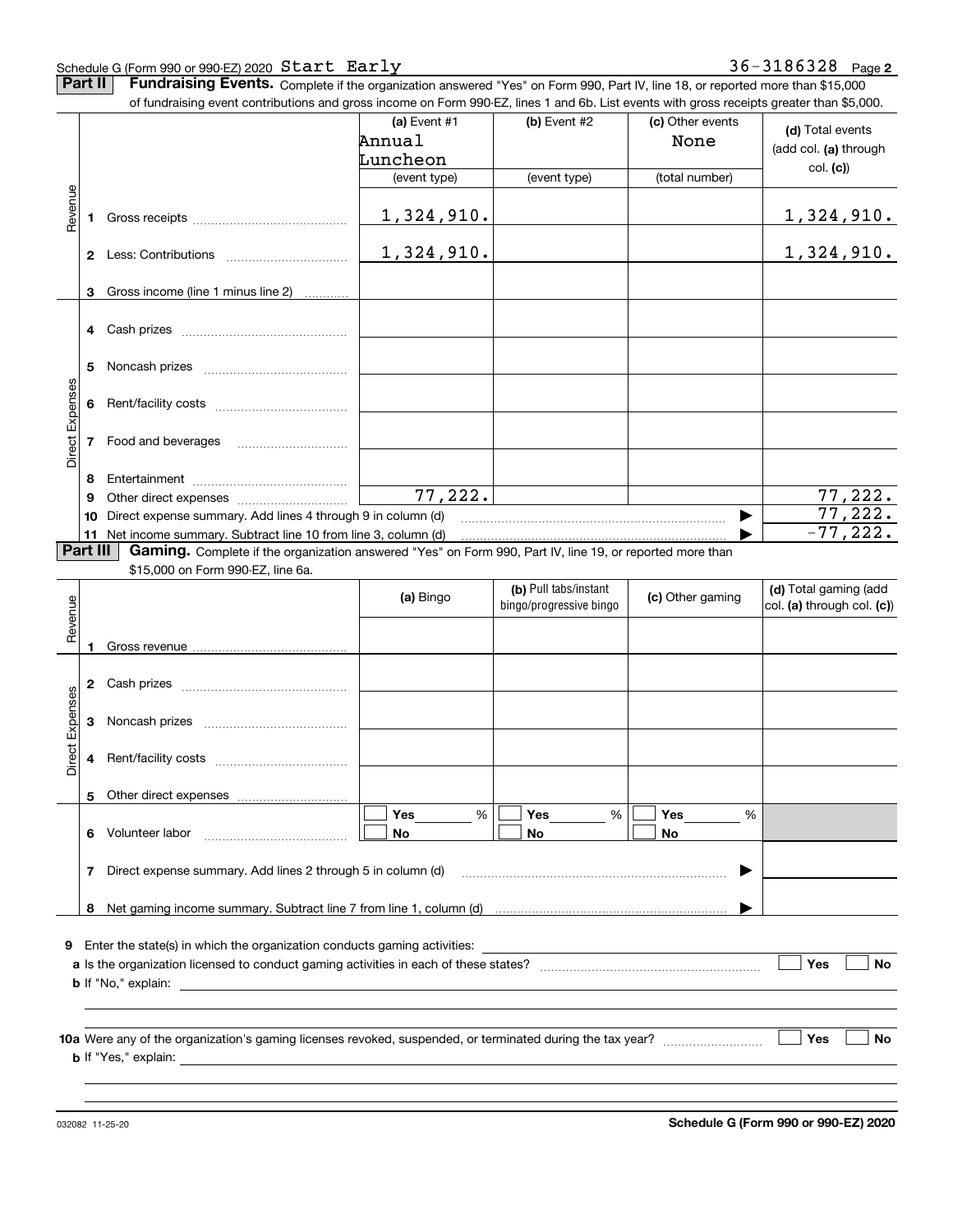Schedule G (Form 990 or 990-EZ) 2020 Start Early 36-3186328 Page **2**

**Part II** **Fundraising Events.** Complete if the organization answered "Yes" on Form 990, Part IV, line 18, or reported more than $15,000 of fundraising event contributions and gross income on Form 990-EZ, lines 1 and 6b. List events with gross receipts greater than $5,000.

| | | | (a) Event #1 Annual Luncheon (event type) | (b) Event #2 (event type) | (c) Other events None (total number) | (d) Total events (add col. (a) through col. (c)) |
|---|---|---|---|---|---|---|
| Revenue | 1 | Gross receipts | 1,324,910. | | | 1,324,910. |
| | 2 | Less: Contributions | 1,324,910. | | | 1,324,910. |
| | 3 | Gross income (line 1 minus line 2) | | | | |
| Direct Expenses | 4 | Cash prizes | | | | |
| | 5 | Noncash prizes | | | | |
| | 6 | Rent/facility costs | | | | |
| | 7 | Food and beverages | | | | |
| | 8 | Entertainment | | | | |
| | 9 | Other direct expenses | 77,222. | | | 77,222. |
| | 10 | Direct expense summary. Add lines 4 through 9 in column (d) | | | | 77,222. |
| | 11 | Net income summary. Subtract line 10 from line 3, column (d) | | | | -77,222. |

**Part III** **Gaming.** Complete if the organization answered "Yes" on Form 990, Part IV, line 19, or reported more than $15,000 on Form 990-EZ, line 6a.

| | | | (a) Bingo | (b) Pull tabs/instant bingo/progressive bingo | (c) Other gaming | (d) Total gaming (add col. (a) through col. (c)) |
|---|---|---|---|---|---|---|
| Revenue | 1 | Gross revenue | | | | |
| Direct Expenses | 2 | Cash prizes | | | | |
| | 3 | Noncash prizes | | | | |
| | 4 | Rent/facility costs | | | | |
| | 5 | Other direct expenses | | | | |
| | 6 | Volunteer labor | ☐ Yes ___ % ☐ No | ☐ Yes ___ % ☐ No | ☐ Yes ___ % ☐ No | |
| | 7 | Direct expense summary. Add lines 2 through 5 in column (d) | | | | |
| | 8 | Net gaming income summary. Subtract line 7 from line 1, column (d) | | | | |

**9** Enter the state(s) in which the organization conducts gaming activities: ______

**a** Is the organization licensed to conduct gaming activities in each of these states? ☐ Yes ☐ No

**b** If "No," explain: ______

**10a** Were any of the organization's gaming licenses revoked, suspended, or terminated during the tax year? ☐ Yes ☐ No

**b** If "Yes," explain: ______

032082 11-25-20 **Schedule G (Form 990 or 990-EZ) 2020**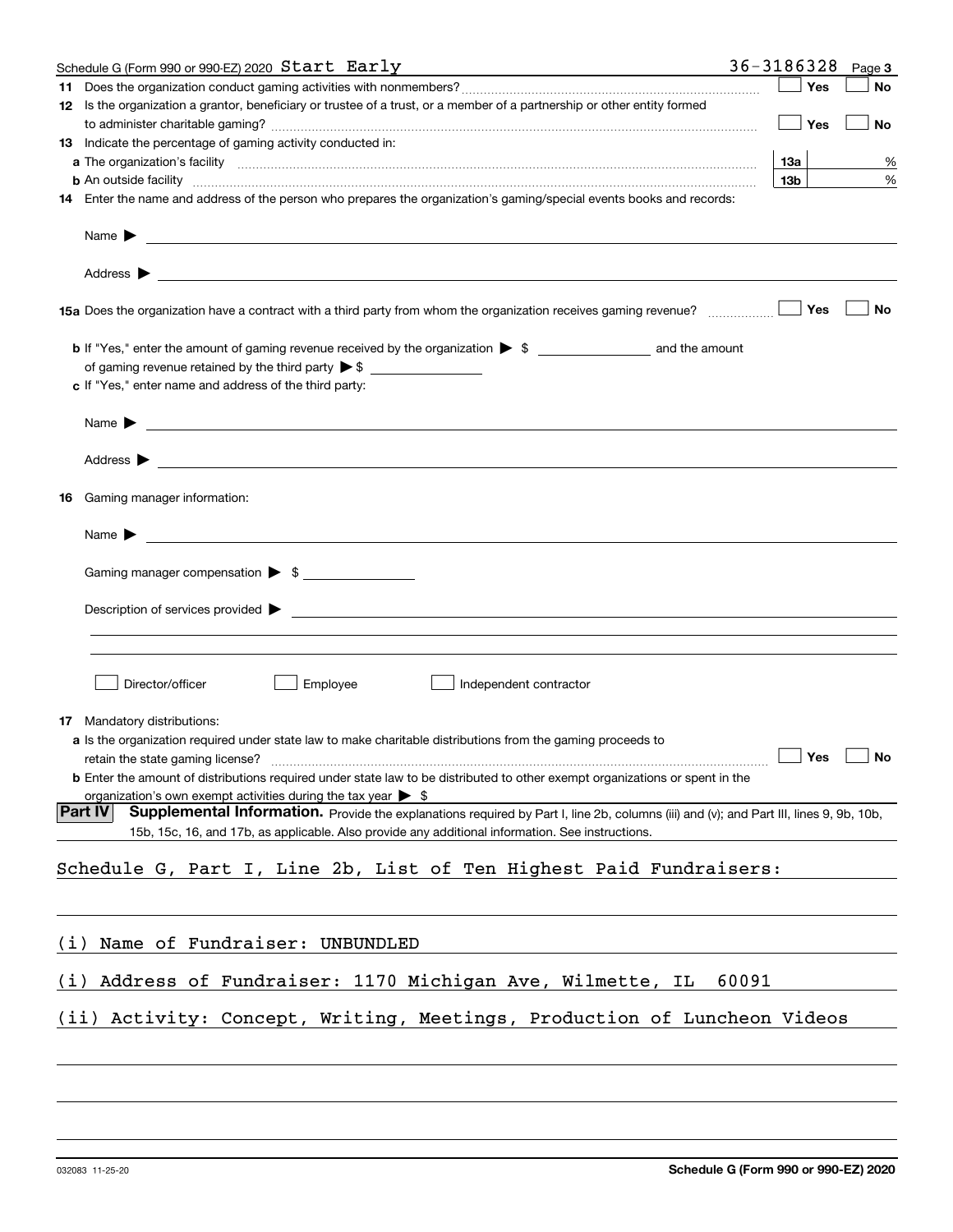Schedule G (Form 990 or 990-EZ) 2020 Start Early 36-3186328 Page 3

**11** Does the organization conduct gaming activities with nonmembers? ☐ Yes ☐ No

**12** Is the organization a grantor, beneficiary or trustee of a trust, or a member of a partnership or other entity formed to administer charitable gaming? ☐ Yes ☐ No

**13** Indicate the percentage of gaming activity conducted in:

**a** The organization's facility **13a** %

**b** An outside facility **13b** %

**14** Enter the name and address of the person who prepares the organization's gaming/special events books and records:

Name ▶

Address ▶

**15a** Does the organization have a contract with a third party from whom the organization receives gaming revenue? ☐ Yes ☐ No

**b** If "Yes," enter the amount of gaming revenue received by the organization ▶ $ and the amount of gaming revenue retained by the third party ▶ $

**c** If "Yes," enter name and address of the third party:

Name ▶

Address ▶

**16** Gaming manager information:

Name ▶

Gaming manager compensation ▶ $

Description of services provided ▶

☐ Director/officer ☐ Employee ☐ Independent contractor

**17** Mandatory distributions:

**a** Is the organization required under state law to make charitable distributions from the gaming proceeds to retain the state gaming license? ☐ Yes ☐ No

**b** Enter the amount of distributions required under state law to be distributed to other exempt organizations or spent in the organization's own exempt activities during the tax year ▶ $

**Part IV** **Supplemental Information.** Provide the explanations required by Part I, line 2b, columns (iii) and (v); and Part III, lines 9, 9b, 10b, 15b, 15c, 16, and 17b, as applicable. Also provide any additional information. See instructions.

Schedule G, Part I, Line 2b, List of Ten Highest Paid Fundraisers:

(i) Name of Fundraiser: UNBUNDLED

(i) Address of Fundraiser: 1170 Michigan Ave, Wilmette, IL 60091

(ii) Activity: Concept, Writing, Meetings, Production of Luncheon Videos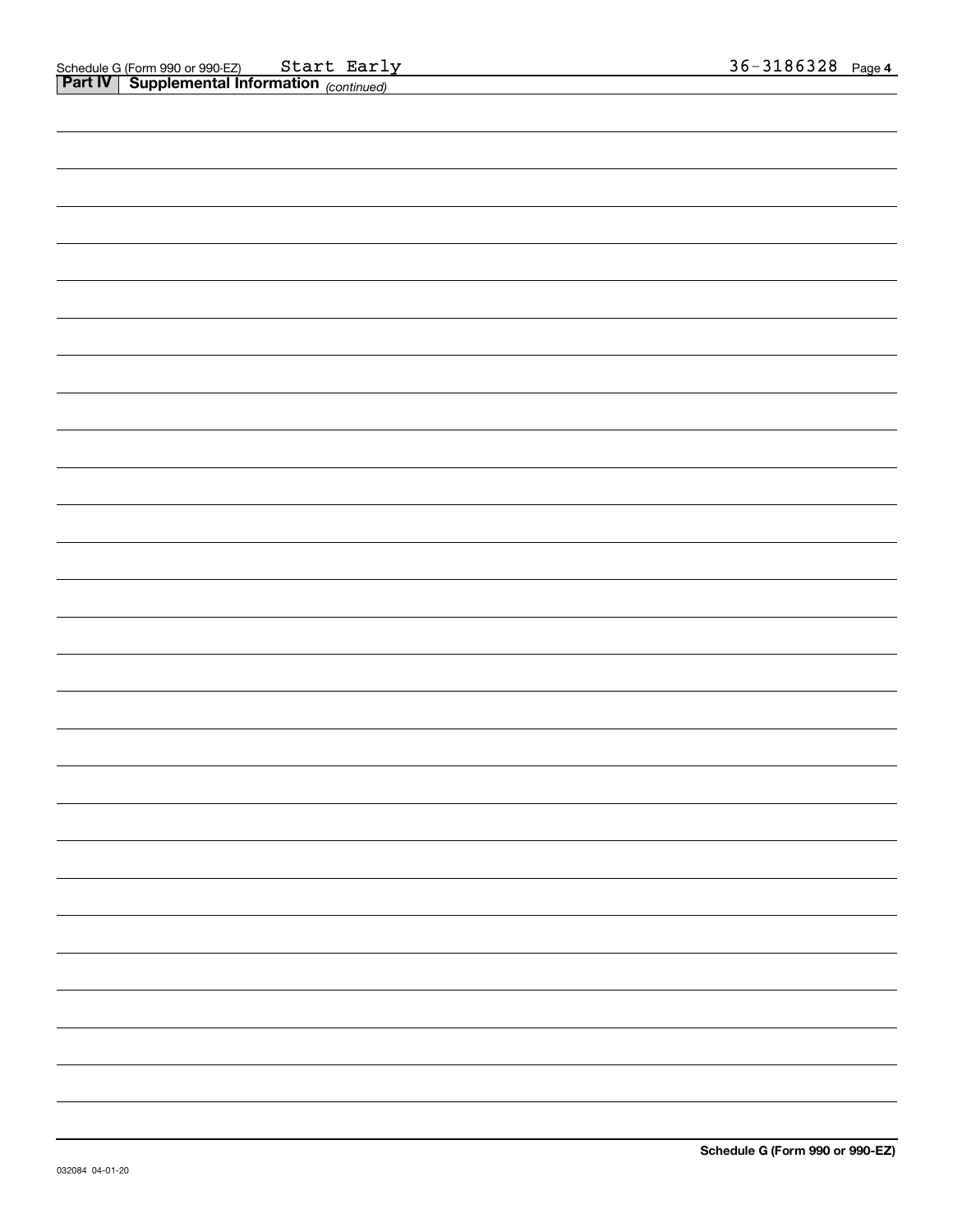Schedule G (Form 990 or 990-EZ) Start Early 36-3186328 Page 4

**Part IV** **Supplemental Information** *(continued)*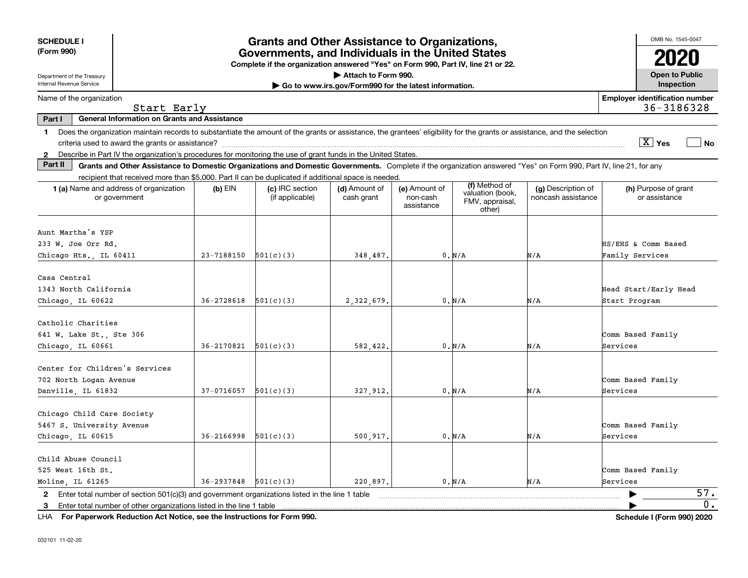**SCHEDULE I (Form 990)**

Department of the Treasury
Internal Revenue Service

# Grants and Other Assistance to Organizations, Governments, and Individuals in the United States

**Complete if the organization answered "Yes" on Form 990, Part IV, line 21 or 22.**

**▶ Attach to Form 990.**

**▶ Go to www.irs.gov/Form990 for the latest information.**

OMB No. 1545-0047

**2020**

**Open to Public Inspection**

Name of the organization: Start Early

**Employer identification number:** 36-3186328

**Part I General Information on Grants and Assistance**

1 Does the organization maintain records to substantiate the amount of the grants or assistance, the grantees' eligibility for the grants or assistance, and the selection criteria used to award the grants or assistance? [X] Yes [ ] No

2 Describe in Part IV the organization's procedures for monitoring the use of grant funds in the United States.

**Part II Grants and Other Assistance to Domestic Organizations and Domestic Governments.** Complete if the organization answered "Yes" on Form 990, Part IV, line 21, for any recipient that received more than $5,000. Part II can be duplicated if additional space is needed.

| 1 (a) Name and address of organization or government | (b) EIN | (c) IRC section (if applicable) | (d) Amount of cash grant | (e) Amount of non-cash assistance | (f) Method of valuation (book, FMV, appraisal, other) | (g) Description of noncash assistance | (h) Purpose of grant or assistance |
|---|---|---|---|---|---|---|---|
| Aunt Martha's YSP<br>233 W. Joe Orr Rd.<br>Chicago Hts., IL 60411 | 23-7188150 | 501(c)(3) | 348,487. | 0. | N/A | N/A | HS/EHS & Comm Based Family Services |
| Casa Central<br>1343 North California<br>Chicago, IL 60622 | 36-2728618 | 501(c)(3) | 2,322,679. | 0. | N/A | N/A | Head Start/Early Head Start Program |
| Catholic Charities<br>641 W. Lake St., Ste 306<br>Chicago, IL 60661 | 36-2170821 | 501(c)(3) | 582,422. | 0. | N/A | N/A | Comm Based Family Services |
| Center for Children's Services<br>702 North Logan Avenue<br>Danville, IL 61832 | 37-0716057 | 501(c)(3) | 327,912. | 0. | N/A | N/A | Comm Based Family Services |
| Chicago Child Care Society<br>5467 S. University Avenue<br>Chicago, IL 60615 | 36-2166998 | 501(c)(3) | 500,917. | 0. | N/A | N/A | Comm Based Family Services |
| Child Abuse Council<br>525 West 16th St.<br>Moline, IL 61265 | 36-2937848 | 501(c)(3) | 220,897. | 0. | N/A | N/A | Comm Based Family Services |

2 Enter total number of section 501(c)(3) and government organizations listed in the line 1 table ▶ 57.

3 Enter total number of other organizations listed in the line 1 table ▶ 0.

LHA **For Paperwork Reduction Act Notice, see the Instructions for Form 990.** **Schedule I (Form 990) 2020**

032101 11-02-20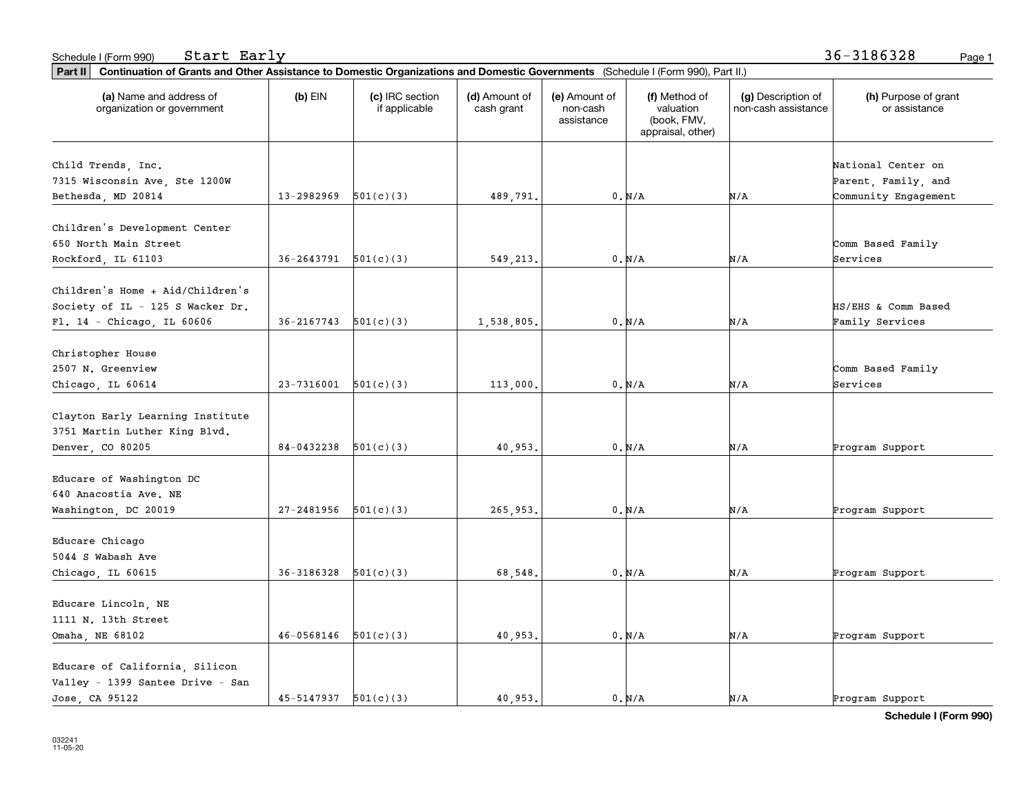Schedule I (Form 990) Start Early 36-3186328

**Part II** **Continuation of Grants and Other Assistance to Domestic Organizations and Domestic Governments** (Schedule I (Form 990), Part II.)

| (a) Name and address of organization or government | (b) EIN | (c) IRC section if applicable | (d) Amount of cash grant | (e) Amount of non-cash assistance | (f) Method of valuation (book, FMV, appraisal, other) | (g) Description of non-cash assistance | (h) Purpose of grant or assistance |
|---|---|---|---|---|---|---|---|
| Child Trends, Inc. 7315 Wisconsin Ave, Ste 1200W Bethesda, MD 20814 | 13-2982969 | 501(c)(3) | 489,791. | 0. | N/A | N/A | National Center on Parent, Family, and Community Engagement |
| Children's Development Center 650 North Main Street Rockford, IL 61103 | 36-2643791 | 501(c)(3) | 549,213. | 0. | N/A | N/A | Comm Based Family Services |
| Children's Home + Aid/Children's Society of IL - 125 S Wacker Dr. Fl. 14 - Chicago, IL 60606 | 36-2167743 | 501(c)(3) | 1,538,805. | 0. | N/A | N/A | HS/EHS & Comm Based Family Services |
| Christopher House 2507 N. Greenview Chicago, IL 60614 | 23-7316001 | 501(c)(3) | 113,000. | 0. | N/A | N/A | Comm Based Family Services |
| Clayton Early Learning Institute 3751 Martin Luther King Blvd. Denver, CO 80205 | 84-0432238 | 501(c)(3) | 40,953. | 0. | N/A | N/A | Program Support |
| Educare of Washington DC 640 Anacostia Ave. NE Washington, DC 20019 | 27-2481956 | 501(c)(3) | 265,953. | 0. | N/A | N/A | Program Support |
| Educare Chicago 5044 S Wabash Ave Chicago, IL 60615 | 36-3186328 | 501(c)(3) | 68,548. | 0. | N/A | N/A | Program Support |
| Educare Lincoln, NE 1111 N. 13th Street Omaha, NE 68102 | 46-0568146 | 501(c)(3) | 40,953. | 0. | N/A | N/A | Program Support |
| Educare of California, Silicon Valley - 1399 Santee Drive - San Jose, CA 95122 | 45-5147937 | 501(c)(3) | 40,953. | 0. | N/A | N/A | Program Support |

**Schedule I (Form 990)**

032241 11-05-20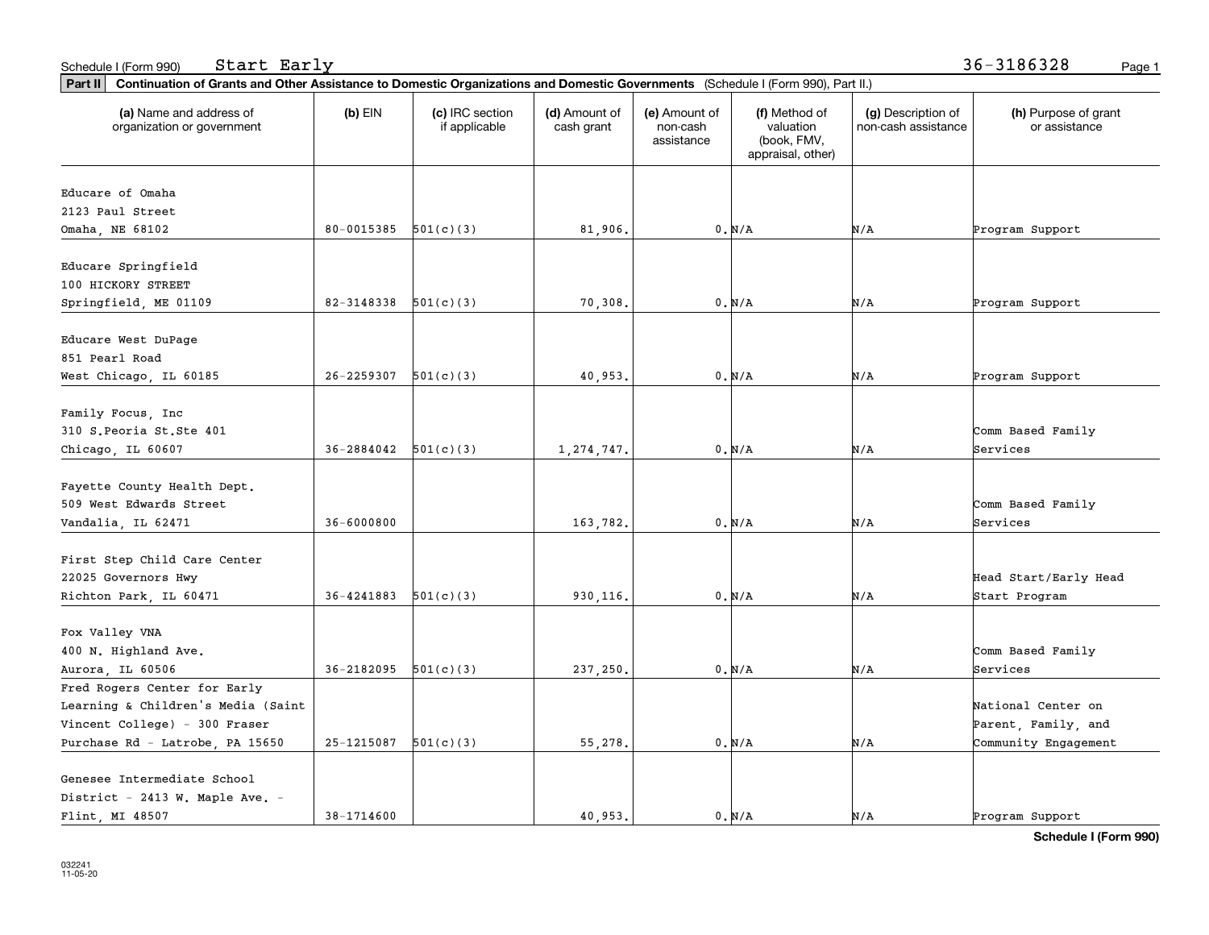Schedule I (Form 990) Start Early 36-3186328

**Part II** **Continuation of Grants and Other Assistance to Domestic Organizations and Domestic Governments** (Schedule I (Form 990), Part II.)

| (a) Name and address of organization or government | (b) EIN | (c) IRC section if applicable | (d) Amount of cash grant | (e) Amount of non-cash assistance | (f) Method of valuation (book, FMV, appraisal, other) | (g) Description of non-cash assistance | (h) Purpose of grant or assistance |
|---|---|---|---|---|---|---|---|
| Educare of Omaha<br>2123 Paul Street<br>Omaha, NE 68102 | 80-0015385 | 501(c)(3) | 81,906. | 0. | N/A | N/A | Program Support |
| Educare Springfield<br>100 HICKORY STREET<br>Springfield, ME 01109 | 82-3148338 | 501(c)(3) | 70,308. | 0. | N/A | N/A | Program Support |
| Educare West DuPage<br>851 Pearl Road<br>West Chicago, IL 60185 | 26-2259307 | 501(c)(3) | 40,953. | 0. | N/A | N/A | Program Support |
| Family Focus, Inc<br>310 S.Peoria St.Ste 401<br>Chicago, IL 60607 | 36-2884042 | 501(c)(3) | 1,274,747. | 0. | N/A | N/A | Comm Based Family Services |
| Fayette County Health Dept.<br>509 West Edwards Street<br>Vandalia, IL 62471 | 36-6000800 | | 163,782. | 0. | N/A | N/A | Comm Based Family Services |
| First Step Child Care Center<br>22025 Governors Hwy<br>Richton Park, IL 60471 | 36-4241883 | 501(c)(3) | 930,116. | 0. | N/A | N/A | Head Start/Early Head Start Program |
| Fox Valley VNA<br>400 N. Highland Ave.<br>Aurora, IL 60506 | 36-2182095 | 501(c)(3) | 237,250. | 0. | N/A | N/A | Comm Based Family Services |
| Fred Rogers Center for Early Learning & Children's Media (Saint Vincent College) - 300 Fraser Purchase Rd - Latrobe, PA 15650 | 25-1215087 | 501(c)(3) | 55,278. | 0. | N/A | N/A | National Center on Parent, Family, and Community Engagement |
| Genesee Intermediate School District - 2413 W. Maple Ave. - Flint, MI 48507 | 38-1714600 | | 40,953. | 0. | N/A | N/A | Program Support |

**Schedule I (Form 990)**

032241
11-05-20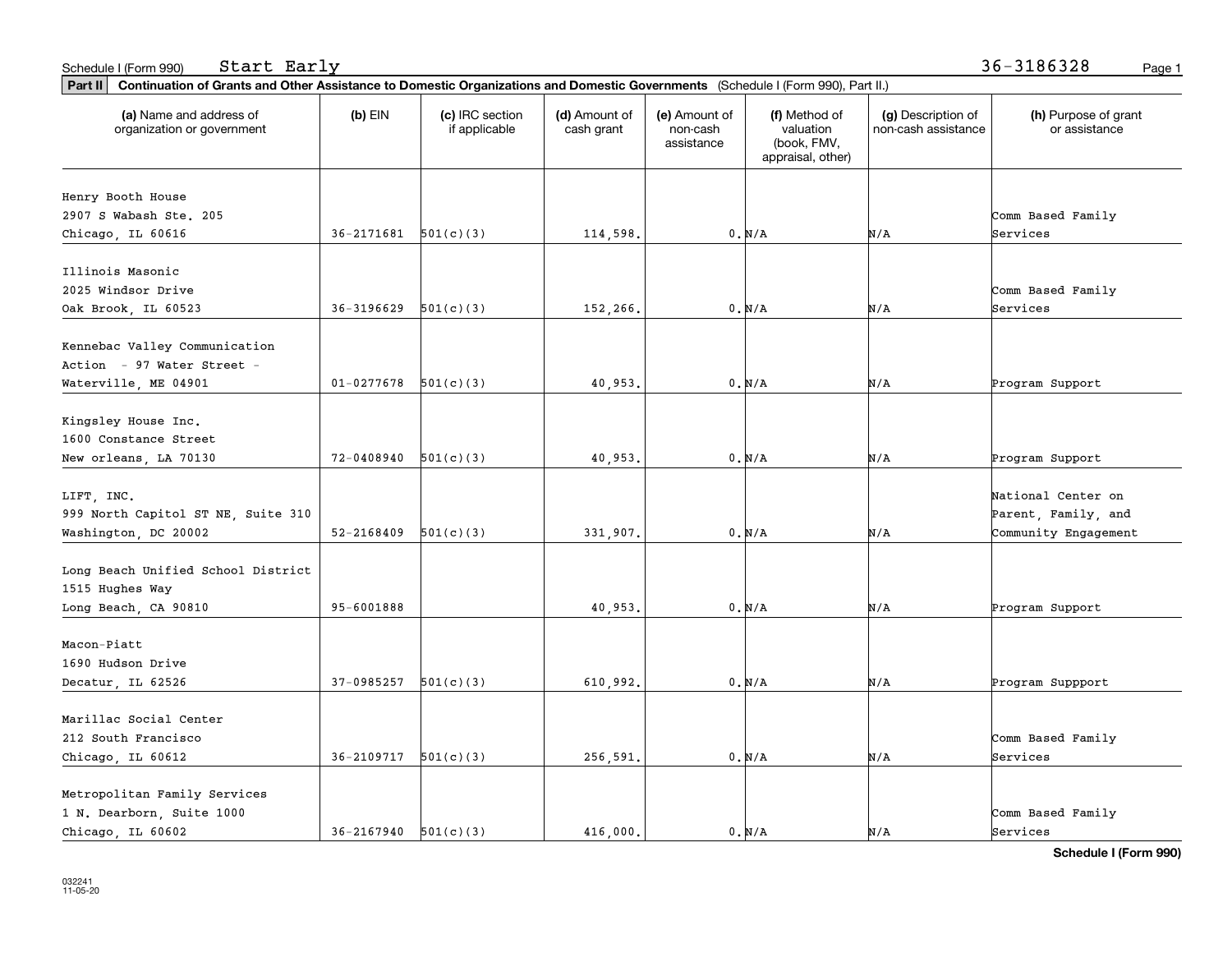Schedule I (Form 990) Start Early 36-3186328

**Part II** **Continuation of Grants and Other Assistance to Domestic Organizations and Domestic Governments** (Schedule I (Form 990), Part II.)

| (a) Name and address of organization or government | (b) EIN | (c) IRC section if applicable | (d) Amount of cash grant | (e) Amount of non-cash assistance | (f) Method of valuation (book, FMV, appraisal, other) | (g) Description of non-cash assistance | (h) Purpose of grant or assistance |
|---|---|---|---|---|---|---|---|
| Henry Booth House 2907 S Wabash Ste. 205 Chicago, IL 60616 | 36-2171681 | 501(c)(3) | 114,598. | 0. | N/A | N/A | Comm Based Family Services |
| Illinois Masonic 2025 Windsor Drive Oak Brook, IL 60523 | 36-3196629 | 501(c)(3) | 152,266. | 0. | N/A | N/A | Comm Based Family Services |
| Kennebac Valley Communication Action - 97 Water Street - Waterville, ME 04901 | 01-0277678 | 501(c)(3) | 40,953. | 0. | N/A | N/A | Program Support |
| Kingsley House Inc. 1600 Constance Street New orleans, LA 70130 | 72-0408940 | 501(c)(3) | 40,953. | 0. | N/A | N/A | Program Support |
| LIFT, INC. 999 North Capitol ST NE, Suite 310 Washington, DC 20002 | 52-2168409 | 501(c)(3) | 331,907. | 0. | N/A | N/A | National Center on Parent, Family, and Community Engagement |
| Long Beach Unified School District 1515 Hughes Way Long Beach, CA 90810 | 95-6001888 | | 40,953. | 0. | N/A | N/A | Program Support |
| Macon-Piatt 1690 Hudson Drive Decatur, IL 62526 | 37-0985257 | 501(c)(3) | 610,992. | 0. | N/A | N/A | Program Suppport |
| Marillac Social Center 212 South Francisco Chicago, IL 60612 | 36-2109717 | 501(c)(3) | 256,591. | 0. | N/A | N/A | Comm Based Family Services |
| Metropolitan Family Services 1 N. Dearborn, Suite 1000 Chicago, IL 60602 | 36-2167940 | 501(c)(3) | 416,000. | 0. | N/A | N/A | Comm Based Family Services |

**Schedule I (Form 990)**

032241 11-05-20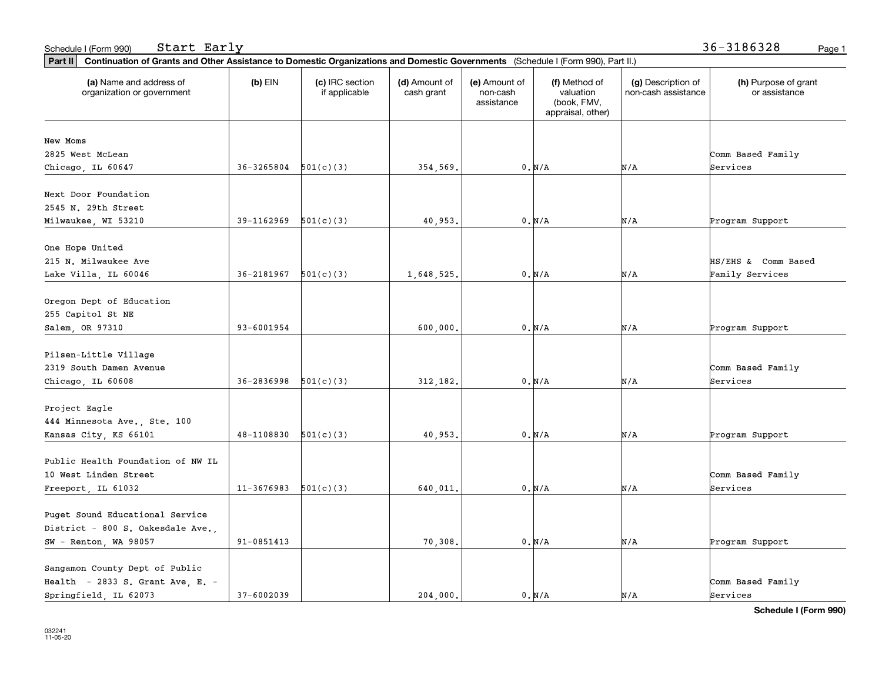Schedule I (Form 990) Start Early 36-3186328

**Part II Continuation of Grants and Other Assistance to Domestic Organizations and Domestic Governments** (Schedule I (Form 990), Part II.)

| (a) Name and address of organization or government | (b) EIN | (c) IRC section if applicable | (d) Amount of cash grant | (e) Amount of non-cash assistance | (f) Method of valuation (book, FMV, appraisal, other) | (g) Description of non-cash assistance | (h) Purpose of grant or assistance |
|---|---|---|---|---|---|---|---|
| New Moms<br>2825 West McLean<br>Chicago, IL 60647 | 36-3265804 | 501(c)(3) | 354,569. | 0. | N/A | N/A | Comm Based Family Services |
| Next Door Foundation<br>2545 N. 29th Street<br>Milwaukee, WI 53210 | 39-1162969 | 501(c)(3) | 40,953. | 0. | N/A | N/A | Program Support |
| One Hope United<br>215 N. Milwaukee Ave<br>Lake Villa, IL 60046 | 36-2181967 | 501(c)(3) | 1,648,525. | 0. | N/A | N/A | HS/EHS & Comm Based Family Services |
| Oregon Dept of Education<br>255 Capitol St NE<br>Salem, OR 97310 | 93-6001954 | | 600,000. | 0. | N/A | N/A | Program Support |
| Pilsen-Little Village<br>2319 South Damen Avenue<br>Chicago, IL 60608 | 36-2836998 | 501(c)(3) | 312,182. | 0. | N/A | N/A | Comm Based Family Services |
| Project Eagle<br>444 Minnesota Ave., Ste. 100<br>Kansas City, KS 66101 | 48-1108830 | 501(c)(3) | 40,953. | 0. | N/A | N/A | Program Support |
| Public Health Foundation of NW IL<br>10 West Linden Street<br>Freeport, IL 61032 | 11-3676983 | 501(c)(3) | 640,011. | 0. | N/A | N/A | Comm Based Family Services |
| Puget Sound Educational Service District - 800 S. Oakesdale Ave., SW - Renton, WA 98057 | 91-0851413 | | 70,308. | 0. | N/A | N/A | Program Support |
| Sangamon County Dept of Public Health - 2833 S. Grant Ave, E. - Springfield, IL 62073 | 37-6002039 | | 204,000. | 0. | N/A | N/A | Comm Based Family Services |

Schedule I (Form 990)

032241
11-05-20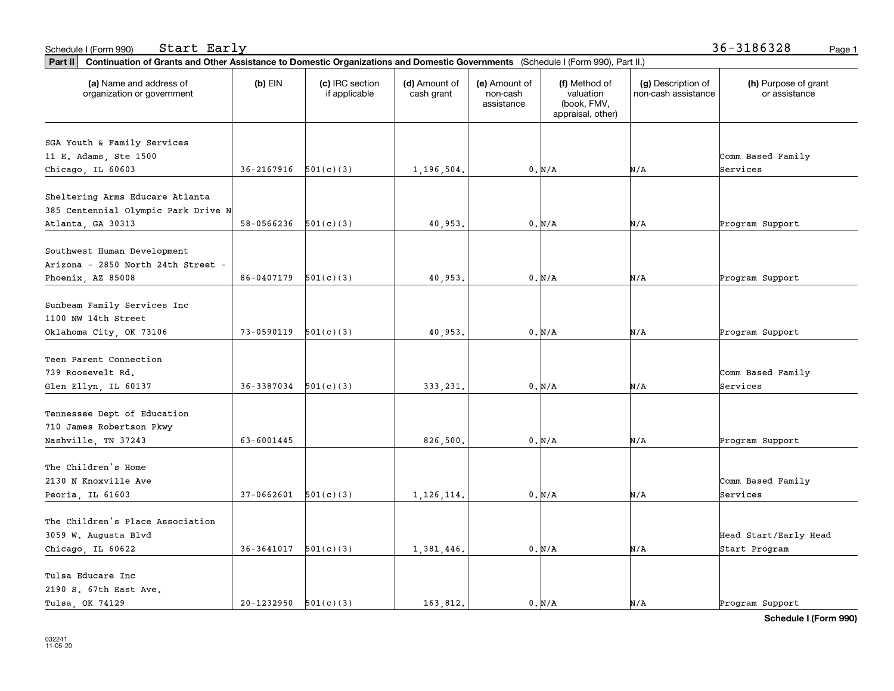Schedule I (Form 990) Start Early 36-3186328

**Part II** **Continuation of Grants and Other Assistance to Domestic Organizations and Domestic Governments** (Schedule I (Form 990), Part II.)

| (a) Name and address of organization or government | (b) EIN | (c) IRC section if applicable | (d) Amount of cash grant | (e) Amount of non-cash assistance | (f) Method of valuation (book, FMV, appraisal, other) | (g) Description of non-cash assistance | (h) Purpose of grant or assistance |
|---|---|---|---|---|---|---|---|
| SGA Youth & Family Services 11 E. Adams, Ste 1500 Chicago, IL 60603 | 36-2167916 | 501(c)(3) | 1,196,504. | 0. | N/A | N/A | Comm Based Family Services |
| Sheltering Arms Educare Atlanta 385 Centennial Olympic Park Drive N Atlanta, GA 30313 | 58-0566236 | 501(c)(3) | 40,953. | 0. | N/A | N/A | Program Support |
| Southwest Human Development Arizona - 2850 North 24th Street - Phoenix, AZ 85008 | 86-0407179 | 501(c)(3) | 40,953. | 0. | N/A | N/A | Program Support |
| Sunbeam Family Services Inc 1100 NW 14th Street Oklahoma City, OK 73106 | 73-0590119 | 501(c)(3) | 40,953. | 0. | N/A | N/A | Program Support |
| Teen Parent Connection 739 Roosevelt Rd. Glen Ellyn, IL 60137 | 36-3387034 | 501(c)(3) | 333,231. | 0. | N/A | N/A | Comm Based Family Services |
| Tennessee Dept of Education 710 James Robertson Pkwy Nashville, TN 37243 | 63-6001445 | | 826,500. | 0. | N/A | N/A | Program Support |
| The Children's Home 2130 N Knoxville Ave Peoria, IL 61603 | 37-0662601 | 501(c)(3) | 1,126,114. | 0. | N/A | N/A | Comm Based Family Services |
| The Children's Place Association 3059 W. Augusta Blvd Chicago, IL 60622 | 36-3641017 | 501(c)(3) | 1,381,446. | 0. | N/A | N/A | Head Start/Early Head Start Program |
| Tulsa Educare Inc 2190 S. 67th East Ave. Tulsa, OK 74129 | 20-1232950 | 501(c)(3) | 163,812. | 0. | N/A | N/A | Program Support |

**Schedule I (Form 990)**

032241 11-05-20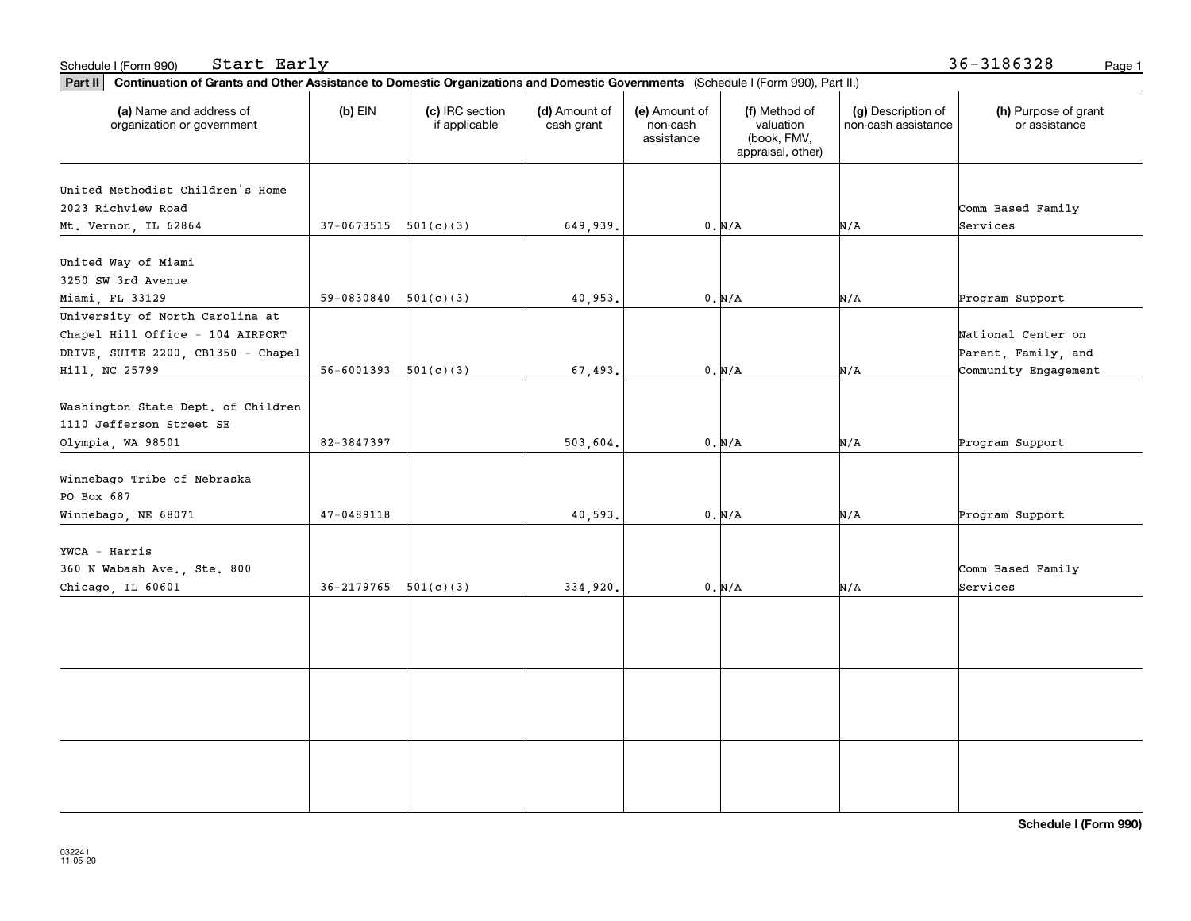Schedule I (Form 990) Start Early 36-3186328

**Part II** **Continuation of Grants and Other Assistance to Domestic Organizations and Domestic Governments** (Schedule I (Form 990), Part II.)

| (a) Name and address of organization or government | (b) EIN | (c) IRC section if applicable | (d) Amount of cash grant | (e) Amount of non-cash assistance | (f) Method of valuation (book, FMV, appraisal, other) | (g) Description of non-cash assistance | (h) Purpose of grant or assistance |
|---|---|---|---|---|---|---|---|
| United Methodist Children's Home 2023 Richview Road Mt. Vernon, IL 62864 | 37-0673515 | 501(c)(3) | 649,939. | 0. | N/A | N/A | Comm Based Family Services |
| United Way of Miami 3250 SW 3rd Avenue Miami, FL 33129 | 59-0830840 | 501(c)(3) | 40,953. | 0. | N/A | N/A | Program Support |
| University of North Carolina at Chapel Hill Office - 104 AIRPORT DRIVE, SUITE 2200, CB1350 - Chapel Hill, NC 25799 | 56-6001393 | 501(c)(3) | 67,493. | 0. | N/A | N/A | National Center on Parent, Family, and Community Engagement |
| Washington State Dept. of Children 1110 Jefferson Street SE Olympia, WA 98501 | 82-3847397 | | 503,604. | 0. | N/A | N/A | Program Support |
| Winnebago Tribe of Nebraska PO Box 687 Winnebago, NE 68071 | 47-0489118 | | 40,593. | 0. | N/A | N/A | Program Support |
| YWCA - Harris 360 N Wabash Ave., Ste. 800 Chicago, IL 60601 | 36-2179765 | 501(c)(3) | 334,920. | 0. | N/A | N/A | Comm Based Family Services |
| | | | | | | | |
| | | | | | | | |
| | | | | | | | |

**Schedule I (Form 990)**

032241 11-05-20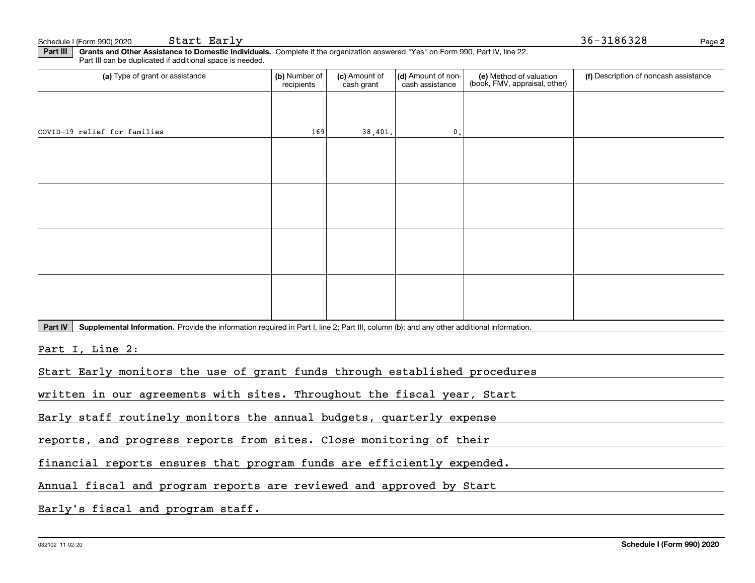Schedule I (Form 990) 2020 Start Early 36-3186328

**Part III** **Grants and Other Assistance to Domestic Individuals.** Complete if the organization answered "Yes" on Form 990, Part IV, line 22. Part III can be duplicated if additional space is needed.

| (a) Type of grant or assistance | (b) Number of recipients | (c) Amount of cash grant | (d) Amount of non-cash assistance | (e) Method of valuation (book, FMV, appraisal, other) | (f) Description of noncash assistance |
|---|---|---|---|---|---|
| COVID-19 relief for families | 169 | 38,401. | 0. | | |
| | | | | | |
| | | | | | |
| | | | | | |
| | | | | | |

**Part IV** **Supplemental Information.** Provide the information required in Part I, line 2; Part III, column (b); and any other additional information.

Part I, Line 2:

Start Early monitors the use of grant funds through established procedures written in our agreements with sites. Throughout the fiscal year, Start Early staff routinely monitors the annual budgets, quarterly expense reports, and progress reports from sites. Close monitoring of their financial reports ensures that program funds are efficiently expended. Annual fiscal and program reports are reviewed and approved by Start Early's fiscal and program staff.

032102 11-02-20 **Schedule I (Form 990) 2020**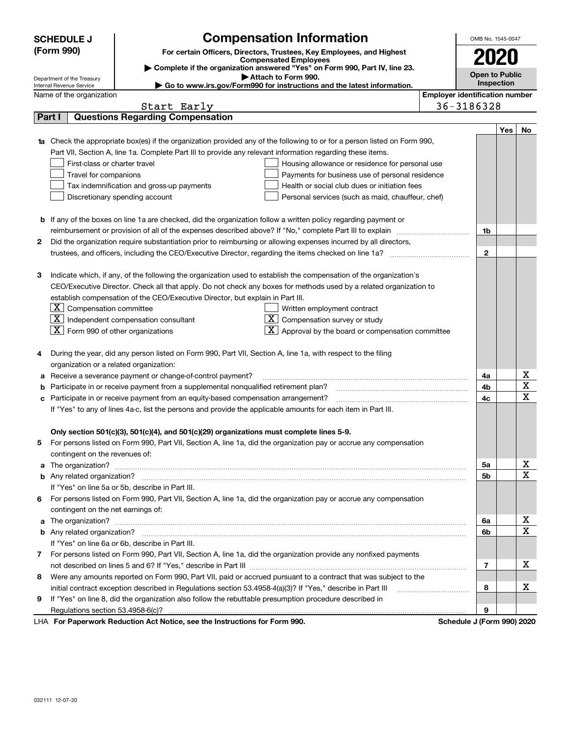# SCHEDULE J (Form 990)

Department of the Treasury
Internal Revenue Service

## Compensation Information

**For certain Officers, Directors, Trustees, Key Employees, and Highest Compensated Employees**

▶ Complete if the organization answered "Yes" on Form 990, Part IV, line 23.

▶ Attach to Form 990.

▶ Go to www.irs.gov/Form990 for instructions and the latest information.

OMB No. 1545-0047

**2020**

**Open to Public Inspection**

Name of the organization: Start Early

Employer identification number: 36-3186328

### Part I — Questions Regarding Compensation

| | | | Yes | No |
|---|---|---|---|---|
| **1a** | Check the appropriate box(es) if the organization provided any of the following to or for a person listed on Form 990, Part VII, Section A, line 1a. Complete Part III to provide any relevant information regarding these items.<br>☐ First-class or charter travel ☐ Housing allowance or residence for personal use<br>☐ Travel for companions ☐ Payments for business use of personal residence<br>☐ Tax indemnification and gross-up payments ☐ Health or social club dues or initiation fees<br>☐ Discretionary spending account ☐ Personal services (such as maid, chauffeur, chef) | | | |
| **b** | If any of the boxes on line 1a are checked, did the organization follow a written policy regarding payment or reimbursement or provision of all of the expenses described above? If "No," complete Part III to explain | 1b | | |
| **2** | Did the organization require substantiation prior to reimbursing or allowing expenses incurred by all directors, trustees, and officers, including the CEO/Executive Director, regarding the items checked on line 1a? | 2 | | |
| **3** | Indicate which, if any, of the following the organization used to establish the compensation of the organization's CEO/Executive Director. Check all that apply. Do not check any boxes for methods used by a related organization to establish compensation of the CEO/Executive Director, but explain in Part III.<br>☒ Compensation committee ☐ Written employment contract<br>☒ Independent compensation consultant ☒ Compensation survey or study<br>☒ Form 990 of other organizations ☒ Approval by the board or compensation committee | | | |
| **4** | During the year, did any person listed on Form 990, Part VII, Section A, line 1a, with respect to the filing organization or a related organization: | | | |
| **a** | Receive a severance payment or change-of-control payment? | 4a | | X |
| **b** | Participate in or receive payment from a supplemental nonqualified retirement plan? | 4b | | X |
| **c** | Participate in or receive payment from an equity-based compensation arrangement? | 4c | | X |
| | If "Yes" to any of lines 4a-c, list the persons and provide the applicable amounts for each item in Part III. | | | |
| | **Only section 501(c)(3), 501(c)(4), and 501(c)(29) organizations must complete lines 5-9.** | | | |
| **5** | For persons listed on Form 990, Part VII, Section A, line 1a, did the organization pay or accrue any compensation contingent on the revenues of: | | | |
| **a** | The organization? | 5a | | X |
| **b** | Any related organization? | 5b | | X |
| | If "Yes" on line 5a or 5b, describe in Part III. | | | |
| **6** | For persons listed on Form 990, Part VII, Section A, line 1a, did the organization pay or accrue any compensation contingent on the net earnings of: | | | |
| **a** | The organization? | 6a | | X |
| **b** | Any related organization? | 6b | | X |
| | If "Yes" on line 6a or 6b, describe in Part III. | | | |
| **7** | For persons listed on Form 990, Part VII, Section A, line 1a, did the organization provide any nonfixed payments not described on lines 5 and 6? If "Yes," describe in Part III | 7 | | X |
| **8** | Were any amounts reported on Form 990, Part VII, paid or accrued pursuant to a contract that was subject to the initial contract exception described in Regulations section 53.4958-4(a)(3)? If "Yes," describe in Part III | 8 | | X |
| **9** | If "Yes" on line 8, did the organization also follow the rebuttable presumption procedure described in Regulations section 53.4958-6(c)? | 9 | | |

LHA **For Paperwork Reduction Act Notice, see the Instructions for Form 990.** **Schedule J (Form 990) 2020**

032111 12-07-20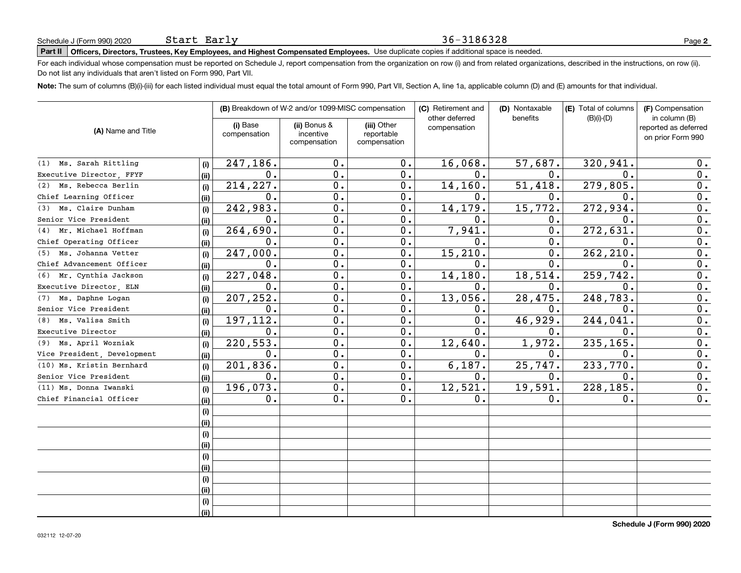Schedule J (Form 990) 2020 Start Early 36-3186328

**Part II** **Officers, Directors, Trustees, Key Employees, and Highest Compensated Employees.** Use duplicate copies if additional space is needed.

For each individual whose compensation must be reported on Schedule J, report compensation from the organization on row (i) and from related organizations, described in the instructions, on row (ii). Do not list any individuals that aren't listed on Form 990, Part VII.

**Note:** The sum of columns (B)(i)-(iii) for each listed individual must equal the total amount of Form 990, Part VII, Section A, line 1a, applicable column (D) and (E) amounts for that individual.

| (A) Name and Title | | (B) Breakdown of W-2 and/or 1099-MISC compensation | | | (C) Retirement and other deferred compensation | (D) Nontaxable benefits | (E) Total of columns (B)(i)-(D) | (F) Compensation in column (B) reported as deferred on prior Form 990 |
|---|---|---|---|---|---|---|---|---|
| | | (i) Base compensation | (ii) Bonus & incentive compensation | (iii) Other reportable compensation | | | | |
| (1) Ms. Sarah Rittling | (i) | 247,186. | 0. | 0. | 16,068. | 57,687. | 320,941. | 0. |
| Executive Director, FFYF | (ii) | 0. | 0. | 0. | 0. | 0. | 0. | 0. |
| (2) Ms. Rebecca Berlin | (i) | 214,227. | 0. | 0. | 14,160. | 51,418. | 279,805. | 0. |
| Chief Learning Officer | (ii) | 0. | 0. | 0. | 0. | 0. | 0. | 0. |
| (3) Ms. Claire Dunham | (i) | 242,983. | 0. | 0. | 14,179. | 15,772. | 272,934. | 0. |
| Senior Vice President | (ii) | 0. | 0. | 0. | 0. | 0. | 0. | 0. |
| (4) Mr. Michael Hoffman | (i) | 264,690. | 0. | 0. | 7,941. | 0. | 272,631. | 0. |
| Chief Operating Officer | (ii) | 0. | 0. | 0. | 0. | 0. | 0. | 0. |
| (5) Ms. Johanna Vetter | (i) | 247,000. | 0. | 0. | 15,210. | 0. | 262,210. | 0. |
| Chief Advancement Officer | (ii) | 0. | 0. | 0. | 0. | 0. | 0. | 0. |
| (6) Mr. Cynthia Jackson | (i) | 227,048. | 0. | 0. | 14,180. | 18,514. | 259,742. | 0. |
| Executive Director, ELN | (ii) | 0. | 0. | 0. | 0. | 0. | 0. | 0. |
| (7) Ms. Daphne Logan | (i) | 207,252. | 0. | 0. | 13,056. | 28,475. | 248,783. | 0. |
| Senior Vice President | (ii) | 0. | 0. | 0. | 0. | 0. | 0. | 0. |
| (8) Ms. Valisa Smith | (i) | 197,112. | 0. | 0. | 0. | 46,929. | 244,041. | 0. |
| Executive Director | (ii) | 0. | 0. | 0. | 0. | 0. | 0. | 0. |
| (9) Ms. April Wozniak | (i) | 220,553. | 0. | 0. | 12,640. | 1,972. | 235,165. | 0. |
| Vice President, Development | (ii) | 0. | 0. | 0. | 0. | 0. | 0. | 0. |
| (10) Ms. Kristin Bernhard | (i) | 201,836. | 0. | 0. | 6,187. | 25,747. | 233,770. | 0. |
| Senior Vice President | (ii) | 0. | 0. | 0. | 0. | 0. | 0. | 0. |
| (11) Ms. Donna Iwanski | (i) | 196,073. | 0. | 0. | 12,521. | 19,591. | 228,185. | 0. |
| Chief Financial Officer | (ii) | 0. | 0. | 0. | 0. | 0. | 0. | 0. |
| | (i) | | | | | | | |
| | (ii) | | | | | | | |
| | (i) | | | | | | | |
| | (ii) | | | | | | | |
| | (i) | | | | | | | |
| | (ii) | | | | | | | |
| | (i) | | | | | | | |
| | (ii) | | | | | | | |
| | (i) | | | | | | | |
| | (ii) | | | | | | | |

Schedule J (Form 990) 2020

032112 12-07-20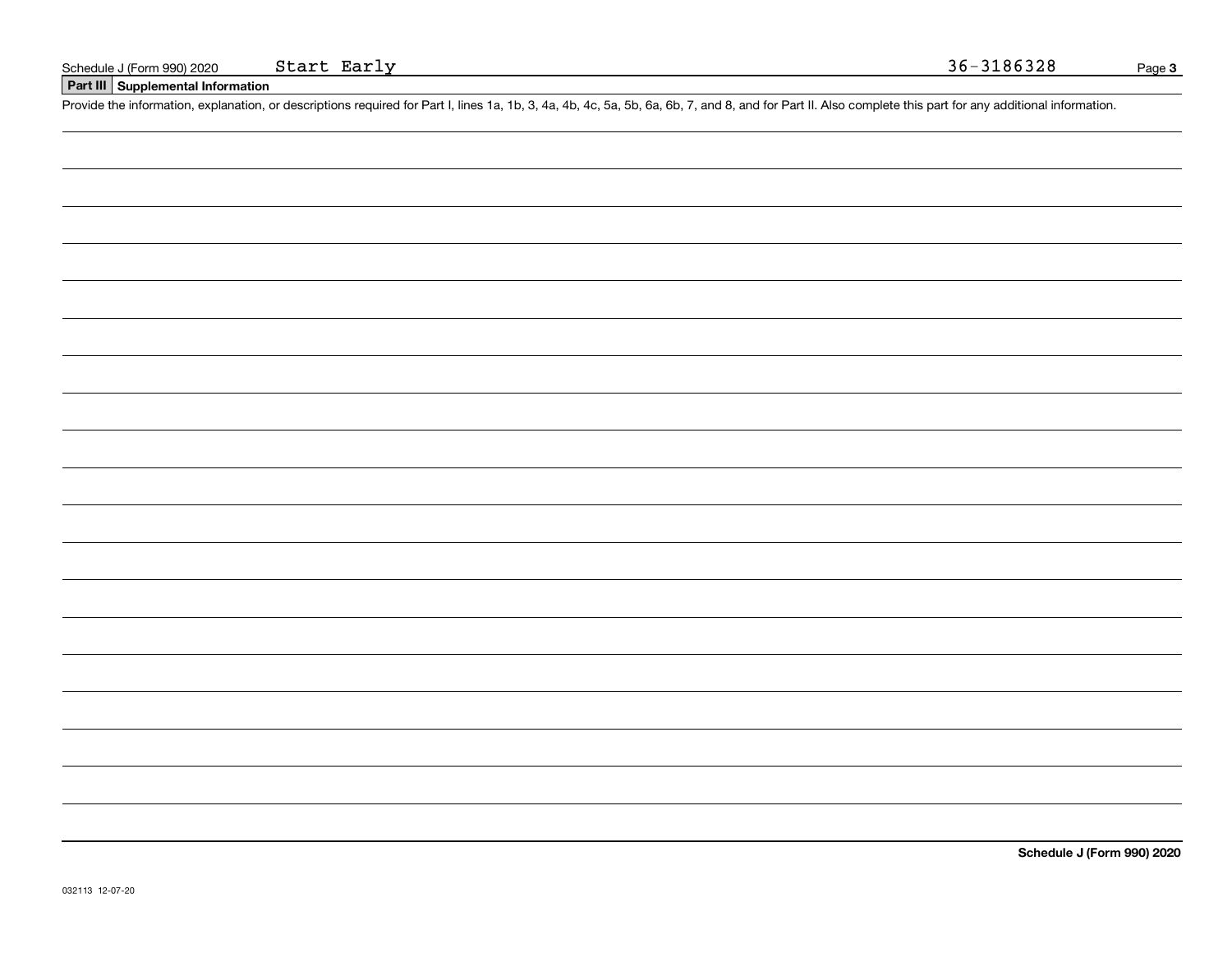Schedule J (Form 990) 2020 Start Early 36-3186328

## Part III Supplemental Information

Provide the information, explanation, or descriptions required for Part I, lines 1a, 1b, 3, 4a, 4b, 4c, 5a, 5b, 6a, 6b, 7, and 8, and for Part II. Also complete this part for any additional information.

**Schedule J (Form 990) 2020**

032113 12-07-20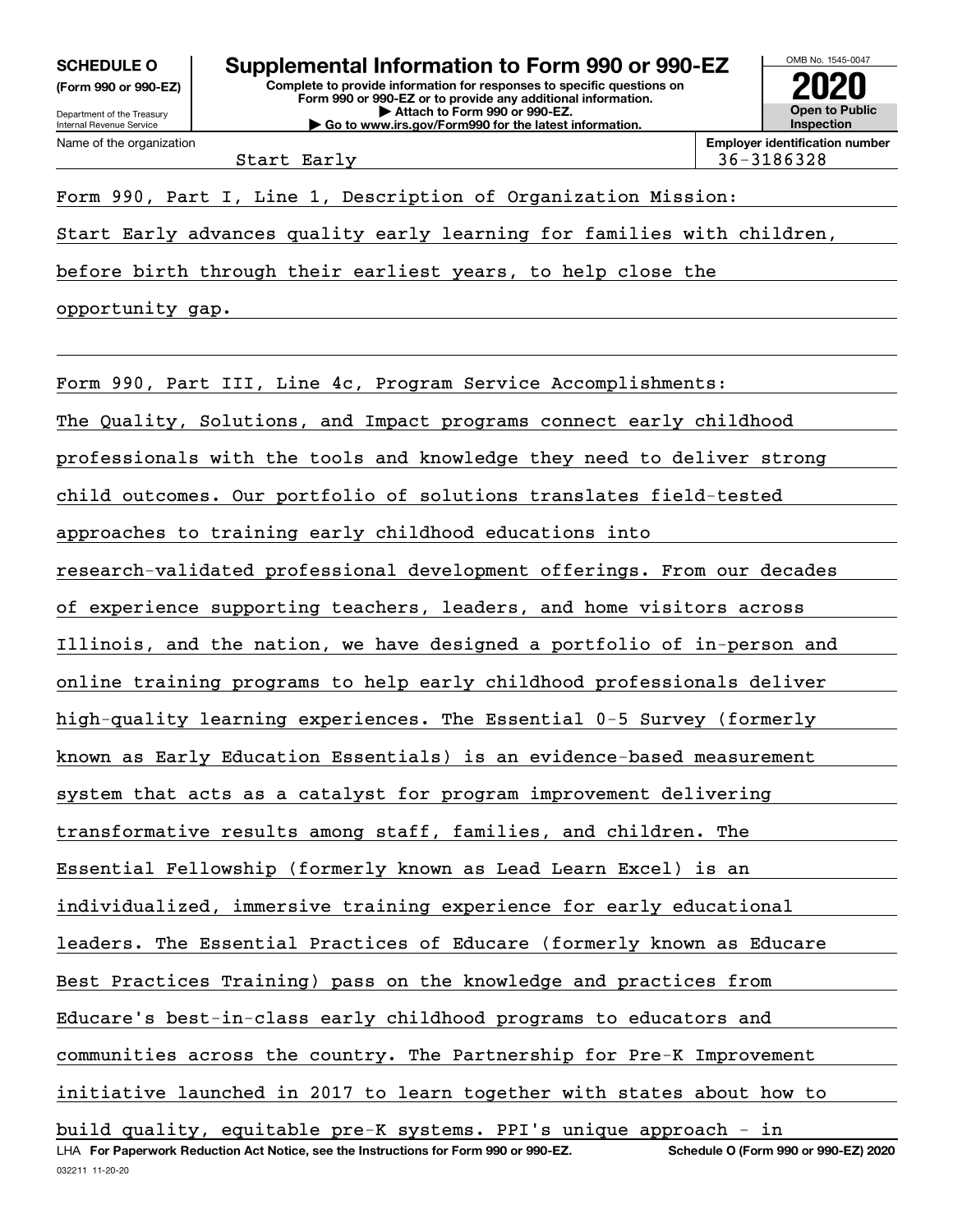**SCHEDULE O**
**(Form 990 or 990-EZ)**

Department of the Treasury
Internal Revenue Service

# Supplemental Information to Form 990 or 990-EZ

**Complete to provide information for responses to specific questions on Form 990 or 990-EZ or to provide any additional information.**
**▶ Attach to Form 990 or 990-EZ.**
**▶ Go to www.irs.gov/Form990 for the latest information.**

OMB No. 1545-0047
**2020**
**Open to Public Inspection**

Name of the organization: Start Early
**Employer identification number:** 36-3186328

Form 990, Part I, Line 1, Description of Organization Mission:

Start Early advances quality early learning for families with children, before birth through their earliest years, to help close the opportunity gap.

Form 990, Part III, Line 4c, Program Service Accomplishments:

The Quality, Solutions, and Impact programs connect early childhood professionals with the tools and knowledge they need to deliver strong child outcomes. Our portfolio of solutions translates field-tested approaches to training early childhood educations into research-validated professional development offerings. From our decades of experience supporting teachers, leaders, and home visitors across Illinois, and the nation, we have designed a portfolio of in-person and online training programs to help early childhood professionals deliver high-quality learning experiences. The Essential 0-5 Survey (formerly known as Early Education Essentials) is an evidence-based measurement system that acts as a catalyst for program improvement delivering transformative results among staff, families, and children. The Essential Fellowship (formerly known as Lead Learn Excel) is an individualized, immersive training experience for early educational leaders. The Essential Practices of Educare (formerly known as Educare Best Practices Training) pass on the knowledge and practices from Educare's best-in-class early childhood programs to educators and communities across the country. The Partnership for Pre-K Improvement initiative launched in 2017 to learn together with states about how to build quality, equitable pre-K systems. PPI's unique approach - in

LHA **For Paperwork Reduction Act Notice, see the Instructions for Form 990 or 990-EZ.** **Schedule O (Form 990 or 990-EZ) 2020**
032211 11-20-20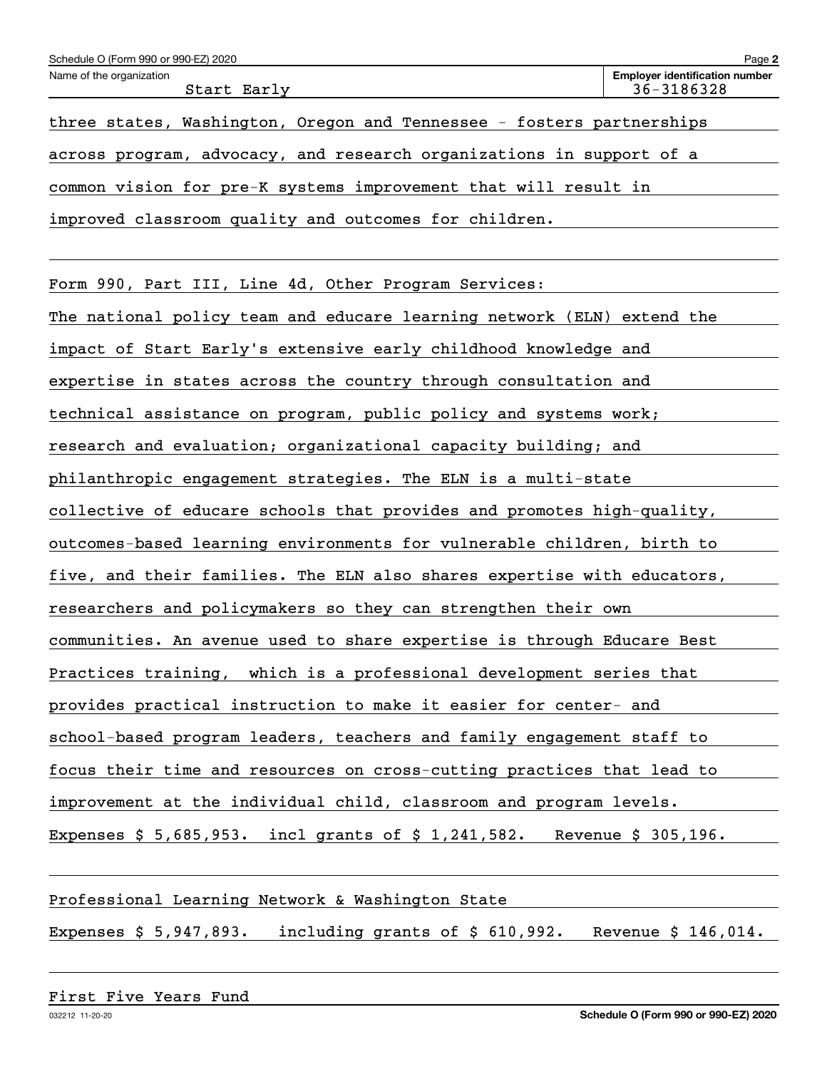Name of the organization: Start Early

Employer identification number: 36-3186328

three states, Washington, Oregon and Tennessee - fosters partnerships across program, advocacy, and research organizations in support of a common vision for pre-K systems improvement that will result in improved classroom quality and outcomes for children.

Form 990, Part III, Line 4d, Other Program Services:

The national policy team and educare learning network (ELN) extend the impact of Start Early's extensive early childhood knowledge and expertise in states across the country through consultation and technical assistance on program, public policy and systems work; research and evaluation; organizational capacity building; and philanthropic engagement strategies. The ELN is a multi-state collective of educare schools that provides and promotes high-quality, outcomes-based learning environments for vulnerable children, birth to five, and their families. The ELN also shares expertise with educators, researchers and policymakers so they can strengthen their own communities. An avenue used to share expertise is through Educare Best Practices training, which is a professional development series that provides practical instruction to make it easier for center- and school-based program leaders, teachers and family engagement staff to focus their time and resources on cross-cutting practices that lead to improvement at the individual child, classroom and program levels.

Expenses $ 5,685,953. incl grants of $ 1,241,582. Revenue $ 305,196.

Professional Learning Network & Washington State

Expenses $ 5,947,893. including grants of $ 610,992. Revenue $ 146,014.

First Five Years Fund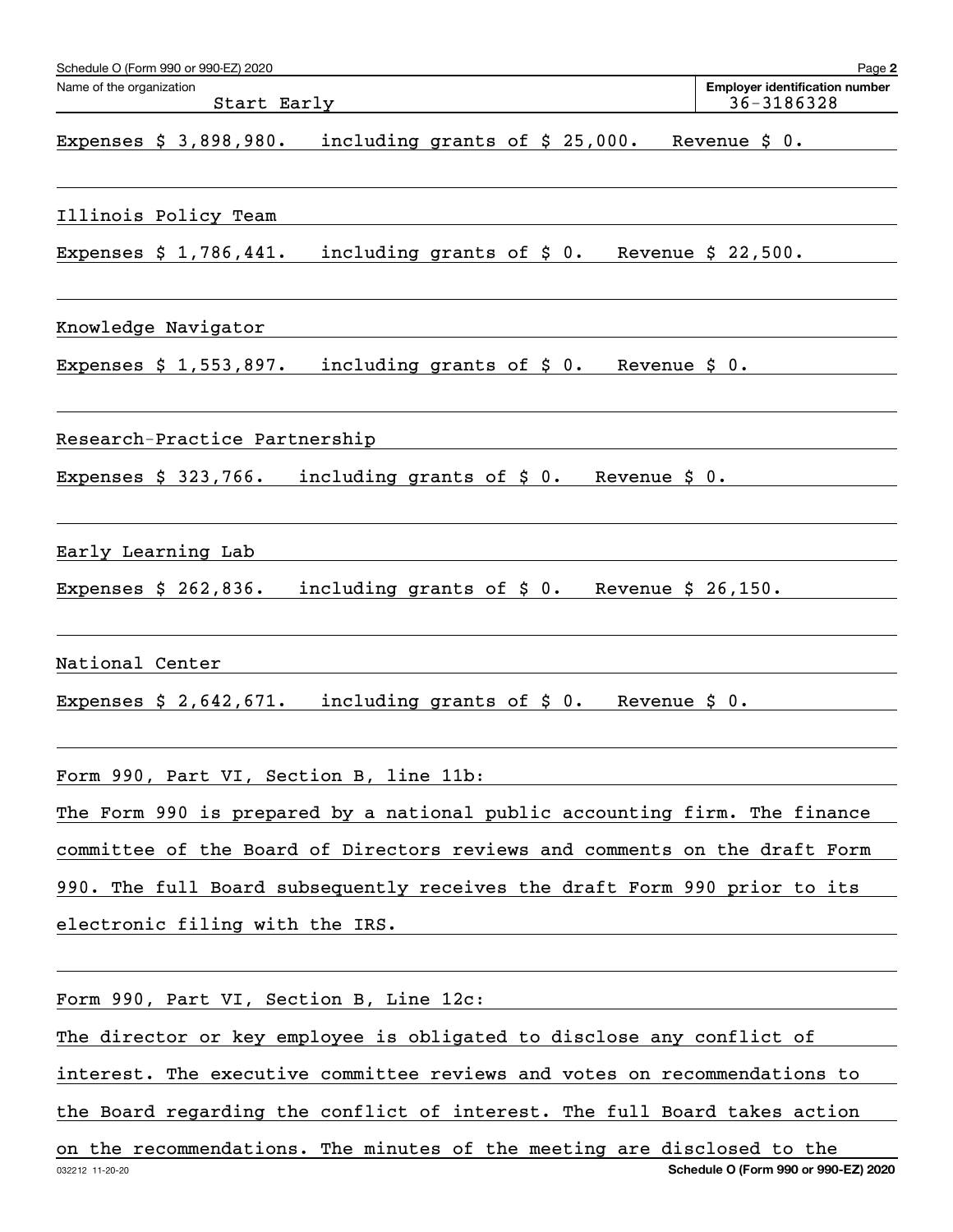Name of the organization: Start Early

Employer identification number: 36-3186328

Expenses $ 3,898,980. including grants of $ 25,000. Revenue $ 0.

Illinois Policy Team

Expenses $ 1,786,441. including grants of $ 0. Revenue $ 22,500.

Knowledge Navigator

Expenses $ 1,553,897. including grants of $ 0. Revenue $ 0.

Research-Practice Partnership

Expenses $ 323,766. including grants of $ 0. Revenue $ 0.

Early Learning Lab

Expenses $ 262,836. including grants of $ 0. Revenue $ 26,150.

National Center

Expenses $ 2,642,671. including grants of $ 0. Revenue $ 0.

Form 990, Part VI, Section B, line 11b:

The Form 990 is prepared by a national public accounting firm. The finance committee of the Board of Directors reviews and comments on the draft Form 990. The full Board subsequently receives the draft Form 990 prior to its electronic filing with the IRS.

Form 990, Part VI, Section B, Line 12c:

The director or key employee is obligated to disclose any conflict of interest. The executive committee reviews and votes on recommendations to the Board regarding the conflict of interest. The full Board takes action on the recommendations. The minutes of the meeting are disclosed to the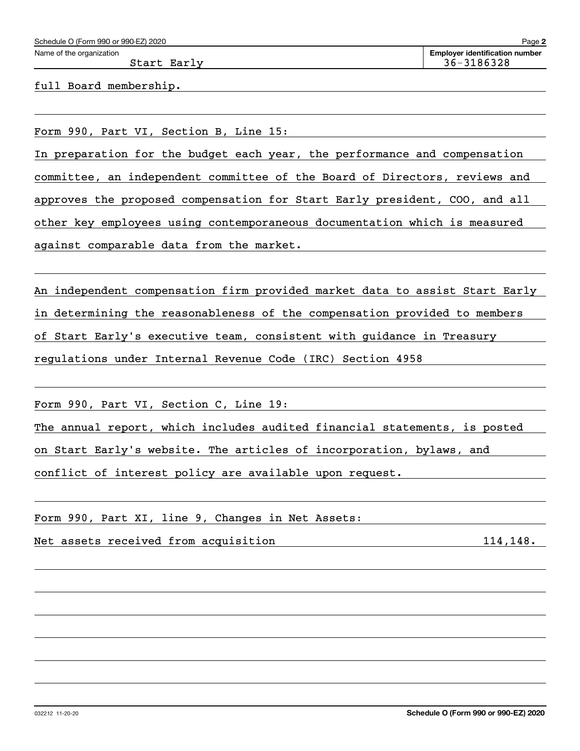Name of the organization: Start Early

Employer identification number: 36-3186328

full Board membership.

Form 990, Part VI, Section B, Line 15:

In preparation for the budget each year, the performance and compensation committee, an independent committee of the Board of Directors, reviews and approves the proposed compensation for Start Early president, COO, and all other key employees using contemporaneous documentation which is measured against comparable data from the market.

An independent compensation firm provided market data to assist Start Early in determining the reasonableness of the compensation provided to members of Start Early's executive team, consistent with guidance in Treasury regulations under Internal Revenue Code (IRC) Section 4958

Form 990, Part VI, Section C, Line 19:

The annual report, which includes audited financial statements, is posted on Start Early's website. The articles of incorporation, bylaws, and conflict of interest policy are available upon request.

Form 990, Part XI, line 9, Changes in Net Assets:

| | |
|---|---|
| Net assets received from acquisition | 114,148. |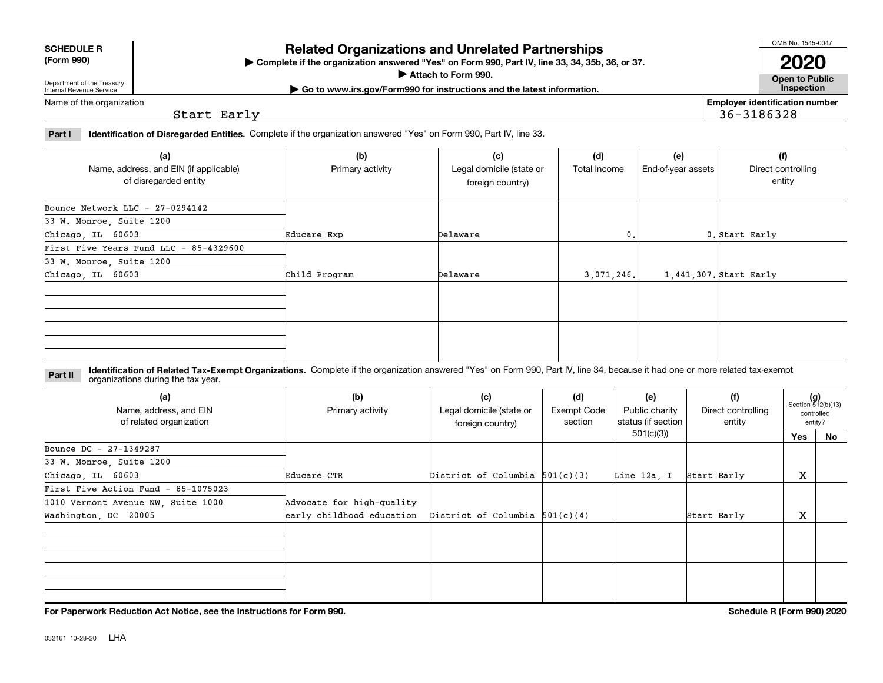**SCHEDULE R (Form 990)**

Department of the Treasury
Internal Revenue Service

# Related Organizations and Unrelated Partnerships

▶ Complete if the organization answered "Yes" on Form 990, Part IV, line 33, 34, 35b, 36, or 37.
▶ Attach to Form 990.
▶ Go to www.irs.gov/Form990 for instructions and the latest information.

OMB No. 1545-0047

**2020**

**Open to Public Inspection**

Name of the organization: Start Early

**Employer identification number:** 36-3186328

**Part I Identification of Disregarded Entities.** Complete if the organization answered "Yes" on Form 990, Part IV, line 33.

| (a) Name, address, and EIN (if applicable) of disregarded entity | (b) Primary activity | (c) Legal domicile (state or foreign country) | (d) Total income | (e) End-of-year assets | (f) Direct controlling entity |
|---|---|---|---|---|---|
| Bounce Network LLC - 27-0294142<br>33 W. Monroe, Suite 1200<br>Chicago, IL 60603 | Educare Exp | Delaware | 0. | 0. | Start Early |
| First Five Years Fund LLC - 85-4329600<br>33 W. Monroe, Suite 1200<br>Chicago, IL 60603 | Child Program | Delaware | 3,071,246. | 1,441,307. | Start Early |
| | | | | | |
| | | | | | |

**Part II Identification of Related Tax-Exempt Organizations.** Complete if the organization answered "Yes" on Form 990, Part IV, line 34, because it had one or more related tax-exempt organizations during the tax year.

| (a) Name, address, and EIN of related organization | (b) Primary activity | (c) Legal domicile (state or foreign country) | (d) Exempt Code section | (e) Public charity status (if section 501(c)(3)) | (f) Direct controlling entity | (g) Section 512(b)(13) controlled entity? Yes | No |
|---|---|---|---|---|---|---|---|
| Bounce DC - 27-1349287<br>33 W. Monroe, Suite 1200<br>Chicago, IL 60603 | Educare CTR | District of Columbia | 501(c)(3) | Line 12a, I | Start Early | X | |
| First Five Action Fund - 85-1075023<br>1010 Vermont Avenue NW, Suite 1000<br>Washington, DC 20005 | Advocate for high-quality early childhood education | District of Columbia | 501(c)(4) | | Start Early | X | |
| | | | | | | | |
| | | | | | | | |

**For Paperwork Reduction Act Notice, see the Instructions for Form 990.**

**Schedule R (Form 990) 2020**

032161 10-28-20 LHA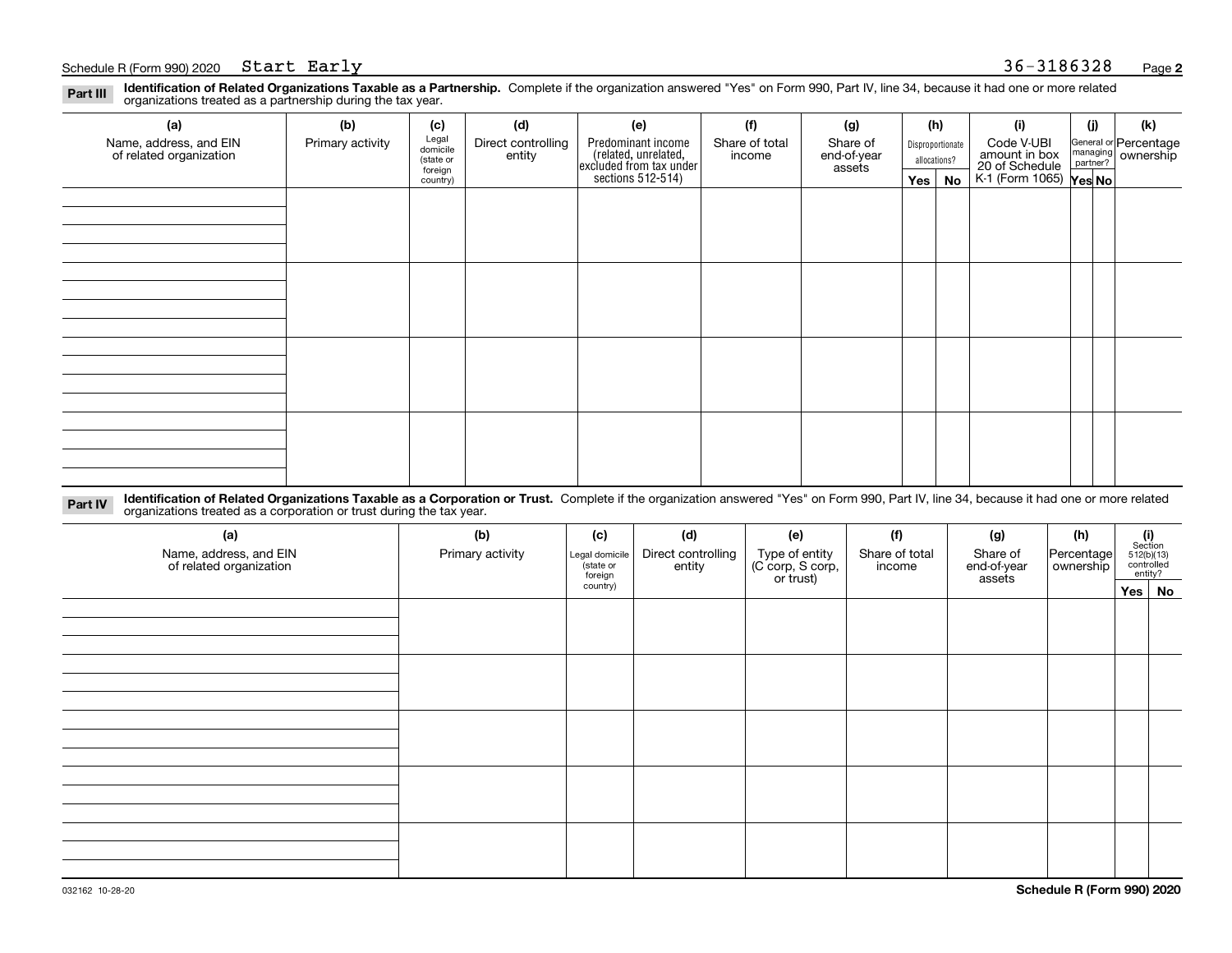Schedule R (Form 990) 2020 Start Early 36-3186328

**Part III** **Identification of Related Organizations Taxable as a Partnership.** Complete if the organization answered "Yes" on Form 990, Part IV, line 34, because it had one or more related organizations treated as a partnership during the tax year.

| (a) Name, address, and EIN of related organization | (b) Primary activity | (c) Legal domicile (state or foreign country) | (d) Direct controlling entity | (e) Predominant income (related, unrelated, excluded from tax under sections 512-514) | (f) Share of total income | (g) Share of end-of-year assets | (h) Disproportionate allocations? | | (i) Code V-UBI amount in box 20 of Schedule K-1 (Form 1065) | (j) General or managing partner? | | (k) Percentage ownership |
|---|---|---|---|---|---|---|---|---|---|---|---|---|
| | | | | | | | Yes | No | | Yes | No | |
| | | | | | | | | | | | | |
| | | | | | | | | | | | | |
| | | | | | | | | | | | | |
| | | | | | | | | | | | | |

**Part IV** **Identification of Related Organizations Taxable as a Corporation or Trust.** Complete if the organization answered "Yes" on Form 990, Part IV, line 34, because it had one or more related organizations treated as a corporation or trust during the tax year.

| (a) Name, address, and EIN of related organization | (b) Primary activity | (c) Legal domicile (state or foreign country) | (d) Direct controlling entity | (e) Type of entity (C corp, S corp, or trust) | (f) Share of total income | (g) Share of end-of-year assets | (h) Percentage ownership | (i) Section 512(b)(13) controlled entity? | |
|---|---|---|---|---|---|---|---|---|---|
| | | | | | | | | Yes | No |
| | | | | | | | | | |
| | | | | | | | | | |
| | | | | | | | | | |
| | | | | | | | | | |
| | | | | | | | | | |

032162 10-28-20

**Schedule R (Form 990) 2020**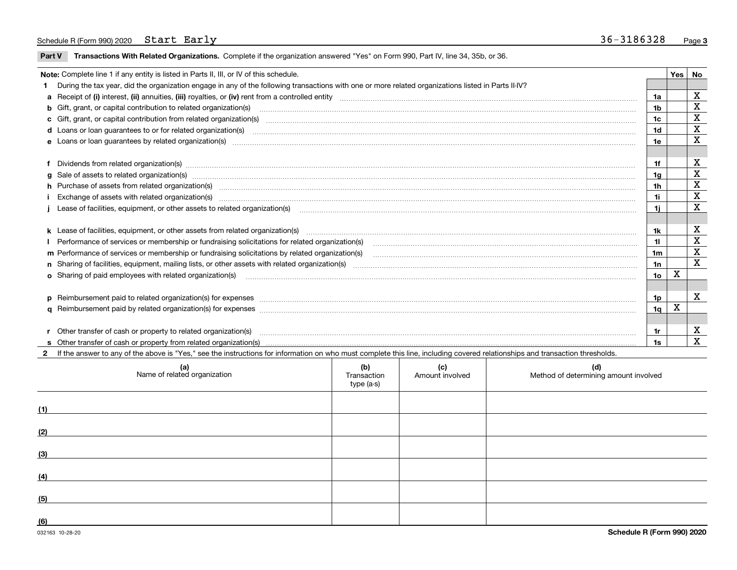Schedule R (Form 990) 2020 Start Early 36-3186328

## Part V Transactions With Related Organizations.

Complete if the organization answered "Yes" on Form 990, Part IV, line 34, 35b, or 36.

**Note:** Complete line 1 if any entity is listed in Parts II, III, or IV of this schedule.

| | | Line | Yes | No |
|---|---|---|---|---|
| **1** | During the tax year, did the organization engage in any of the following transactions with one or more related organizations listed in Parts II-IV? | | | |
| **a** | Receipt of **(i)** interest, **(ii)** annuities, **(iii)** royalties, or **(iv)** rent from a controlled entity | 1a | | X |
| **b** | Gift, grant, or capital contribution to related organization(s) | 1b | | X |
| **c** | Gift, grant, or capital contribution from related organization(s) | 1c | | X |
| **d** | Loans or loan guarantees to or for related organization(s) | 1d | | X |
| **e** | Loans or loan guarantees by related organization(s) | 1e | | X |
| **f** | Dividends from related organization(s) | 1f | | X |
| **g** | Sale of assets to related organization(s) | 1g | | X |
| **h** | Purchase of assets from related organization(s) | 1h | | X |
| **i** | Exchange of assets with related organization(s) | 1i | | X |
| **j** | Lease of facilities, equipment, or other assets to related organization(s) | 1j | | X |
| **k** | Lease of facilities, equipment, or other assets from related organization(s) | 1k | | X |
| **l** | Performance of services or membership or fundraising solicitations for related organization(s) | 1l | | X |
| **m** | Performance of services or membership or fundraising solicitations by related organization(s) | 1m | | X |
| **n** | Sharing of facilities, equipment, mailing lists, or other assets with related organization(s) | 1n | | X |
| **o** | Sharing of paid employees with related organization(s) | 1o | X | |
| **p** | Reimbursement paid to related organization(s) for expenses | 1p | | X |
| **q** | Reimbursement paid by related organization(s) for expenses | 1q | X | |
| **r** | Other transfer of cash or property to related organization(s) | 1r | | X |
| **s** | Other transfer of cash or property from related organization(s) | 1s | | X |

**2** If the answer to any of the above is "Yes," see the instructions for information on who must complete this line, including covered relationships and transaction thresholds.

| | (a) Name of related organization | (b) Transaction type (a-s) | (c) Amount involved | (d) Method of determining amount involved |
|---|---|---|---|---|
| (1) | | | | |
| (2) | | | | |
| (3) | | | | |
| (4) | | | | |
| (5) | | | | |
| (6) | | | | |

032163 10-28-20 **Schedule R (Form 990) 2020**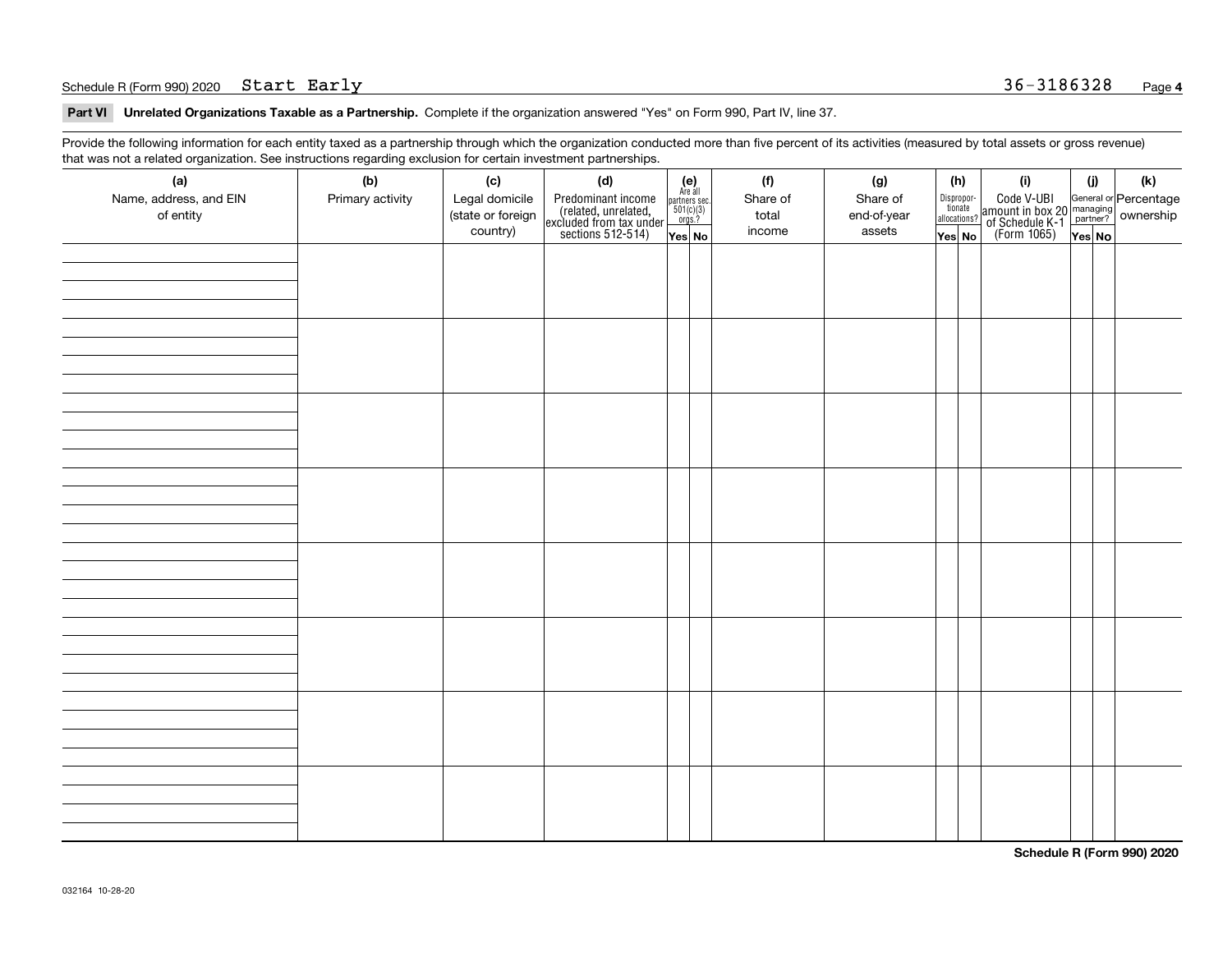Schedule R (Form 990) 2020 Start Early 36-3186328

**Part VI Unrelated Organizations Taxable as a Partnership.** Complete if the organization answered "Yes" on Form 990, Part IV, line 37.

Provide the following information for each entity taxed as a partnership through which the organization conducted more than five percent of its activities (measured by total assets or gross revenue) that was not a related organization. See instructions regarding exclusion for certain investment partnerships.

| (a) Name, address, and EIN of entity | (b) Primary activity | (c) Legal domicile (state or foreign country) | (d) Predominant income (related, unrelated, excluded from tax under sections 512-514) | (e) Are all partners sec. 501(c)(3) orgs.? | | (f) Share of total income | (g) Share of end-of-year assets | (h) Disproportionate allocations? | | (i) Code V-UBI amount in box 20 of Schedule K-1 (Form 1065) | (j) General or managing partner? | | (k) Percentage ownership |
|---|---|---|---|---|---|---|---|---|---|---|---|---|---|
| | | | | Yes | No | | | Yes | No | | Yes | No | |
| | | | | | | | | | | | | | |
| | | | | | | | | | | | | | |
| | | | | | | | | | | | | | |
| | | | | | | | | | | | | | |
| | | | | | | | | | | | | | |
| | | | | | | | | | | | | | |
| | | | | | | | | | | | | | |
| | | | | | | | | | | | | | |

Schedule R (Form 990) 2020

032164 10-28-20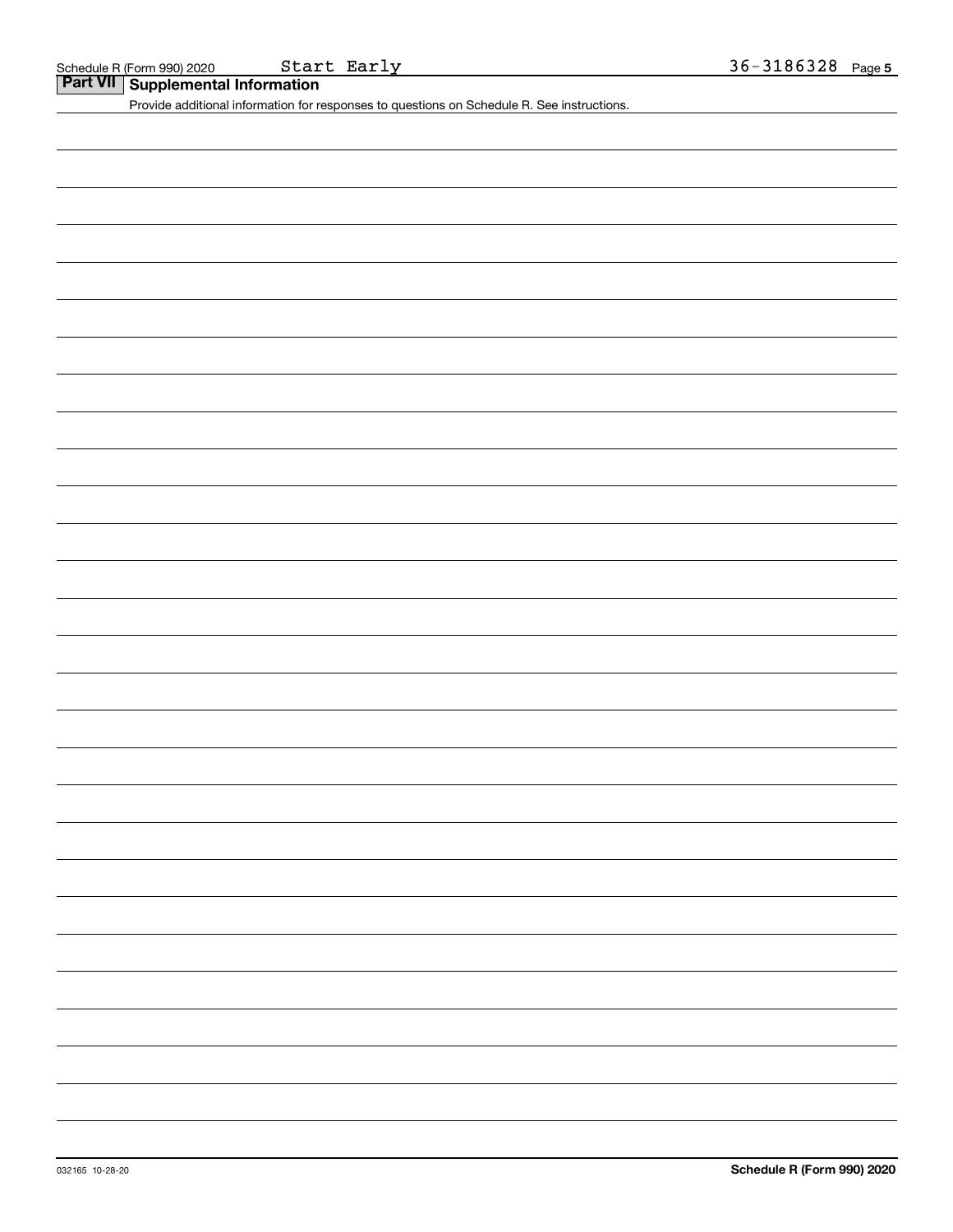Schedule R (Form 990) 2020 Start Early 36-3186328

## Part VII Supplemental Information

Provide additional information for responses to questions on Schedule R. See instructions.